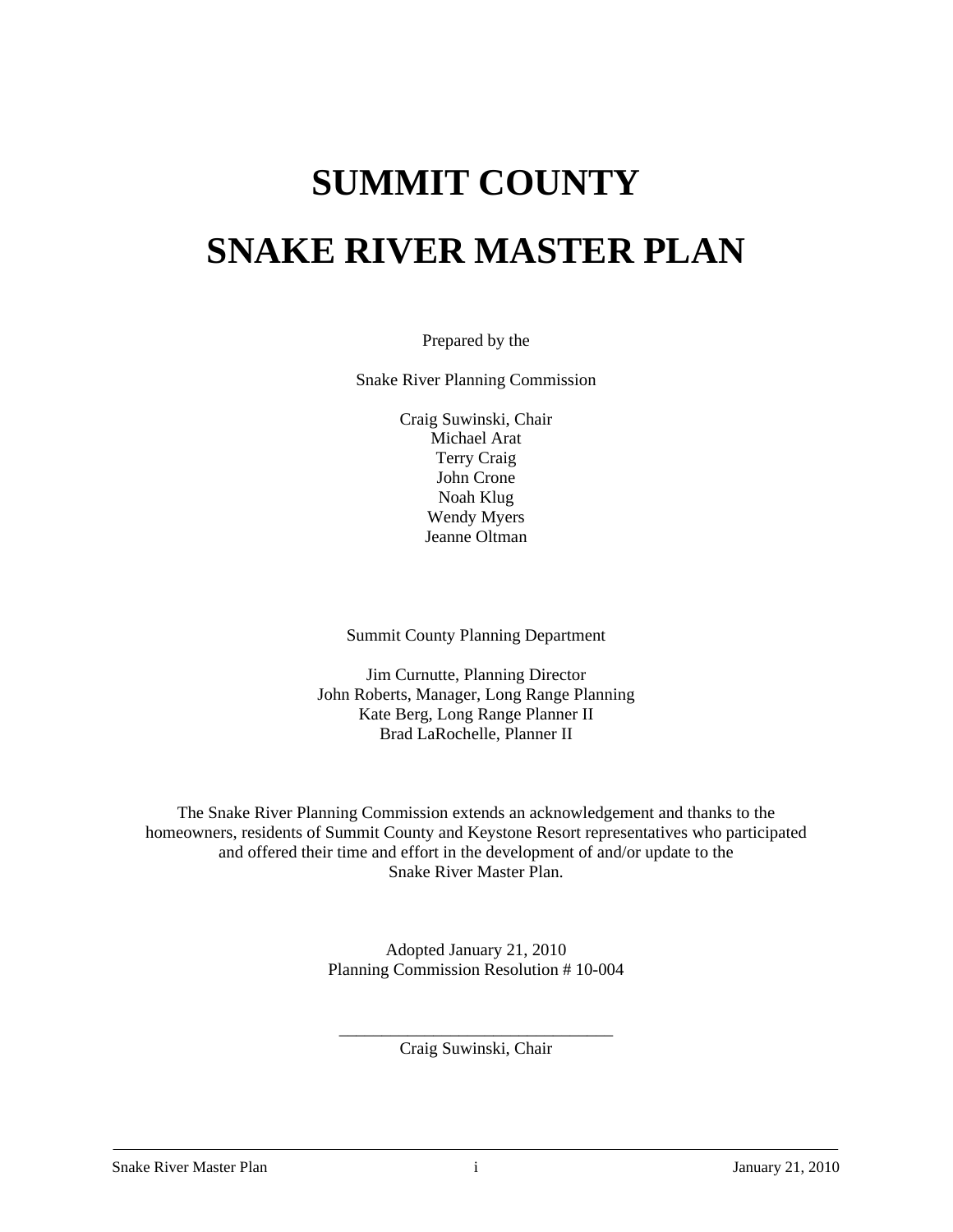# SUMMIT COUNTY

# SNAKE RIVER MASTER PLAN

Prepared by the

Snake River Planning Commission

Craig Suwinski, Chair
Michael Arat
Terry Craig
John Crone
Noah Klug
Wendy Myers
Jeanne Oltman

Summit County Planning Department

Jim Curnutte, Planning Director
John Roberts, Manager, Long Range Planning
Kate Berg, Long Range Planner II
Brad LaRochelle, Planner II

The Snake River Planning Commission extends an acknowledgement and thanks to the homeowners, residents of Summit County and Keystone Resort representatives who participated and offered their time and effort in the development of and/or update to the Snake River Master Plan.

Adopted January 21, 2010
Planning Commission Resolution # 10-004

_________________________________
Craig Suwinski, Chair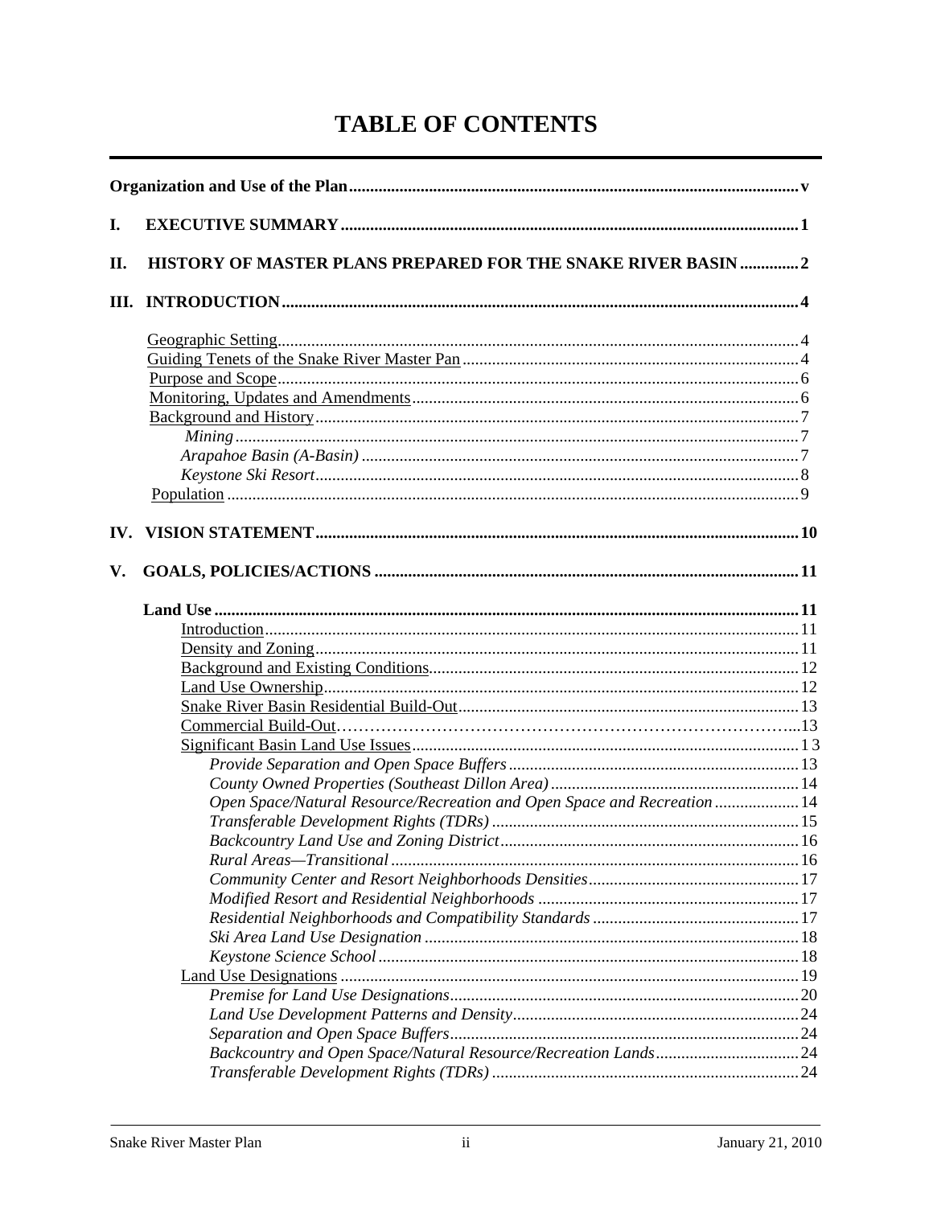# TABLE OF CONTENTS

**Organization and Use of the Plan** .......... v

**I. EXECUTIVE SUMMARY** .......... 1

**II. HISTORY OF MASTER PLANS PREPARED FOR THE SNAKE RIVER BASIN** .......... 2

**III. INTRODUCTION** .......... 4

- Geographic Setting .......... 4
- Guiding Tenets of the Snake River Master Pan .......... 4
- Purpose and Scope .......... 6
- Monitoring, Updates and Amendments .......... 6
- Background and History .......... 7
  - *Mining* .......... 7
  - *Arapahoe Basin (A-Basin)* .......... 7
  - *Keystone Ski Resort* .......... 8
- Population .......... 9

**IV. VISION STATEMENT** .......... 10

**V. GOALS, POLICIES/ACTIONS** .......... 11

- **Land Use** .......... 11
  - Introduction .......... 11
  - Density and Zoning .......... 11
  - Background and Existing Conditions .......... 12
  - Land Use Ownership .......... 12
  - Snake River Basin Residential Build-Out .......... 13
  - Commercial Build-Out .......... 13
  - Significant Basin Land Use Issues .......... 13
    - *Provide Separation and Open Space Buffers* .......... 13
    - *County Owned Properties (Southeast Dillon Area)* .......... 14
    - *Open Space/Natural Resource/Recreation and Open Space and Recreation* .......... 14
    - *Transferable Development Rights (TDRs)* .......... 15
    - *Backcountry Land Use and Zoning District* .......... 16
    - *Rural Areas—Transitional* .......... 16
    - *Community Center and Resort Neighborhoods Densities* .......... 17
    - *Modified Resort and Residential Neighborhoods* .......... 17
    - *Residential Neighborhoods and Compatibility Standards* .......... 17
    - *Ski Area Land Use Designation* .......... 18
    - *Keystone Science School* .......... 18
  - Land Use Designations .......... 19
    - *Premise for Land Use Designations* .......... 20
    - *Land Use Development Patterns and Density* .......... 24
    - *Separation and Open Space Buffers* .......... 24
    - *Backcountry and Open Space/Natural Resource/Recreation Lands* .......... 24
    - *Transferable Development Rights (TDRs)* .......... 24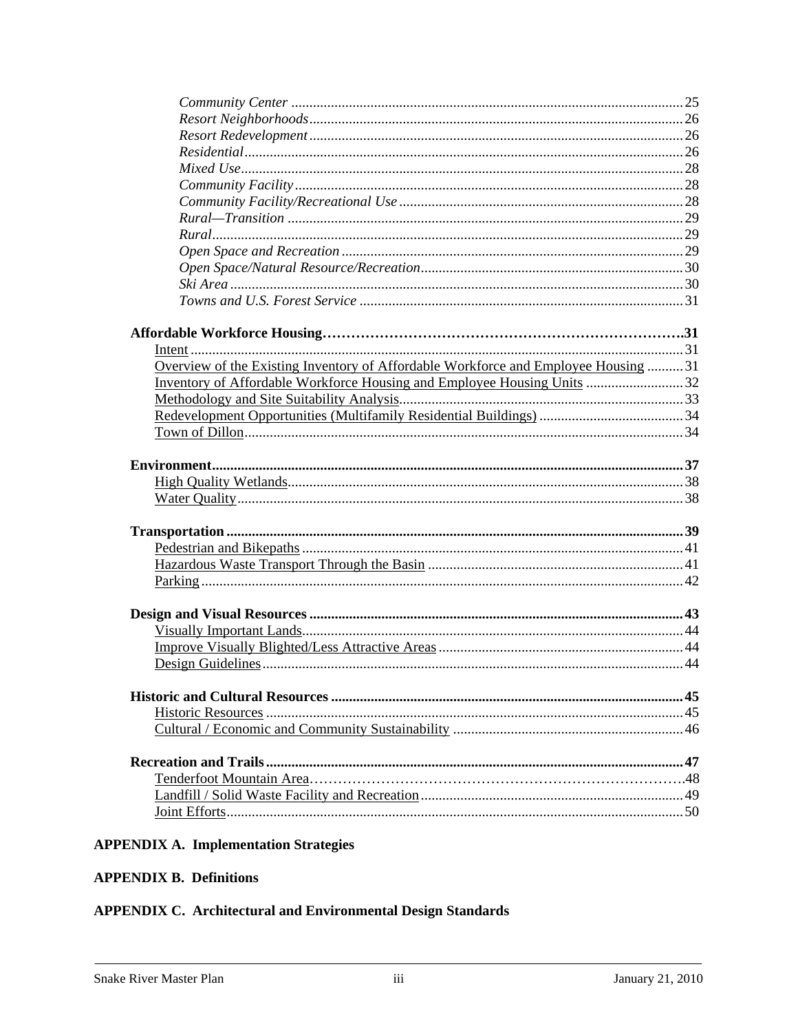*Community Center* ........ 25
*Resort Neighborhoods* ........ 26
*Resort Redevelopment* ........ 26
*Residential* ........ 26
*Mixed Use* ........ 28
*Community Facility* ........ 28
*Community Facility/Recreational Use* ........ 28
*Rural—Transition* ........ 29
*Rural* ........ 29
*Open Space and Recreation* ........ 29
*Open Space/Natural Resource/Recreation* ........ 30
*Ski Area* ........ 30
*Towns and U.S. Forest Service* ........ 31

**Affordable Workforce Housing** ........ **31**
Intent ........ 31
Overview of the Existing Inventory of Affordable Workforce and Employee Housing ........ 31
Inventory of Affordable Workforce Housing and Employee Housing Units ........ 32
Methodology and Site Suitability Analysis ........ 33
Redevelopment Opportunities (Multifamily Residential Buildings) ........ 34
Town of Dillon ........ 34

**Environment** ........ **37**
High Quality Wetlands ........ 38
Water Quality ........ 38

**Transportation** ........ **39**
Pedestrian and Bikepaths ........ 41
Hazardous Waste Transport Through the Basin ........ 41
Parking ........ 42

**Design and Visual Resources** ........ **43**
Visually Important Lands ........ 44
Improve Visually Blighted/Less Attractive Areas ........ 44
Design Guidelines ........ 44

**Historic and Cultural Resources** ........ **45**
Historic Resources ........ 45
Cultural / Economic and Community Sustainability ........ 46

**Recreation and Trails** ........ **47**
Tenderfoot Mountain Area ........ 48
Landfill / Solid Waste Facility and Recreation ........ 49
Joint Efforts ........ 50

**APPENDIX A. Implementation Strategies**

**APPENDIX B. Definitions**

**APPENDIX C. Architectural and Environmental Design Standards**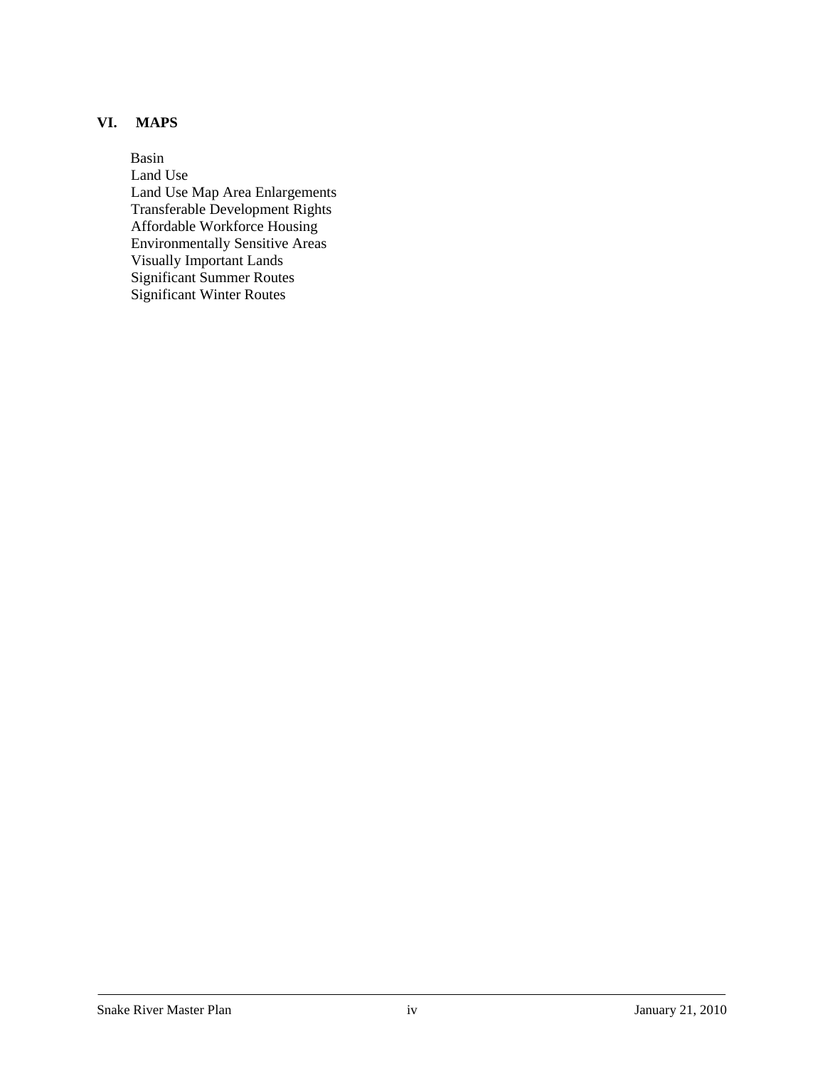## VI. MAPS

Basin
Land Use
Land Use Map Area Enlargements
Transferable Development Rights
Affordable Workforce Housing
Environmentally Sensitive Areas
Visually Important Lands
Significant Summer Routes
Significant Winter Routes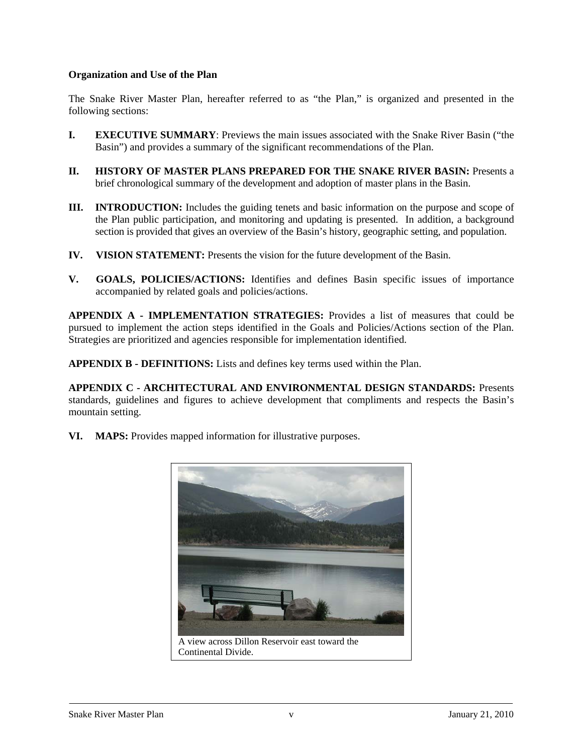**Organization and Use of the Plan**

The Snake River Master Plan, hereafter referred to as "the Plan," is organized and presented in the following sections:

**I. EXECUTIVE SUMMARY**: Previews the main issues associated with the Snake River Basin ("the Basin") and provides a summary of the significant recommendations of the Plan.

**II. HISTORY OF MASTER PLANS PREPARED FOR THE SNAKE RIVER BASIN:** Presents a brief chronological summary of the development and adoption of master plans in the Basin.

**III. INTRODUCTION:** Includes the guiding tenets and basic information on the purpose and scope of the Plan public participation, and monitoring and updating is presented. In addition, a background section is provided that gives an overview of the Basin's history, geographic setting, and population.

**IV. VISION STATEMENT:** Presents the vision for the future development of the Basin.

**V. GOALS, POLICIES/ACTIONS:** Identifies and defines Basin specific issues of importance accompanied by related goals and policies/actions.

**APPENDIX A - IMPLEMENTATION STRATEGIES:** Provides a list of measures that could be pursued to implement the action steps identified in the Goals and Policies/Actions section of the Plan. Strategies are prioritized and agencies responsible for implementation identified.

**APPENDIX B - DEFINITIONS:** Lists and defines key terms used within the Plan.

**APPENDIX C - ARCHITECTURAL AND ENVIRONMENTAL DESIGN STANDARDS:** Presents standards, guidelines and figures to achieve development that compliments and respects the Basin's mountain setting.

**VI. MAPS:** Provides mapped information for illustrative purposes.

A view across Dillon Reservoir east toward the Continental Divide.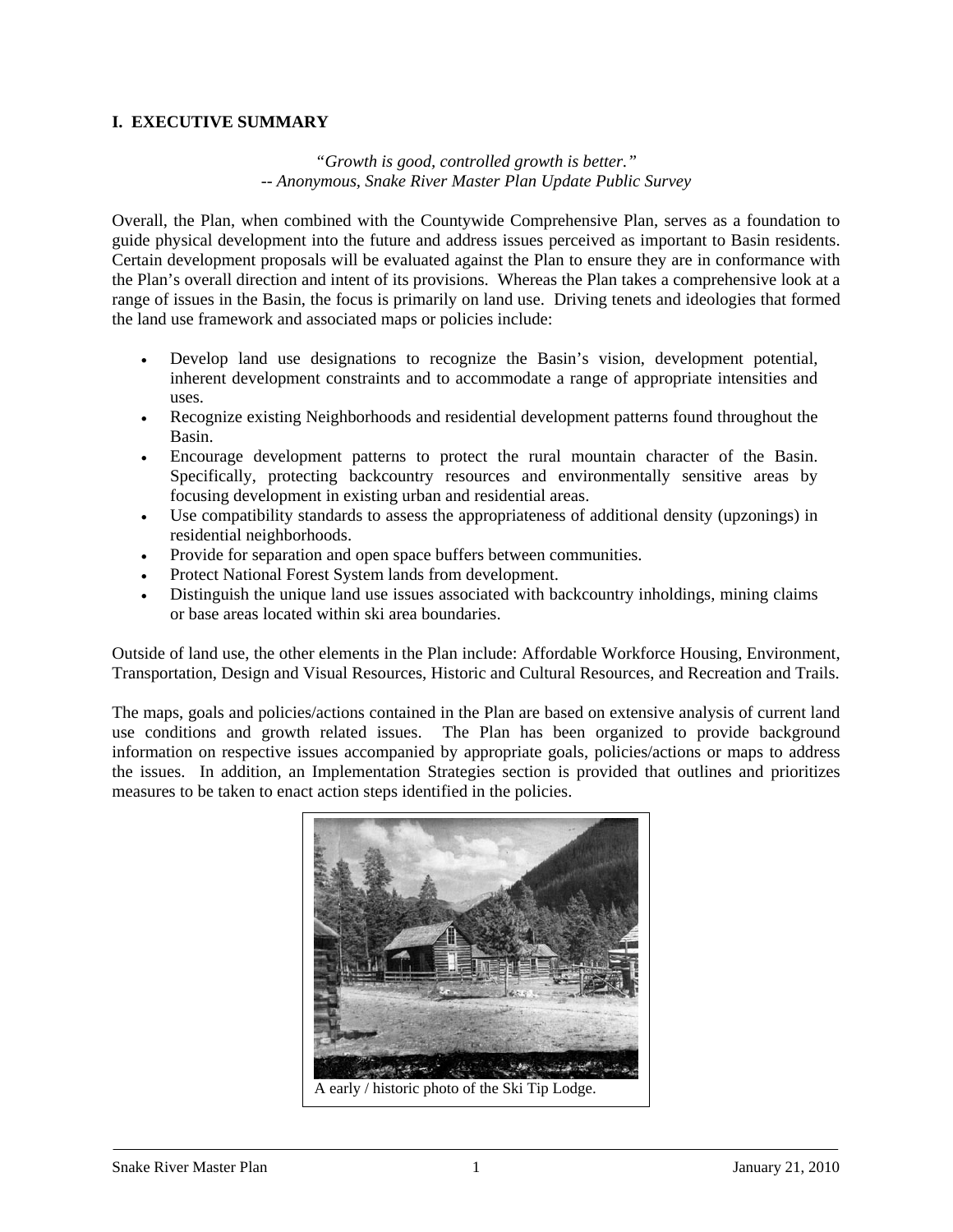# I. EXECUTIVE SUMMARY

*"Growth is good, controlled growth is better."*
*-- Anonymous, Snake River Master Plan Update Public Survey*

Overall, the Plan, when combined with the Countywide Comprehensive Plan, serves as a foundation to guide physical development into the future and address issues perceived as important to Basin residents. Certain development proposals will be evaluated against the Plan to ensure they are in conformance with the Plan's overall direction and intent of its provisions. Whereas the Plan takes a comprehensive look at a range of issues in the Basin, the focus is primarily on land use. Driving tenets and ideologies that formed the land use framework and associated maps or policies include:

- Develop land use designations to recognize the Basin's vision, development potential, inherent development constraints and to accommodate a range of appropriate intensities and uses.
- Recognize existing Neighborhoods and residential development patterns found throughout the Basin.
- Encourage development patterns to protect the rural mountain character of the Basin. Specifically, protecting backcountry resources and environmentally sensitive areas by focusing development in existing urban and residential areas.
- Use compatibility standards to assess the appropriateness of additional density (upzonings) in residential neighborhoods.
- Provide for separation and open space buffers between communities.
- Protect National Forest System lands from development.
- Distinguish the unique land use issues associated with backcountry inholdings, mining claims or base areas located within ski area boundaries.

Outside of land use, the other elements in the Plan include: Affordable Workforce Housing, Environment, Transportation, Design and Visual Resources, Historic and Cultural Resources, and Recreation and Trails.

The maps, goals and policies/actions contained in the Plan are based on extensive analysis of current land use conditions and growth related issues. The Plan has been organized to provide background information on respective issues accompanied by appropriate goals, policies/actions or maps to address the issues. In addition, an Implementation Strategies section is provided that outlines and prioritizes measures to be taken to enact action steps identified in the policies.

A early / historic photo of the Ski Tip Lodge.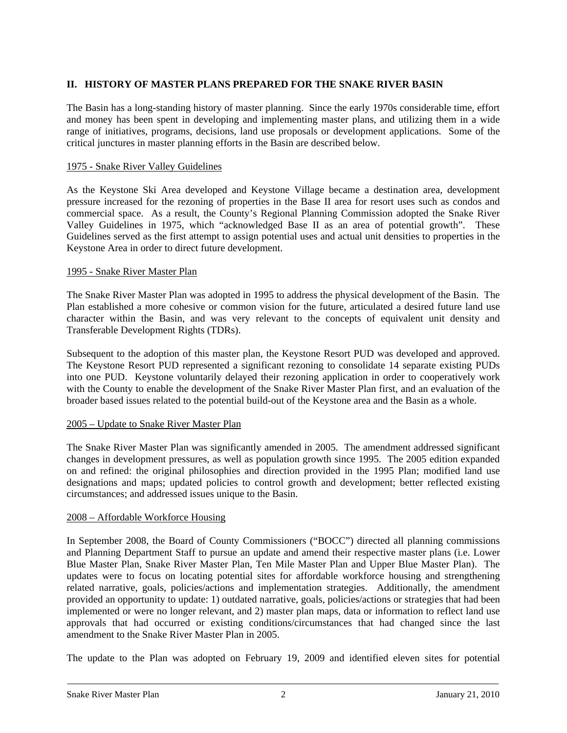## II. HISTORY OF MASTER PLANS PREPARED FOR THE SNAKE RIVER BASIN

The Basin has a long-standing history of master planning. Since the early 1970s considerable time, effort and money has been spent in developing and implementing master plans, and utilizing them in a wide range of initiatives, programs, decisions, land use proposals or development applications. Some of the critical junctures in master planning efforts in the Basin are described below.

### 1975 - Snake River Valley Guidelines

As the Keystone Ski Area developed and Keystone Village became a destination area, development pressure increased for the rezoning of properties in the Base II area for resort uses such as condos and commercial space. As a result, the County's Regional Planning Commission adopted the Snake River Valley Guidelines in 1975, which "acknowledged Base II as an area of potential growth". These Guidelines served as the first attempt to assign potential uses and actual unit densities to properties in the Keystone Area in order to direct future development.

### 1995 - Snake River Master Plan

The Snake River Master Plan was adopted in 1995 to address the physical development of the Basin. The Plan established a more cohesive or common vision for the future, articulated a desired future land use character within the Basin, and was very relevant to the concepts of equivalent unit density and Transferable Development Rights (TDRs).

Subsequent to the adoption of this master plan, the Keystone Resort PUD was developed and approved. The Keystone Resort PUD represented a significant rezoning to consolidate 14 separate existing PUDs into one PUD. Keystone voluntarily delayed their rezoning application in order to cooperatively work with the County to enable the development of the Snake River Master Plan first, and an evaluation of the broader based issues related to the potential build-out of the Keystone area and the Basin as a whole.

### 2005 – Update to Snake River Master Plan

The Snake River Master Plan was significantly amended in 2005. The amendment addressed significant changes in development pressures, as well as population growth since 1995. The 2005 edition expanded on and refined: the original philosophies and direction provided in the 1995 Plan; modified land use designations and maps; updated policies to control growth and development; better reflected existing circumstances; and addressed issues unique to the Basin.

### 2008 – Affordable Workforce Housing

In September 2008, the Board of County Commissioners ("BOCC") directed all planning commissions and Planning Department Staff to pursue an update and amend their respective master plans (i.e. Lower Blue Master Plan, Snake River Master Plan, Ten Mile Master Plan and Upper Blue Master Plan). The updates were to focus on locating potential sites for affordable workforce housing and strengthening related narrative, goals, policies/actions and implementation strategies. Additionally, the amendment provided an opportunity to update: 1) outdated narrative, goals, policies/actions or strategies that had been implemented or were no longer relevant, and 2) master plan maps, data or information to reflect land use approvals that had occurred or existing conditions/circumstances that had changed since the last amendment to the Snake River Master Plan in 2005.

The update to the Plan was adopted on February 19, 2009 and identified eleven sites for potential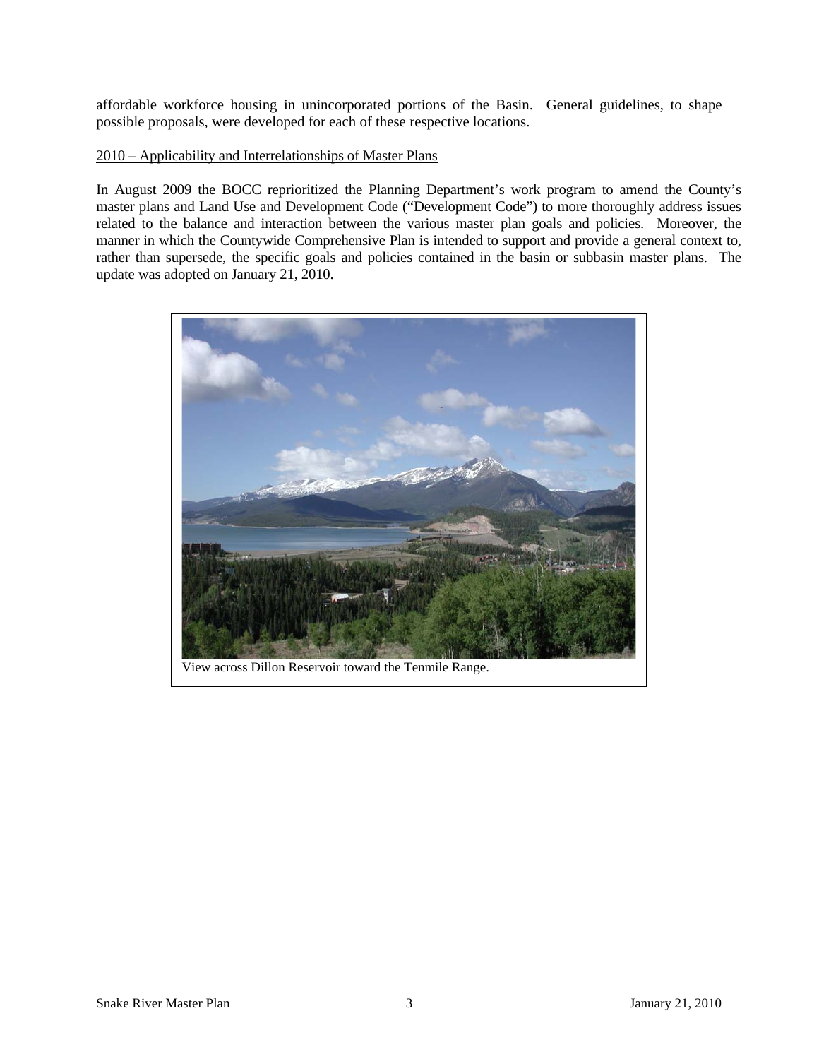affordable workforce housing in unincorporated portions of the Basin. General guidelines, to shape possible proposals, were developed for each of these respective locations.

<u>2010 – Applicability and Interrelationships of Master Plans</u>

In August 2009 the BOCC reprioritized the Planning Department's work program to amend the County's master plans and Land Use and Development Code ("Development Code") to more thoroughly address issues related to the balance and interaction between the various master plan goals and policies. Moreover, the manner in which the Countywide Comprehensive Plan is intended to support and provide a general context to, rather than supersede, the specific goals and policies contained in the basin or subbasin master plans. The update was adopted on January 21, 2010.

View across Dillon Reservoir toward the Tenmile Range.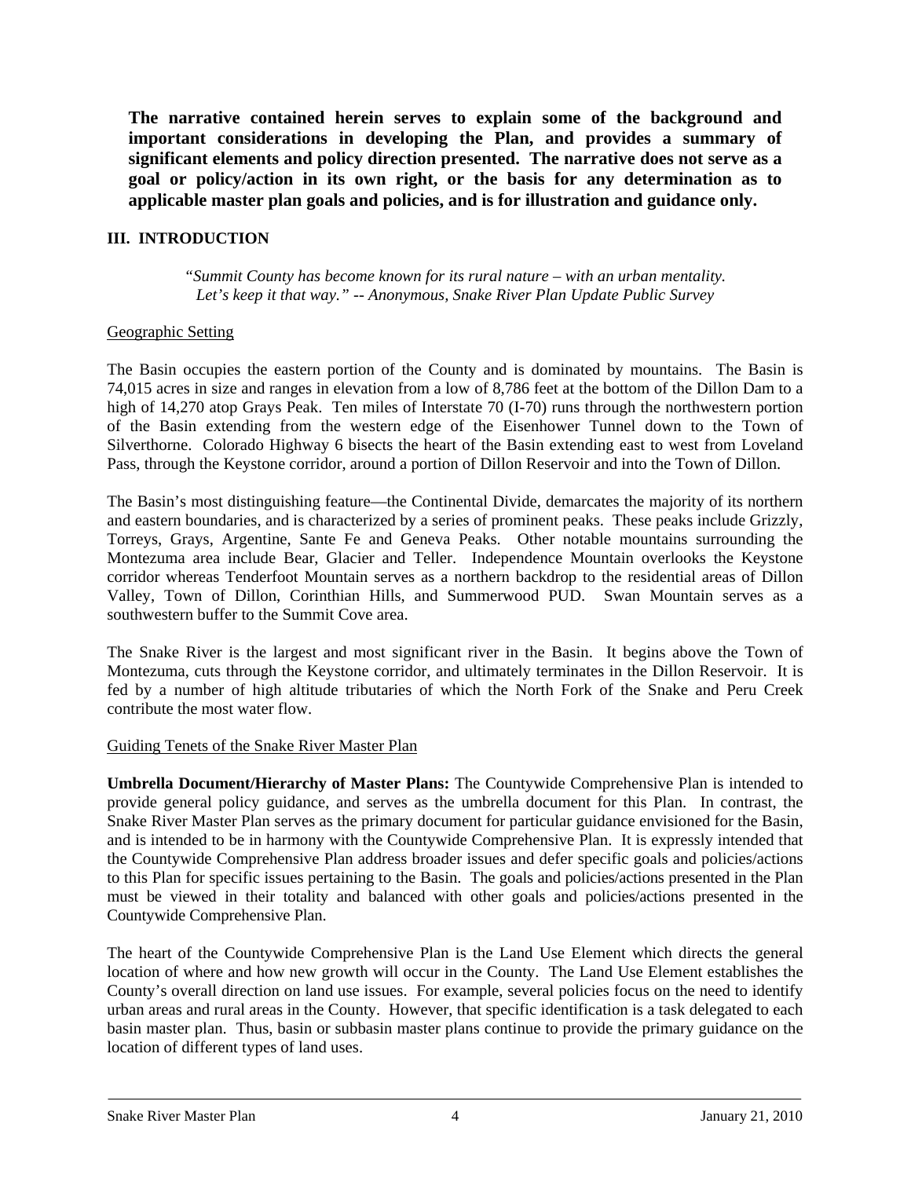**The narrative contained herein serves to explain some of the background and important considerations in developing the Plan, and provides a summary of significant elements and policy direction presented. The narrative does not serve as a goal or policy/action in its own right, or the basis for any determination as to applicable master plan goals and policies, and is for illustration and guidance only.**

## III. INTRODUCTION

*"Summit County has become known for its rural nature – with an urban mentality. Let's keep it that way." -- Anonymous, Snake River Plan Update Public Survey*

### Geographic Setting

The Basin occupies the eastern portion of the County and is dominated by mountains. The Basin is 74,015 acres in size and ranges in elevation from a low of 8,786 feet at the bottom of the Dillon Dam to a high of 14,270 atop Grays Peak. Ten miles of Interstate 70 (I-70) runs through the northwestern portion of the Basin extending from the western edge of the Eisenhower Tunnel down to the Town of Silverthorne. Colorado Highway 6 bisects the heart of the Basin extending east to west from Loveland Pass, through the Keystone corridor, around a portion of Dillon Reservoir and into the Town of Dillon.

The Basin's most distinguishing feature—the Continental Divide, demarcates the majority of its northern and eastern boundaries, and is characterized by a series of prominent peaks. These peaks include Grizzly, Torreys, Grays, Argentine, Sante Fe and Geneva Peaks. Other notable mountains surrounding the Montezuma area include Bear, Glacier and Teller. Independence Mountain overlooks the Keystone corridor whereas Tenderfoot Mountain serves as a northern backdrop to the residential areas of Dillon Valley, Town of Dillon, Corinthian Hills, and Summerwood PUD. Swan Mountain serves as a southwestern buffer to the Summit Cove area.

The Snake River is the largest and most significant river in the Basin. It begins above the Town of Montezuma, cuts through the Keystone corridor, and ultimately terminates in the Dillon Reservoir. It is fed by a number of high altitude tributaries of which the North Fork of the Snake and Peru Creek contribute the most water flow.

### Guiding Tenets of the Snake River Master Plan

**Umbrella Document/Hierarchy of Master Plans:** The Countywide Comprehensive Plan is intended to provide general policy guidance, and serves as the umbrella document for this Plan. In contrast, the Snake River Master Plan serves as the primary document for particular guidance envisioned for the Basin, and is intended to be in harmony with the Countywide Comprehensive Plan. It is expressly intended that the Countywide Comprehensive Plan address broader issues and defer specific goals and policies/actions to this Plan for specific issues pertaining to the Basin. The goals and policies/actions presented in the Plan must be viewed in their totality and balanced with other goals and policies/actions presented in the Countywide Comprehensive Plan.

The heart of the Countywide Comprehensive Plan is the Land Use Element which directs the general location of where and how new growth will occur in the County. The Land Use Element establishes the County's overall direction on land use issues. For example, several policies focus on the need to identify urban areas and rural areas in the County. However, that specific identification is a task delegated to each basin master plan. Thus, basin or subbasin master plans continue to provide the primary guidance on the location of different types of land uses.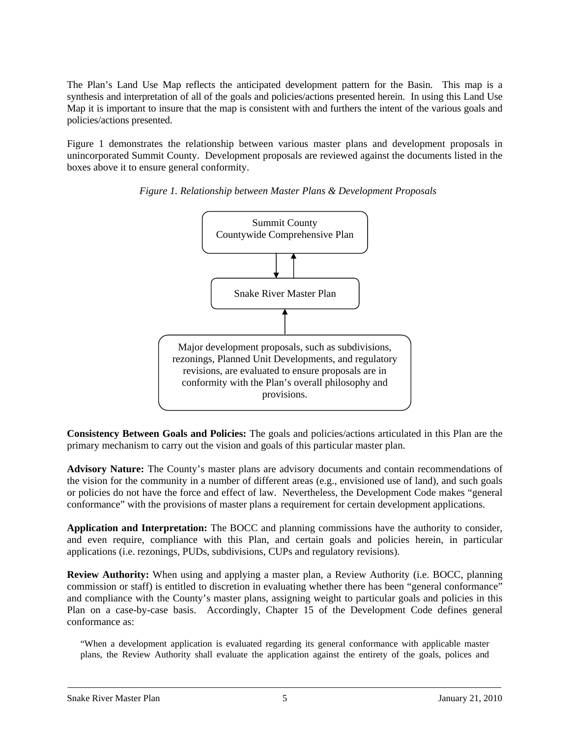The Plan's Land Use Map reflects the anticipated development pattern for the Basin. This map is a synthesis and interpretation of all of the goals and policies/actions presented herein. In using this Land Use Map it is important to insure that the map is consistent with and furthers the intent of the various goals and policies/actions presented.

Figure 1 demonstrates the relationship between various master plans and development proposals in unincorporated Summit County. Development proposals are reviewed against the documents listed in the boxes above it to ensure general conformity.

*Figure 1. Relationship between Master Plans & Development Proposals*

Summit County
Countywide Comprehensive Plan

↓↑

Snake River Master Plan

↑

Major development proposals, such as subdivisions, rezonings, Planned Unit Developments, and regulatory revisions, are evaluated to ensure proposals are in conformity with the Plan's overall philosophy and provisions.

**Consistency Between Goals and Policies:** The goals and policies/actions articulated in this Plan are the primary mechanism to carry out the vision and goals of this particular master plan.

**Advisory Nature:** The County's master plans are advisory documents and contain recommendations of the vision for the community in a number of different areas (e.g., envisioned use of land), and such goals or policies do not have the force and effect of law. Nevertheless, the Development Code makes "general conformance" with the provisions of master plans a requirement for certain development applications.

**Application and Interpretation:** The BOCC and planning commissions have the authority to consider, and even require, compliance with this Plan, and certain goals and policies herein, in particular applications (i.e. rezonings, PUDs, subdivisions, CUPs and regulatory revisions).

**Review Authority:** When using and applying a master plan, a Review Authority (i.e. BOCC, planning commission or staff) is entitled to discretion in evaluating whether there has been "general conformance" and compliance with the County's master plans, assigning weight to particular goals and policies in this Plan on a case-by-case basis. Accordingly, Chapter 15 of the Development Code defines general conformance as:

> "When a development application is evaluated regarding its general conformance with applicable master plans, the Review Authority shall evaluate the application against the entirety of the goals, polices and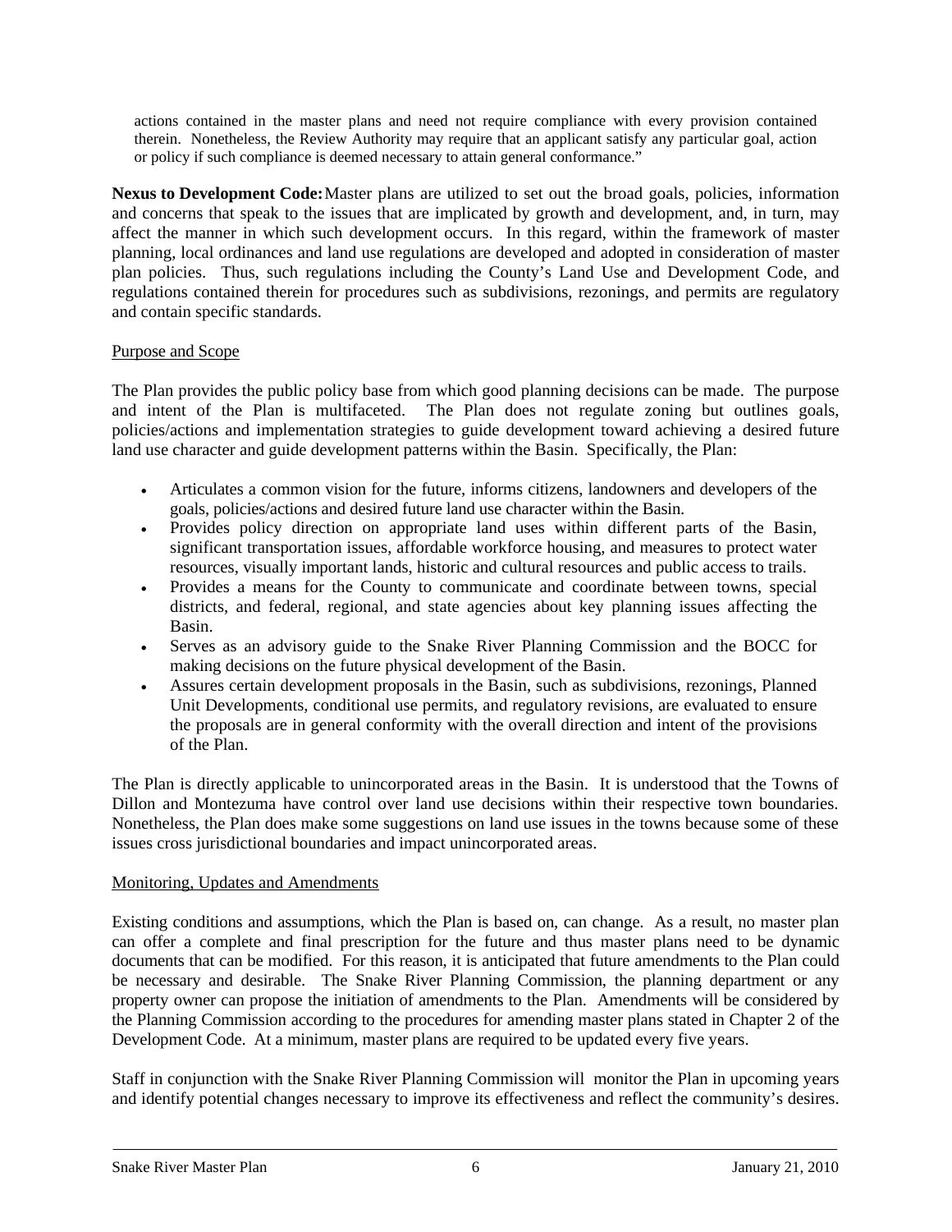actions contained in the master plans and need not require compliance with every provision contained therein. Nonetheless, the Review Authority may require that an applicant satisfy any particular goal, action or policy if such compliance is deemed necessary to attain general conformance."

**Nexus to Development Code:** Master plans are utilized to set out the broad goals, policies, information and concerns that speak to the issues that are implicated by growth and development, and, in turn, may affect the manner in which such development occurs. In this regard, within the framework of master planning, local ordinances and land use regulations are developed and adopted in consideration of master plan policies. Thus, such regulations including the County's Land Use and Development Code, and regulations contained therein for procedures such as subdivisions, rezonings, and permits are regulatory and contain specific standards.

Purpose and Scope

The Plan provides the public policy base from which good planning decisions can be made. The purpose and intent of the Plan is multifaceted. The Plan does not regulate zoning but outlines goals, policies/actions and implementation strategies to guide development toward achieving a desired future land use character and guide development patterns within the Basin. Specifically, the Plan:

- Articulates a common vision for the future, informs citizens, landowners and developers of the goals, policies/actions and desired future land use character within the Basin.
- Provides policy direction on appropriate land uses within different parts of the Basin, significant transportation issues, affordable workforce housing, and measures to protect water resources, visually important lands, historic and cultural resources and public access to trails.
- Provides a means for the County to communicate and coordinate between towns, special districts, and federal, regional, and state agencies about key planning issues affecting the Basin.
- Serves as an advisory guide to the Snake River Planning Commission and the BOCC for making decisions on the future physical development of the Basin.
- Assures certain development proposals in the Basin, such as subdivisions, rezonings, Planned Unit Developments, conditional use permits, and regulatory revisions, are evaluated to ensure the proposals are in general conformity with the overall direction and intent of the provisions of the Plan.

The Plan is directly applicable to unincorporated areas in the Basin. It is understood that the Towns of Dillon and Montezuma have control over land use decisions within their respective town boundaries. Nonetheless, the Plan does make some suggestions on land use issues in the towns because some of these issues cross jurisdictional boundaries and impact unincorporated areas.

Monitoring, Updates and Amendments

Existing conditions and assumptions, which the Plan is based on, can change. As a result, no master plan can offer a complete and final prescription for the future and thus master plans need to be dynamic documents that can be modified. For this reason, it is anticipated that future amendments to the Plan could be necessary and desirable. The Snake River Planning Commission, the planning department or any property owner can propose the initiation of amendments to the Plan. Amendments will be considered by the Planning Commission according to the procedures for amending master plans stated in Chapter 2 of the Development Code. At a minimum, master plans are required to be updated every five years.

Staff in conjunction with the Snake River Planning Commission will monitor the Plan in upcoming years and identify potential changes necessary to improve its effectiveness and reflect the community's desires.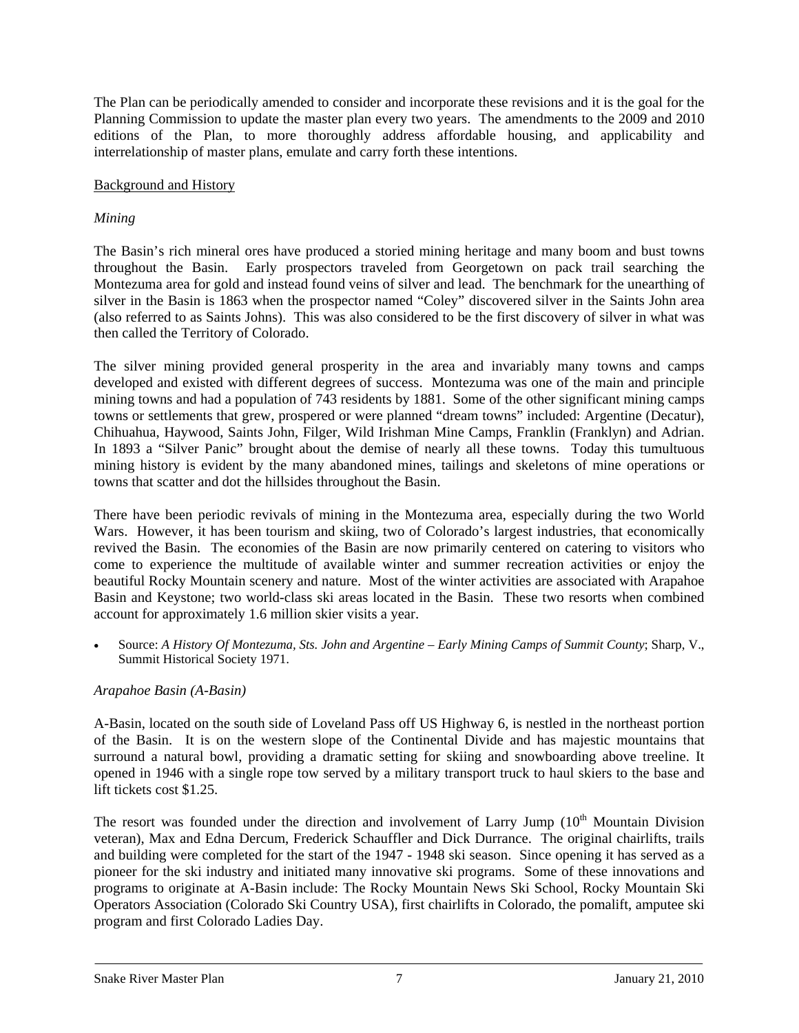The Plan can be periodically amended to consider and incorporate these revisions and it is the goal for the Planning Commission to update the master plan every two years. The amendments to the 2009 and 2010 editions of the Plan, to more thoroughly address affordable housing, and applicability and interrelationship of master plans, emulate and carry forth these intentions.

## Background and History

### *Mining*

The Basin's rich mineral ores have produced a storied mining heritage and many boom and bust towns throughout the Basin. Early prospectors traveled from Georgetown on pack trail searching the Montezuma area for gold and instead found veins of silver and lead. The benchmark for the unearthing of silver in the Basin is 1863 when the prospector named "Coley" discovered silver in the Saints John area (also referred to as Saints Johns). This was also considered to be the first discovery of silver in what was then called the Territory of Colorado.

The silver mining provided general prosperity in the area and invariably many towns and camps developed and existed with different degrees of success. Montezuma was one of the main and principle mining towns and had a population of 743 residents by 1881. Some of the other significant mining camps towns or settlements that grew, prospered or were planned "dream towns" included: Argentine (Decatur), Chihuahua, Haywood, Saints John, Filger, Wild Irishman Mine Camps, Franklin (Franklyn) and Adrian. In 1893 a "Silver Panic" brought about the demise of nearly all these towns. Today this tumultuous mining history is evident by the many abandoned mines, tailings and skeletons of mine operations or towns that scatter and dot the hillsides throughout the Basin.

There have been periodic revivals of mining in the Montezuma area, especially during the two World Wars. However, it has been tourism and skiing, two of Colorado's largest industries, that economically revived the Basin. The economies of the Basin are now primarily centered on catering to visitors who come to experience the multitude of available winter and summer recreation activities or enjoy the beautiful Rocky Mountain scenery and nature. Most of the winter activities are associated with Arapahoe Basin and Keystone; two world-class ski areas located in the Basin. These two resorts when combined account for approximately 1.6 million skier visits a year.

- Source: *A History Of Montezuma, Sts. John and Argentine – Early Mining Camps of Summit County*; Sharp, V., Summit Historical Society 1971.

### *Arapahoe Basin (A-Basin)*

A-Basin, located on the south side of Loveland Pass off US Highway 6, is nestled in the northeast portion of the Basin. It is on the western slope of the Continental Divide and has majestic mountains that surround a natural bowl, providing a dramatic setting for skiing and snowboarding above treeline. It opened in 1946 with a single rope tow served by a military transport truck to haul skiers to the base and lift tickets cost $1.25.

The resort was founded under the direction and involvement of Larry Jump (10th Mountain Division veteran), Max and Edna Dercum, Frederick Schauffler and Dick Durrance. The original chairlifts, trails and building were completed for the start of the 1947 - 1948 ski season. Since opening it has served as a pioneer for the ski industry and initiated many innovative ski programs. Some of these innovations and programs to originate at A-Basin include: The Rocky Mountain News Ski School, Rocky Mountain Ski Operators Association (Colorado Ski Country USA), first chairlifts in Colorado, the pomalift, amputee ski program and first Colorado Ladies Day.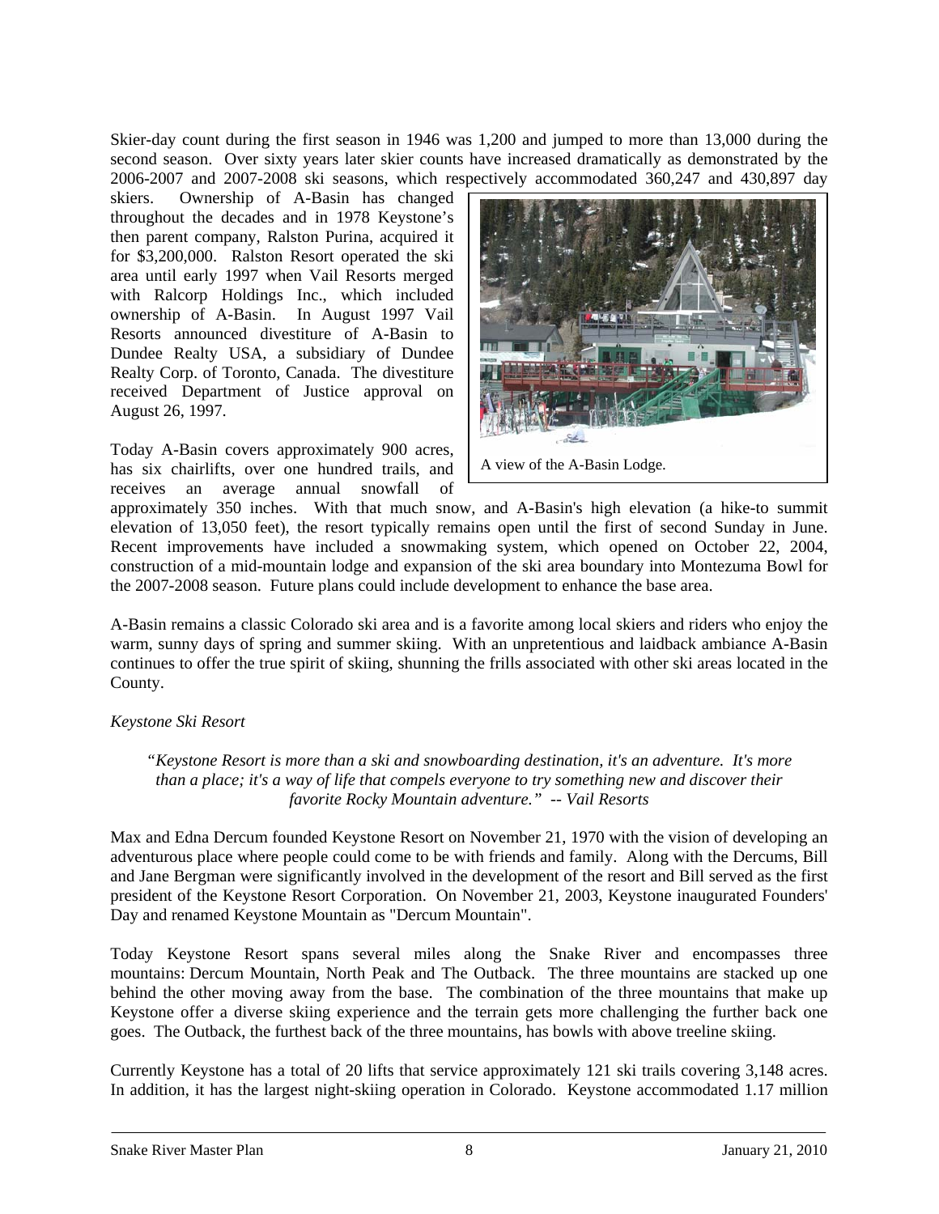Skier-day count during the first season in 1946 was 1,200 and jumped to more than 13,000 during the second season. Over sixty years later skier counts have increased dramatically as demonstrated by the 2006-2007 and 2007-2008 ski seasons, which respectively accommodated 360,247 and 430,897 day skiers. Ownership of A-Basin has changed throughout the decades and in 1978 Keystone's then parent company, Ralston Purina, acquired it for $3,200,000. Ralston Resort operated the ski area until early 1997 when Vail Resorts merged with Ralcorp Holdings Inc., which included ownership of A-Basin. In August 1997 Vail Resorts announced divestiture of A-Basin to Dundee Realty USA, a subsidiary of Dundee Realty Corp. of Toronto, Canada. The divestiture received Department of Justice approval on August 26, 1997.

A view of the A-Basin Lodge.

Today A-Basin covers approximately 900 acres, has six chairlifts, over one hundred trails, and receives an average annual snowfall of approximately 350 inches. With that much snow, and A-Basin's high elevation (a hike-to summit elevation of 13,050 feet), the resort typically remains open until the first of second Sunday in June. Recent improvements have included a snowmaking system, which opened on October 22, 2004, construction of a mid-mountain lodge and expansion of the ski area boundary into Montezuma Bowl for the 2007-2008 season. Future plans could include development to enhance the base area.

A-Basin remains a classic Colorado ski area and is a favorite among local skiers and riders who enjoy the warm, sunny days of spring and summer skiing. With an unpretentious and laidback ambiance A-Basin continues to offer the true spirit of skiing, shunning the frills associated with other ski areas located in the County.

*Keystone Ski Resort*

*"Keystone Resort is more than a ski and snowboarding destination, it's an adventure. It's more than a place; it's a way of life that compels everyone to try something new and discover their favorite Rocky Mountain adventure." -- Vail Resorts*

Max and Edna Dercum founded Keystone Resort on November 21, 1970 with the vision of developing an adventurous place where people could come to be with friends and family. Along with the Dercums, Bill and Jane Bergman were significantly involved in the development of the resort and Bill served as the first president of the Keystone Resort Corporation. On November 21, 2003, Keystone inaugurated Founders' Day and renamed Keystone Mountain as "Dercum Mountain".

Today Keystone Resort spans several miles along the Snake River and encompasses three mountains: Dercum Mountain, North Peak and The Outback. The three mountains are stacked up one behind the other moving away from the base. The combination of the three mountains that make up Keystone offer a diverse skiing experience and the terrain gets more challenging the further back one goes. The Outback, the furthest back of the three mountains, has bowls with above treeline skiing.

Currently Keystone has a total of 20 lifts that service approximately 121 ski trails covering 3,148 acres. In addition, it has the largest night-skiing operation in Colorado. Keystone accommodated 1.17 million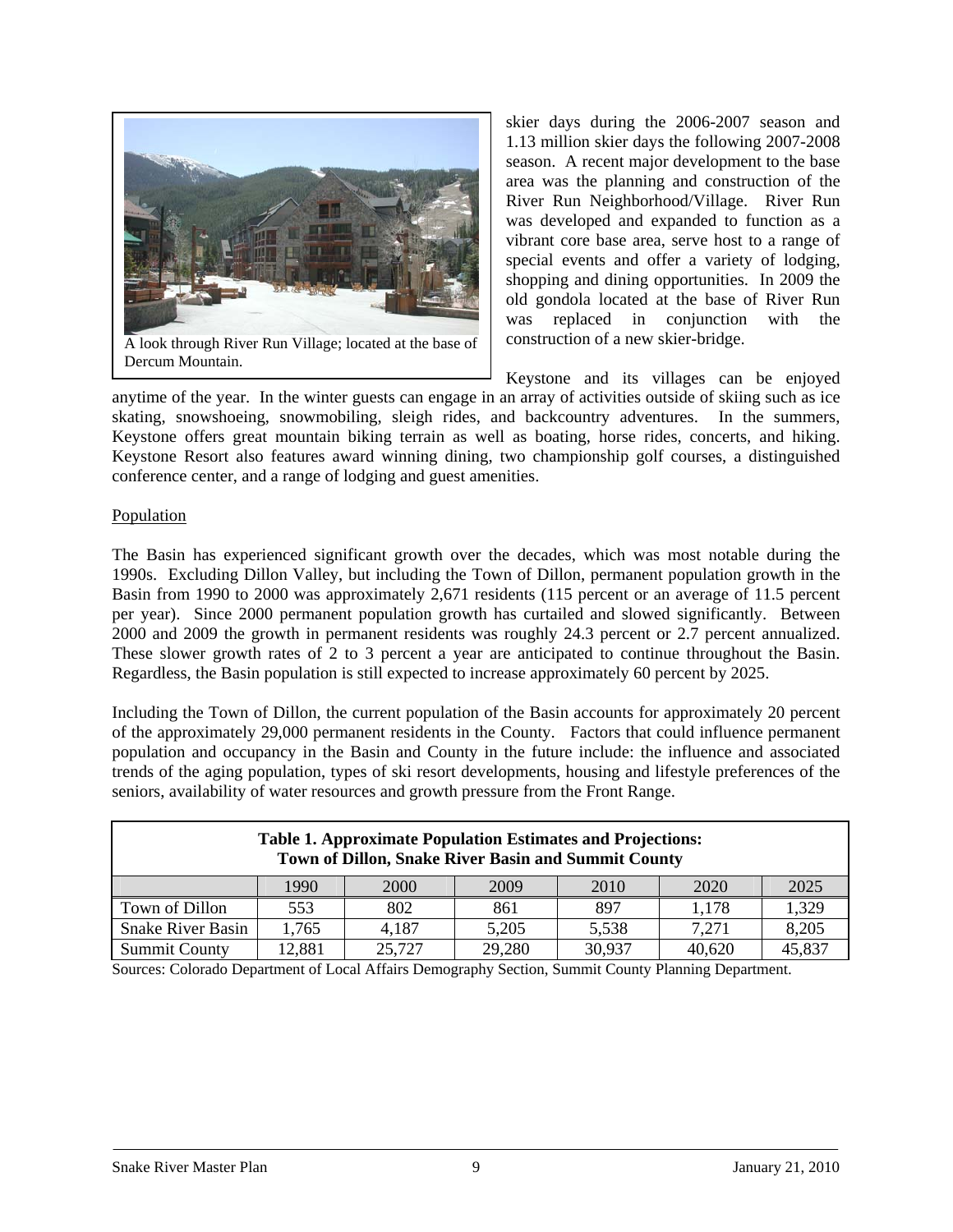A look through River Run Village; located at the base of Dercum Mountain.

skier days during the 2006-2007 season and 1.13 million skier days the following 2007-2008 season. A recent major development to the base area was the planning and construction of the River Run Neighborhood/Village. River Run was developed and expanded to function as a vibrant core base area, serve host to a range of special events and offer a variety of lodging, shopping and dining opportunities. In 2009 the old gondola located at the base of River Run was replaced in conjunction with the construction of a new skier-bridge.

Keystone and its villages can be enjoyed anytime of the year. In the winter guests can engage in an array of activities outside of skiing such as ice skating, snowshoeing, snowmobiling, sleigh rides, and backcountry adventures. In the summers, Keystone offers great mountain biking terrain as well as boating, horse rides, concerts, and hiking. Keystone Resort also features award winning dining, two championship golf courses, a distinguished conference center, and a range of lodging and guest amenities.

Population

The Basin has experienced significant growth over the decades, which was most notable during the 1990s. Excluding Dillon Valley, but including the Town of Dillon, permanent population growth in the Basin from 1990 to 2000 was approximately 2,671 residents (115 percent or an average of 11.5 percent per year). Since 2000 permanent population growth has curtailed and slowed significantly. Between 2000 and 2009 the growth in permanent residents was roughly 24.3 percent or 2.7 percent annualized. These slower growth rates of 2 to 3 percent a year are anticipated to continue throughout the Basin. Regardless, the Basin population is still expected to increase approximately 60 percent by 2025.

Including the Town of Dillon, the current population of the Basin accounts for approximately 20 percent of the approximately 29,000 permanent residents in the County. Factors that could influence permanent population and occupancy in the Basin and County in the future include: the influence and associated trends of the aging population, types of ski resort developments, housing and lifestyle preferences of the seniors, availability of water resources and growth pressure from the Front Range.

**Table 1. Approximate Population Estimates and Projections: Town of Dillon, Snake River Basin and Summit County**

| | 1990 | 2000 | 2009 | 2010 | 2020 | 2025 |
|---|---|---|---|---|---|---|
| Town of Dillon | 553 | 802 | 861 | 897 | 1,178 | 1,329 |
| Snake River Basin | 1,765 | 4,187 | 5,205 | 5,538 | 7,271 | 8,205 |
| Summit County | 12,881 | 25,727 | 29,280 | 30,937 | 40,620 | 45,837 |

Sources: Colorado Department of Local Affairs Demography Section, Summit County Planning Department.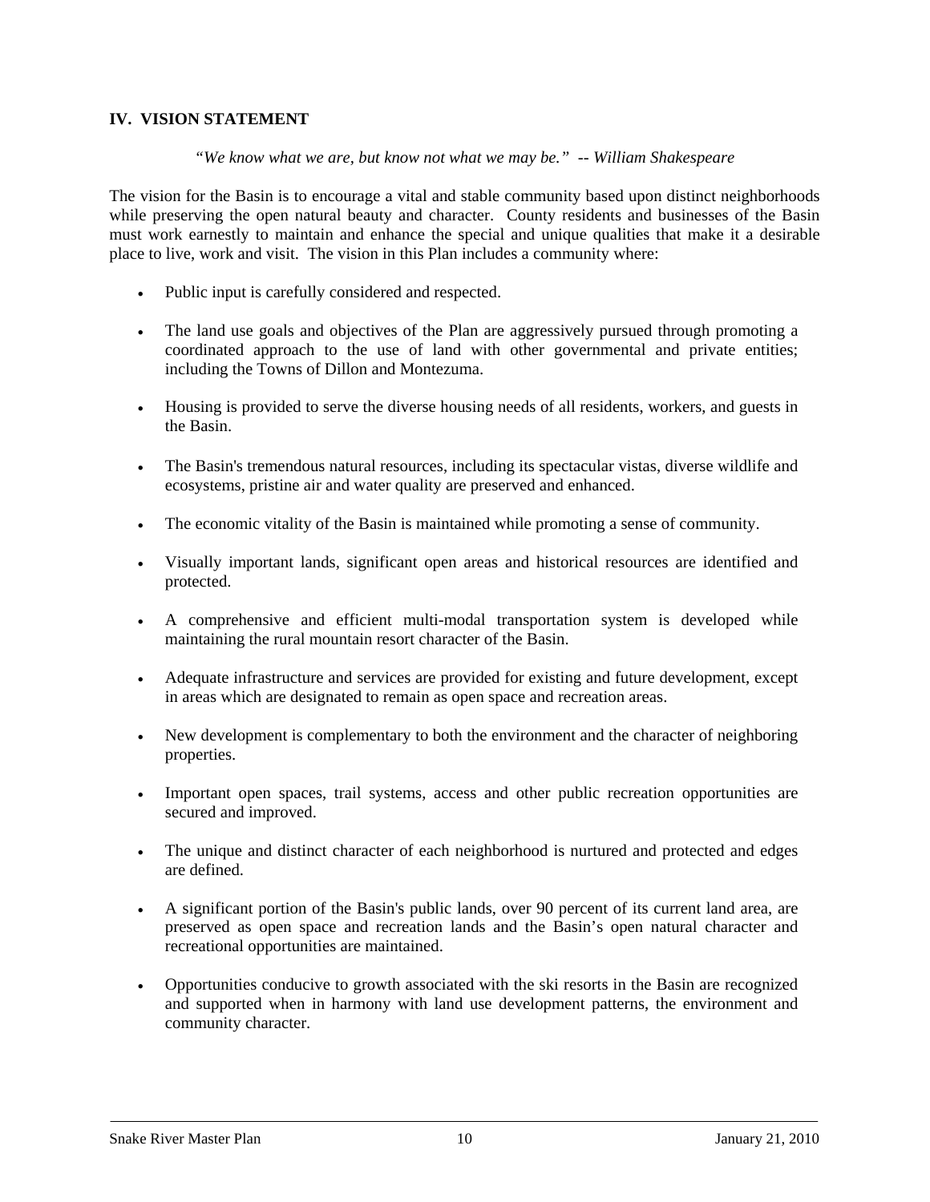## IV. VISION STATEMENT

*"We know what we are, but know not what we may be." -- William Shakespeare*

The vision for the Basin is to encourage a vital and stable community based upon distinct neighborhoods while preserving the open natural beauty and character. County residents and businesses of the Basin must work earnestly to maintain and enhance the special and unique qualities that make it a desirable place to live, work and visit. The vision in this Plan includes a community where:

- Public input is carefully considered and respected.
- The land use goals and objectives of the Plan are aggressively pursued through promoting a coordinated approach to the use of land with other governmental and private entities; including the Towns of Dillon and Montezuma.
- Housing is provided to serve the diverse housing needs of all residents, workers, and guests in the Basin.
- The Basin's tremendous natural resources, including its spectacular vistas, diverse wildlife and ecosystems, pristine air and water quality are preserved and enhanced.
- The economic vitality of the Basin is maintained while promoting a sense of community.
- Visually important lands, significant open areas and historical resources are identified and protected.
- A comprehensive and efficient multi-modal transportation system is developed while maintaining the rural mountain resort character of the Basin.
- Adequate infrastructure and services are provided for existing and future development, except in areas which are designated to remain as open space and recreation areas.
- New development is complementary to both the environment and the character of neighboring properties.
- Important open spaces, trail systems, access and other public recreation opportunities are secured and improved.
- The unique and distinct character of each neighborhood is nurtured and protected and edges are defined.
- A significant portion of the Basin's public lands, over 90 percent of its current land area, are preserved as open space and recreation lands and the Basin's open natural character and recreational opportunities are maintained.
- Opportunities conducive to growth associated with the ski resorts in the Basin are recognized and supported when in harmony with land use development patterns, the environment and community character.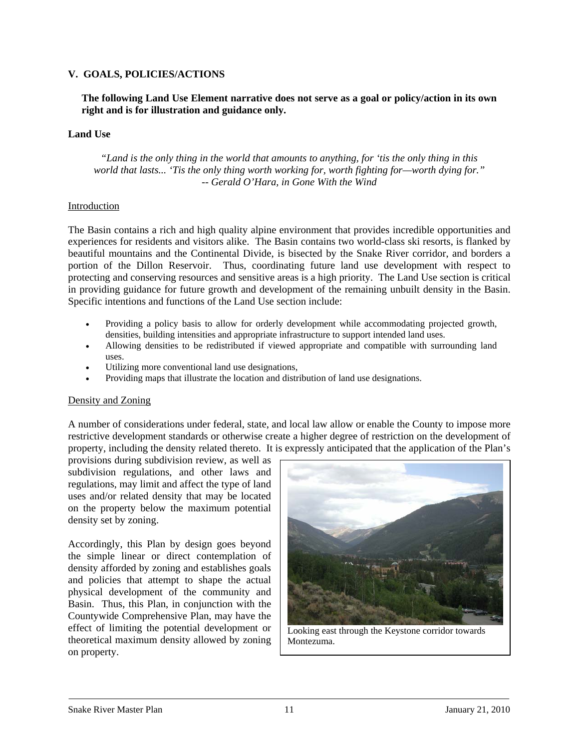## V. GOALS, POLICIES/ACTIONS

**The following Land Use Element narrative does not serve as a goal or policy/action in its own right and is for illustration and guidance only.**

### Land Use

*"Land is the only thing in the world that amounts to anything, for 'tis the only thing in this world that lasts... 'Tis the only thing worth working for, worth fighting for—worth dying for." -- Gerald O'Hara, in Gone With the Wind*

<u>Introduction</u>

The Basin contains a rich and high quality alpine environment that provides incredible opportunities and experiences for residents and visitors alike. The Basin contains two world-class ski resorts, is flanked by beautiful mountains and the Continental Divide, is bisected by the Snake River corridor, and borders a portion of the Dillon Reservoir. Thus, coordinating future land use development with respect to protecting and conserving resources and sensitive areas is a high priority. The Land Use section is critical in providing guidance for future growth and development of the remaining unbuilt density in the Basin. Specific intentions and functions of the Land Use section include:

- Providing a policy basis to allow for orderly development while accommodating projected growth, densities, building intensities and appropriate infrastructure to support intended land uses.
- Allowing densities to be redistributed if viewed appropriate and compatible with surrounding land uses.
- Utilizing more conventional land use designations,
- Providing maps that illustrate the location and distribution of land use designations.

<u>Density and Zoning</u>

A number of considerations under federal, state, and local law allow or enable the County to impose more restrictive development standards or otherwise create a higher degree of restriction on the development of property, including the density related thereto. It is expressly anticipated that the application of the Plan's provisions during subdivision review, as well as subdivision regulations, and other laws and regulations, may limit and affect the type of land uses and/or related density that may be located on the property below the maximum potential density set by zoning.

Accordingly, this Plan by design goes beyond the simple linear or direct contemplation of density afforded by zoning and establishes goals and policies that attempt to shape the actual physical development of the community and Basin. Thus, this Plan, in conjunction with the Countywide Comprehensive Plan, may have the effect of limiting the potential development or theoretical maximum density allowed by zoning on property.

Looking east through the Keystone corridor towards Montezuma.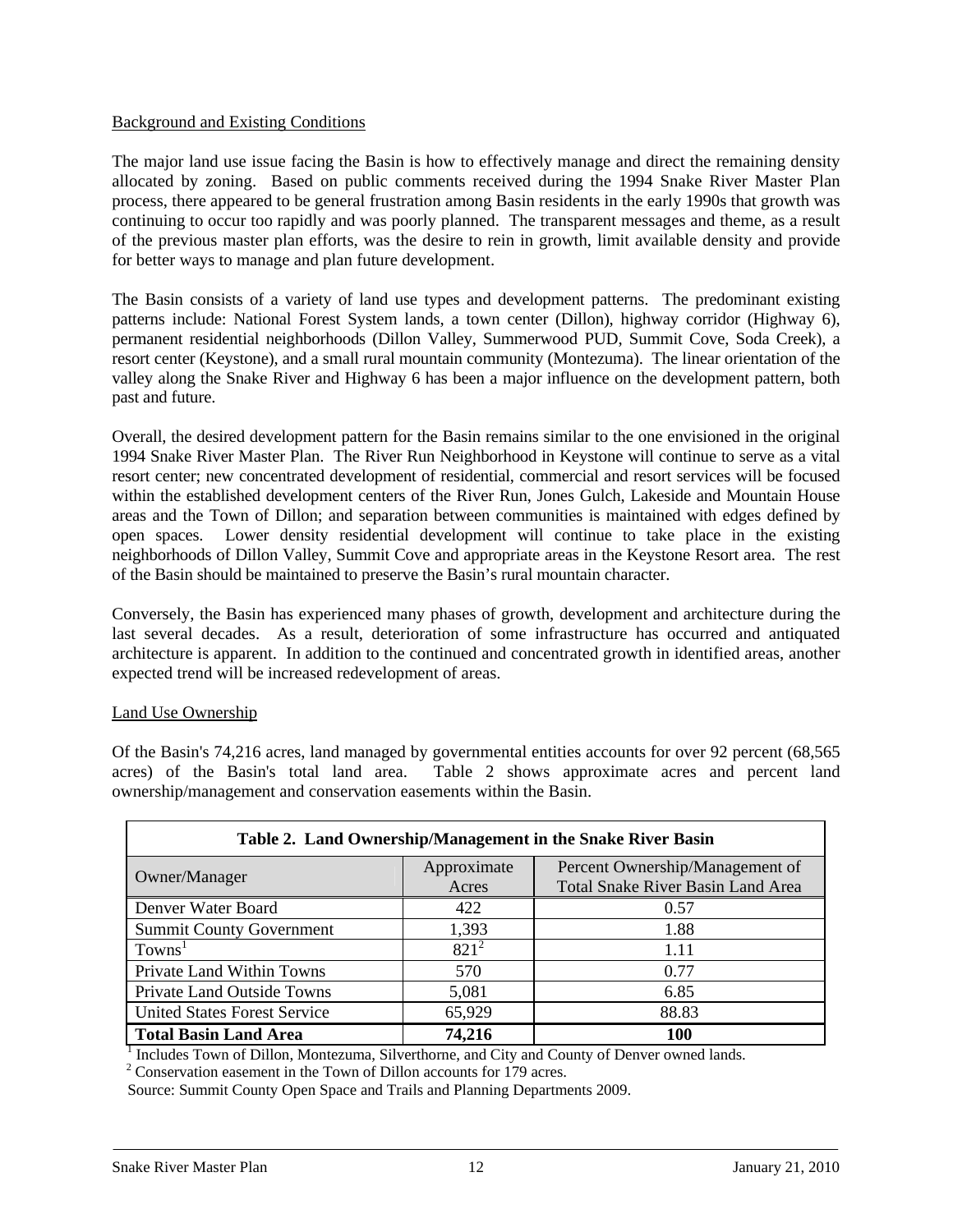## Background and Existing Conditions

The major land use issue facing the Basin is how to effectively manage and direct the remaining density allocated by zoning. Based on public comments received during the 1994 Snake River Master Plan process, there appeared to be general frustration among Basin residents in the early 1990s that growth was continuing to occur too rapidly and was poorly planned. The transparent messages and theme, as a result of the previous master plan efforts, was the desire to rein in growth, limit available density and provide for better ways to manage and plan future development.

The Basin consists of a variety of land use types and development patterns. The predominant existing patterns include: National Forest System lands, a town center (Dillon), highway corridor (Highway 6), permanent residential neighborhoods (Dillon Valley, Summerwood PUD, Summit Cove, Soda Creek), a resort center (Keystone), and a small rural mountain community (Montezuma). The linear orientation of the valley along the Snake River and Highway 6 has been a major influence on the development pattern, both past and future.

Overall, the desired development pattern for the Basin remains similar to the one envisioned in the original 1994 Snake River Master Plan. The River Run Neighborhood in Keystone will continue to serve as a vital resort center; new concentrated development of residential, commercial and resort services will be focused within the established development centers of the River Run, Jones Gulch, Lakeside and Mountain House areas and the Town of Dillon; and separation between communities is maintained with edges defined by open spaces. Lower density residential development will continue to take place in the existing neighborhoods of Dillon Valley, Summit Cove and appropriate areas in the Keystone Resort area. The rest of the Basin should be maintained to preserve the Basin's rural mountain character.

Conversely, the Basin has experienced many phases of growth, development and architecture during the last several decades. As a result, deterioration of some infrastructure has occurred and antiquated architecture is apparent. In addition to the continued and concentrated growth in identified areas, another expected trend will be increased redevelopment of areas.

## Land Use Ownership

Of the Basin's 74,216 acres, land managed by governmental entities accounts for over 92 percent (68,565 acres) of the Basin's total land area. Table 2 shows approximate acres and percent land ownership/management and conservation easements within the Basin.

**Table 2. Land Ownership/Management in the Snake River Basin**

| Owner/Manager | Approximate Acres | Percent Ownership/Management of Total Snake River Basin Land Area |
|---|---|---|
| Denver Water Board | 422 | 0.57 |
| Summit County Government | 1,393 | 1.88 |
| Towns[1] | 821[2] | 1.11 |
| Private Land Within Towns | 570 | 0.77 |
| Private Land Outside Towns | 5,081 | 6.85 |
| United States Forest Service | 65,929 | 88.83 |
| **Total Basin Land Area** | **74,216** | **100** |

[1] Includes Town of Dillon, Montezuma, Silverthorne, and City and County of Denver owned lands.
[2] Conservation easement in the Town of Dillon accounts for 179 acres.
Source: Summit County Open Space and Trails and Planning Departments 2009.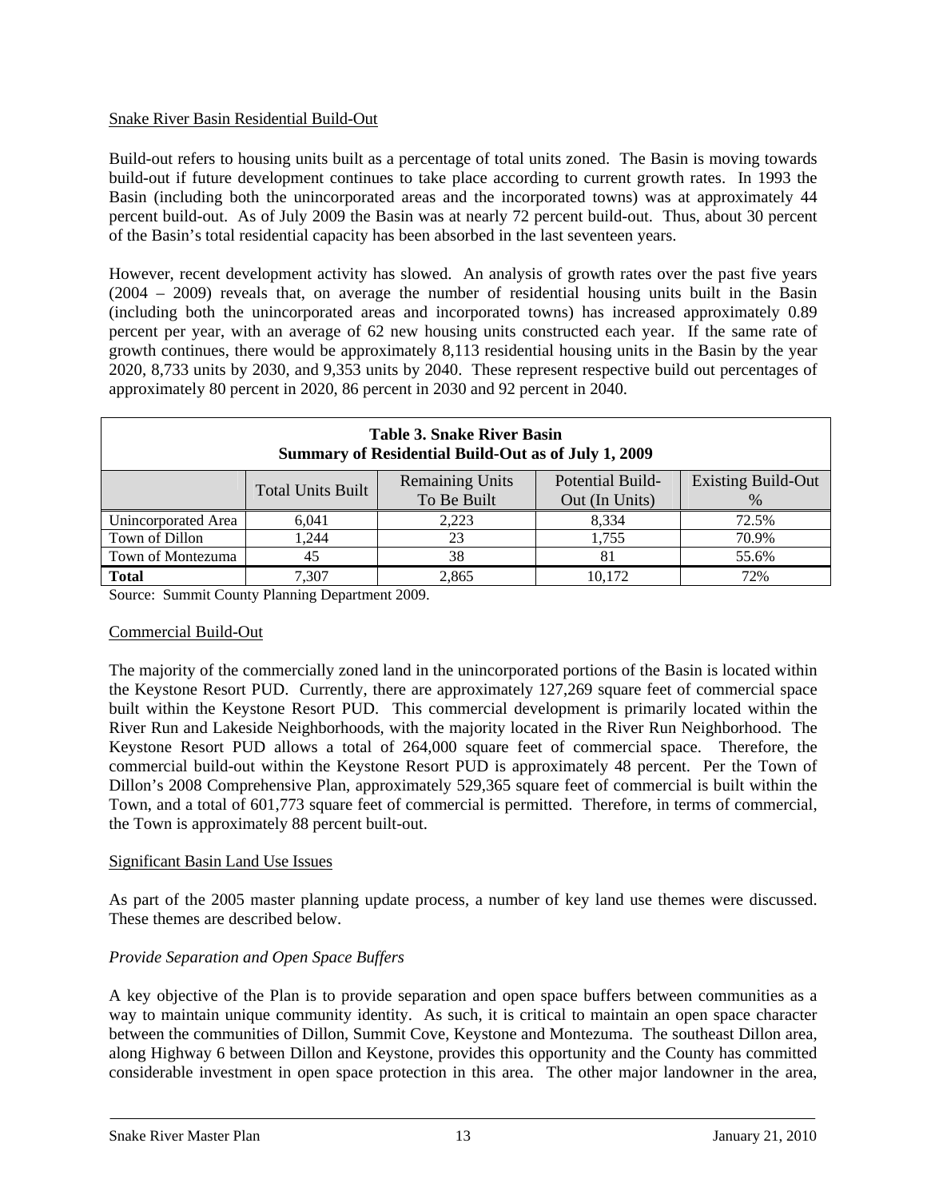Snake River Basin Residential Build-Out

Build-out refers to housing units built as a percentage of total units zoned. The Basin is moving towards build-out if future development continues to take place according to current growth rates. In 1993 the Basin (including both the unincorporated areas and the incorporated towns) was at approximately 44 percent build-out. As of July 2009 the Basin was at nearly 72 percent build-out. Thus, about 30 percent of the Basin's total residential capacity has been absorbed in the last seventeen years.

However, recent development activity has slowed. An analysis of growth rates over the past five years (2004 – 2009) reveals that, on average the number of residential housing units built in the Basin (including both the unincorporated areas and incorporated towns) has increased approximately 0.89 percent per year, with an average of 62 new housing units constructed each year. If the same rate of growth continues, there would be approximately 8,113 residential housing units in the Basin by the year 2020, 8,733 units by 2030, and 9,353 units by 2040. These represent respective build out percentages of approximately 80 percent in 2020, 86 percent in 2030 and 92 percent in 2040.

**Table 3. Snake River Basin**
**Summary of Residential Build-Out as of July 1, 2009**

| | Total Units Built | Remaining Units To Be Built | Potential Build-Out (In Units) | Existing Build-Out % |
|---|---|---|---|---|
| Unincorporated Area | 6,041 | 2,223 | 8,334 | 72.5% |
| Town of Dillon | 1,244 | 23 | 1,755 | 70.9% |
| Town of Montezuma | 45 | 38 | 81 | 55.6% |
| **Total** | 7,307 | 2,865 | 10,172 | 72% |

Source: Summit County Planning Department 2009.

Commercial Build-Out

The majority of the commercially zoned land in the unincorporated portions of the Basin is located within the Keystone Resort PUD. Currently, there are approximately 127,269 square feet of commercial space built within the Keystone Resort PUD. This commercial development is primarily located within the River Run and Lakeside Neighborhoods, with the majority located in the River Run Neighborhood. The Keystone Resort PUD allows a total of 264,000 square feet of commercial space. Therefore, the commercial build-out within the Keystone Resort PUD is approximately 48 percent. Per the Town of Dillon's 2008 Comprehensive Plan, approximately 529,365 square feet of commercial is built within the Town, and a total of 601,773 square feet of commercial is permitted. Therefore, in terms of commercial, the Town is approximately 88 percent built-out.

Significant Basin Land Use Issues

As part of the 2005 master planning update process, a number of key land use themes were discussed. These themes are described below.

*Provide Separation and Open Space Buffers*

A key objective of the Plan is to provide separation and open space buffers between communities as a way to maintain unique community identity. As such, it is critical to maintain an open space character between the communities of Dillon, Summit Cove, Keystone and Montezuma. The southeast Dillon area, along Highway 6 between Dillon and Keystone, provides this opportunity and the County has committed considerable investment in open space protection in this area. The other major landowner in the area,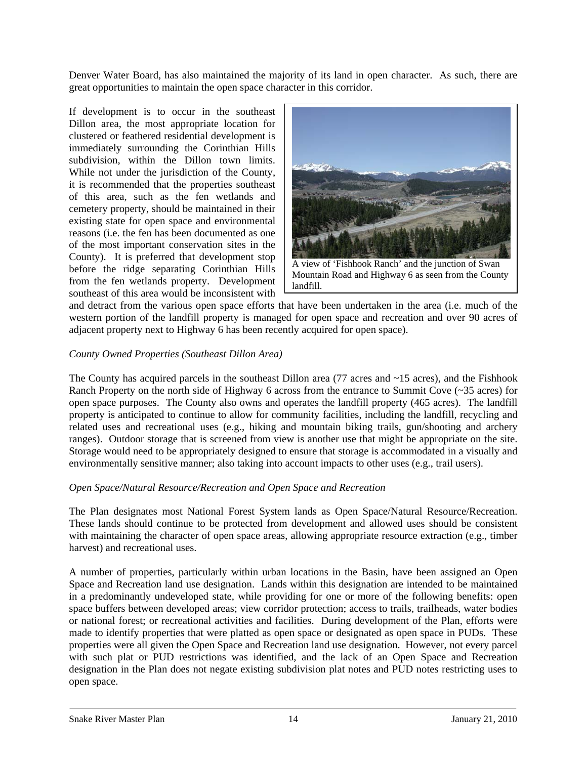Denver Water Board, has also maintained the majority of its land in open character. As such, there are great opportunities to maintain the open space character in this corridor.

If development is to occur in the southeast Dillon area, the most appropriate location for clustered or feathered residential development is immediately surrounding the Corinthian Hills subdivision, within the Dillon town limits. While not under the jurisdiction of the County, it is recommended that the properties southeast of this area, such as the fen wetlands and cemetery property, should be maintained in their existing state for open space and environmental reasons (i.e. the fen has been documented as one of the most important conservation sites in the County). It is preferred that development stop before the ridge separating Corinthian Hills from the fen wetlands property. Development southeast of this area would be inconsistent with and detract from the various open space efforts that have been undertaken in the area (i.e. much of the western portion of the landfill property is managed for open space and recreation and over 90 acres of adjacent property next to Highway 6 has been recently acquired for open space).

A view of 'Fishhook Ranch' and the junction of Swan Mountain Road and Highway 6 as seen from the County landfill.

*County Owned Properties (Southeast Dillon Area)*

The County has acquired parcels in the southeast Dillon area (77 acres and ~15 acres), and the Fishhook Ranch Property on the north side of Highway 6 across from the entrance to Summit Cove (~35 acres) for open space purposes. The County also owns and operates the landfill property (465 acres). The landfill property is anticipated to continue to allow for community facilities, including the landfill, recycling and related uses and recreational uses (e.g., hiking and mountain biking trails, gun/shooting and archery ranges). Outdoor storage that is screened from view is another use that might be appropriate on the site. Storage would need to be appropriately designed to ensure that storage is accommodated in a visually and environmentally sensitive manner; also taking into account impacts to other uses (e.g., trail users).

*Open Space/Natural Resource/Recreation and Open Space and Recreation*

The Plan designates most National Forest System lands as Open Space/Natural Resource/Recreation. These lands should continue to be protected from development and allowed uses should be consistent with maintaining the character of open space areas, allowing appropriate resource extraction (e.g., timber harvest) and recreational uses.

A number of properties, particularly within urban locations in the Basin, have been assigned an Open Space and Recreation land use designation. Lands within this designation are intended to be maintained in a predominantly undeveloped state, while providing for one or more of the following benefits: open space buffers between developed areas; view corridor protection; access to trails, trailheads, water bodies or national forest; or recreational activities and facilities. During development of the Plan, efforts were made to identify properties that were platted as open space or designated as open space in PUDs. These properties were all given the Open Space and Recreation land use designation. However, not every parcel with such plat or PUD restrictions was identified, and the lack of an Open Space and Recreation designation in the Plan does not negate existing subdivision plat notes and PUD notes restricting uses to open space.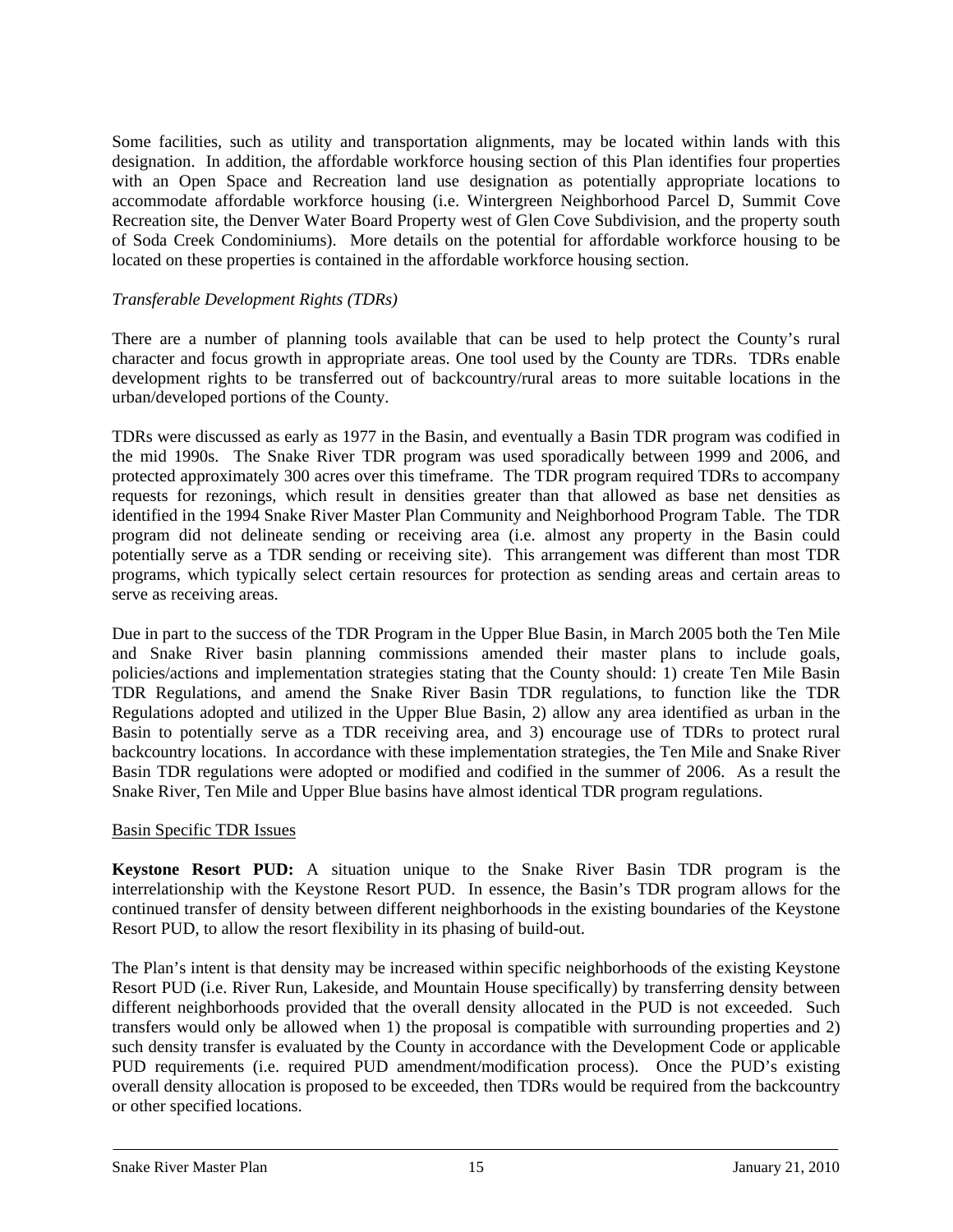Some facilities, such as utility and transportation alignments, may be located within lands with this designation. In addition, the affordable workforce housing section of this Plan identifies four properties with an Open Space and Recreation land use designation as potentially appropriate locations to accommodate affordable workforce housing (i.e. Wintergreen Neighborhood Parcel D, Summit Cove Recreation site, the Denver Water Board Property west of Glen Cove Subdivision, and the property south of Soda Creek Condominiums). More details on the potential for affordable workforce housing to be located on these properties is contained in the affordable workforce housing section.

*Transferable Development Rights (TDRs)*

There are a number of planning tools available that can be used to help protect the County's rural character and focus growth in appropriate areas. One tool used by the County are TDRs. TDRs enable development rights to be transferred out of backcountry/rural areas to more suitable locations in the urban/developed portions of the County.

TDRs were discussed as early as 1977 in the Basin, and eventually a Basin TDR program was codified in the mid 1990s. The Snake River TDR program was used sporadically between 1999 and 2006, and protected approximately 300 acres over this timeframe. The TDR program required TDRs to accompany requests for rezonings, which result in densities greater than that allowed as base net densities as identified in the 1994 Snake River Master Plan Community and Neighborhood Program Table. The TDR program did not delineate sending or receiving area (i.e. almost any property in the Basin could potentially serve as a TDR sending or receiving site). This arrangement was different than most TDR programs, which typically select certain resources for protection as sending areas and certain areas to serve as receiving areas.

Due in part to the success of the TDR Program in the Upper Blue Basin, in March 2005 both the Ten Mile and Snake River basin planning commissions amended their master plans to include goals, policies/actions and implementation strategies stating that the County should: 1) create Ten Mile Basin TDR Regulations, and amend the Snake River Basin TDR regulations, to function like the TDR Regulations adopted and utilized in the Upper Blue Basin, 2) allow any area identified as urban in the Basin to potentially serve as a TDR receiving area, and 3) encourage use of TDRs to protect rural backcountry locations. In accordance with these implementation strategies, the Ten Mile and Snake River Basin TDR regulations were adopted or modified and codified in the summer of 2006. As a result the Snake River, Ten Mile and Upper Blue basins have almost identical TDR program regulations.

<u>Basin Specific TDR Issues</u>

**Keystone Resort PUD:** A situation unique to the Snake River Basin TDR program is the interrelationship with the Keystone Resort PUD. In essence, the Basin's TDR program allows for the continued transfer of density between different neighborhoods in the existing boundaries of the Keystone Resort PUD, to allow the resort flexibility in its phasing of build-out.

The Plan's intent is that density may be increased within specific neighborhoods of the existing Keystone Resort PUD (i.e. River Run, Lakeside, and Mountain House specifically) by transferring density between different neighborhoods provided that the overall density allocated in the PUD is not exceeded. Such transfers would only be allowed when 1) the proposal is compatible with surrounding properties and 2) such density transfer is evaluated by the County in accordance with the Development Code or applicable PUD requirements (i.e. required PUD amendment/modification process). Once the PUD's existing overall density allocation is proposed to be exceeded, then TDRs would be required from the backcountry or other specified locations.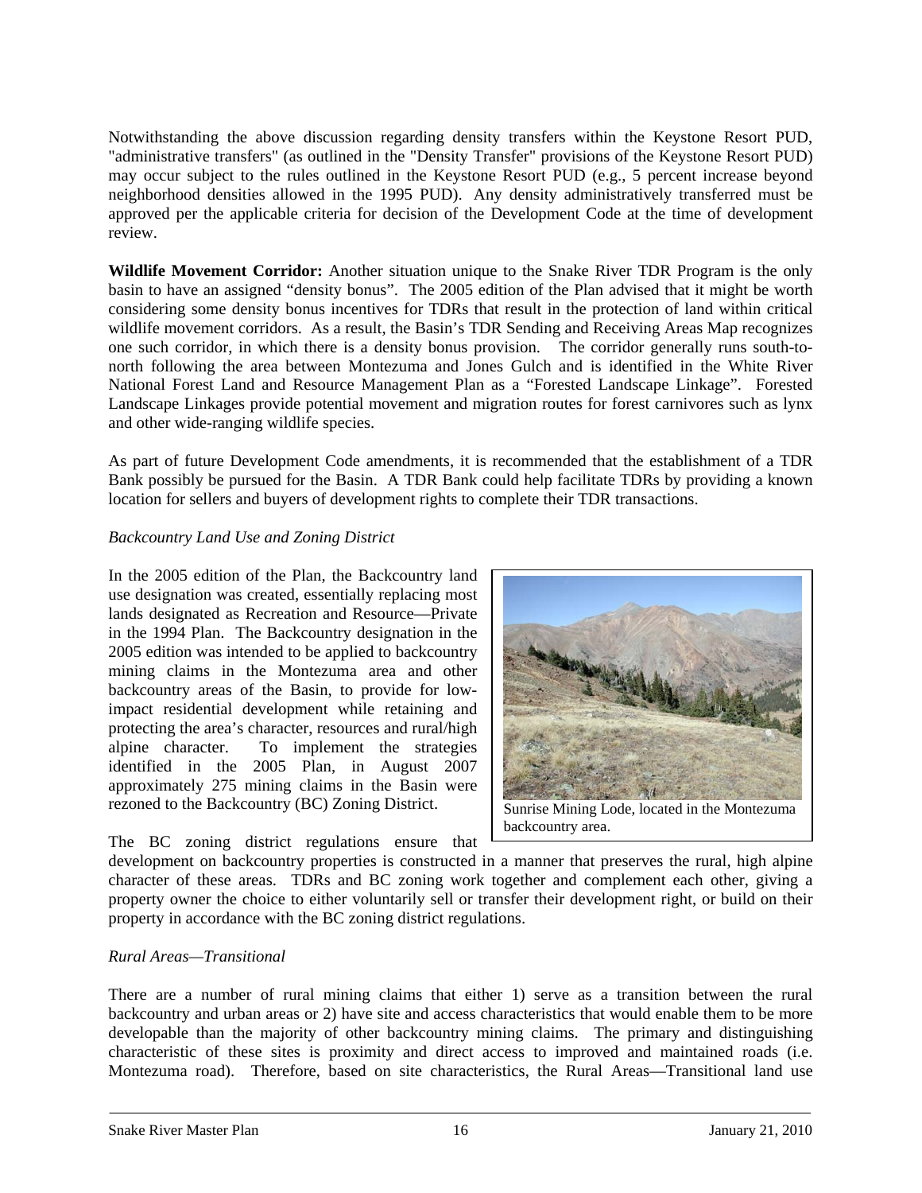Notwithstanding the above discussion regarding density transfers within the Keystone Resort PUD, "administrative transfers" (as outlined in the "Density Transfer" provisions of the Keystone Resort PUD) may occur subject to the rules outlined in the Keystone Resort PUD (e.g., 5 percent increase beyond neighborhood densities allowed in the 1995 PUD). Any density administratively transferred must be approved per the applicable criteria for decision of the Development Code at the time of development review.

**Wildlife Movement Corridor:** Another situation unique to the Snake River TDR Program is the only basin to have an assigned "density bonus". The 2005 edition of the Plan advised that it might be worth considering some density bonus incentives for TDRs that result in the protection of land within critical wildlife movement corridors. As a result, the Basin's TDR Sending and Receiving Areas Map recognizes one such corridor, in which there is a density bonus provision. The corridor generally runs south-to-north following the area between Montezuma and Jones Gulch and is identified in the White River National Forest Land and Resource Management Plan as a "Forested Landscape Linkage". Forested Landscape Linkages provide potential movement and migration routes for forest carnivores such as lynx and other wide-ranging wildlife species.

As part of future Development Code amendments, it is recommended that the establishment of a TDR Bank possibly be pursued for the Basin. A TDR Bank could help facilitate TDRs by providing a known location for sellers and buyers of development rights to complete their TDR transactions.

*Backcountry Land Use and Zoning District*

In the 2005 edition of the Plan, the Backcountry land use designation was created, essentially replacing most lands designated as Recreation and Resource—Private in the 1994 Plan. The Backcountry designation in the 2005 edition was intended to be applied to backcountry mining claims in the Montezuma area and other backcountry areas of the Basin, to provide for low-impact residential development while retaining and protecting the area's character, resources and rural/high alpine character. To implement the strategies identified in the 2005 Plan, in August 2007 approximately 275 mining claims in the Basin were rezoned to the Backcountry (BC) Zoning District.

Sunrise Mining Lode, located in the Montezuma backcountry area.

The BC zoning district regulations ensure that development on backcountry properties is constructed in a manner that preserves the rural, high alpine character of these areas. TDRs and BC zoning work together and complement each other, giving a property owner the choice to either voluntarily sell or transfer their development right, or build on their property in accordance with the BC zoning district regulations.

*Rural Areas—Transitional*

There are a number of rural mining claims that either 1) serve as a transition between the rural backcountry and urban areas or 2) have site and access characteristics that would enable them to be more developable than the majority of other backcountry mining claims. The primary and distinguishing characteristic of these sites is proximity and direct access to improved and maintained roads (i.e. Montezuma road). Therefore, based on site characteristics, the Rural Areas—Transitional land use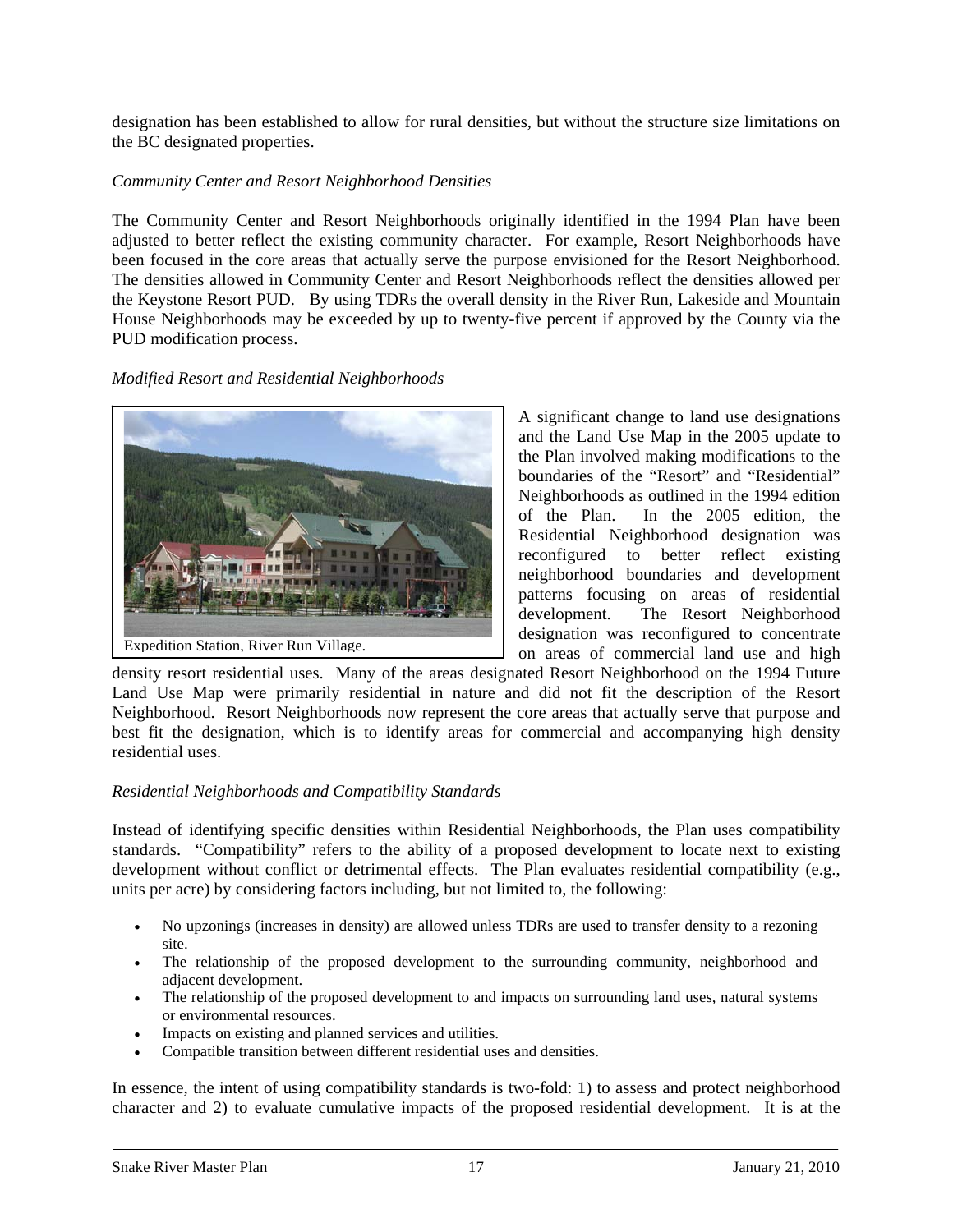designation has been established to allow for rural densities, but without the structure size limitations on the BC designated properties.

*Community Center and Resort Neighborhood Densities*

The Community Center and Resort Neighborhoods originally identified in the 1994 Plan have been adjusted to better reflect the existing community character. For example, Resort Neighborhoods have been focused in the core areas that actually serve the purpose envisioned for the Resort Neighborhood. The densities allowed in Community Center and Resort Neighborhoods reflect the densities allowed per the Keystone Resort PUD. By using TDRs the overall density in the River Run, Lakeside and Mountain House Neighborhoods may be exceeded by up to twenty-five percent if approved by the County via the PUD modification process.

*Modified Resort and Residential Neighborhoods*

Expedition Station, River Run Village.

A significant change to land use designations and the Land Use Map in the 2005 update to the Plan involved making modifications to the boundaries of the "Resort" and "Residential" Neighborhoods as outlined in the 1994 edition of the Plan. In the 2005 edition, the Residential Neighborhood designation was reconfigured to better reflect existing neighborhood boundaries and development patterns focusing on areas of residential development. The Resort Neighborhood designation was reconfigured to concentrate on areas of commercial land use and high density resort residential uses. Many of the areas designated Resort Neighborhood on the 1994 Future Land Use Map were primarily residential in nature and did not fit the description of the Resort Neighborhood. Resort Neighborhoods now represent the core areas that actually serve that purpose and best fit the designation, which is to identify areas for commercial and accompanying high density residential uses.

*Residential Neighborhoods and Compatibility Standards*

Instead of identifying specific densities within Residential Neighborhoods, the Plan uses compatibility standards. "Compatibility" refers to the ability of a proposed development to locate next to existing development without conflict or detrimental effects. The Plan evaluates residential compatibility (e.g., units per acre) by considering factors including, but not limited to, the following:

- No upzonings (increases in density) are allowed unless TDRs are used to transfer density to a rezoning site.
- The relationship of the proposed development to the surrounding community, neighborhood and adjacent development.
- The relationship of the proposed development to and impacts on surrounding land uses, natural systems or environmental resources.
- Impacts on existing and planned services and utilities.
- Compatible transition between different residential uses and densities.

In essence, the intent of using compatibility standards is two-fold: 1) to assess and protect neighborhood character and 2) to evaluate cumulative impacts of the proposed residential development. It is at the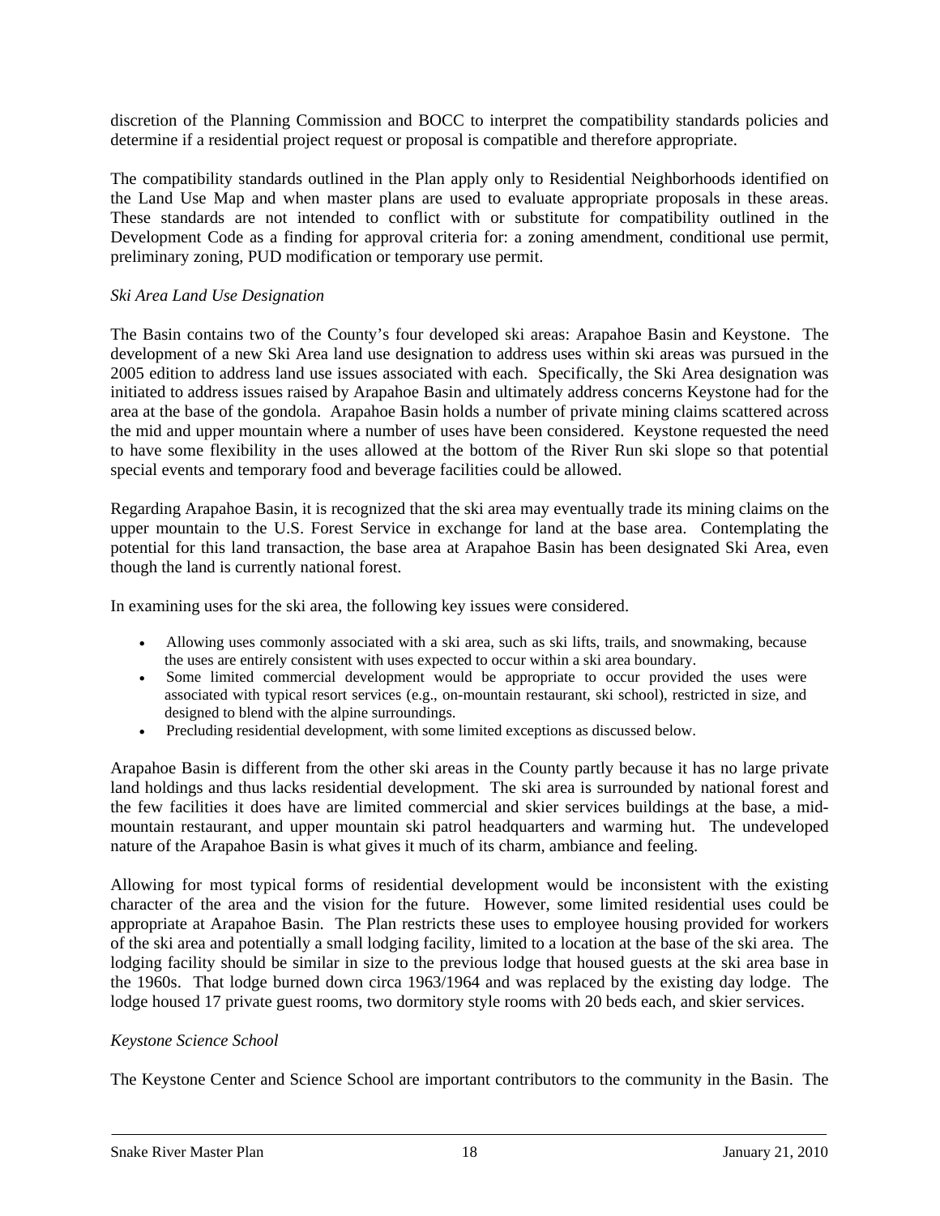discretion of the Planning Commission and BOCC to interpret the compatibility standards policies and determine if a residential project request or proposal is compatible and therefore appropriate.

The compatibility standards outlined in the Plan apply only to Residential Neighborhoods identified on the Land Use Map and when master plans are used to evaluate appropriate proposals in these areas. These standards are not intended to conflict with or substitute for compatibility outlined in the Development Code as a finding for approval criteria for: a zoning amendment, conditional use permit, preliminary zoning, PUD modification or temporary use permit.

*Ski Area Land Use Designation*

The Basin contains two of the County's four developed ski areas: Arapahoe Basin and Keystone. The development of a new Ski Area land use designation to address uses within ski areas was pursued in the 2005 edition to address land use issues associated with each. Specifically, the Ski Area designation was initiated to address issues raised by Arapahoe Basin and ultimately address concerns Keystone had for the area at the base of the gondola. Arapahoe Basin holds a number of private mining claims scattered across the mid and upper mountain where a number of uses have been considered. Keystone requested the need to have some flexibility in the uses allowed at the bottom of the River Run ski slope so that potential special events and temporary food and beverage facilities could be allowed.

Regarding Arapahoe Basin, it is recognized that the ski area may eventually trade its mining claims on the upper mountain to the U.S. Forest Service in exchange for land at the base area. Contemplating the potential for this land transaction, the base area at Arapahoe Basin has been designated Ski Area, even though the land is currently national forest.

In examining uses for the ski area, the following key issues were considered.

- Allowing uses commonly associated with a ski area, such as ski lifts, trails, and snowmaking, because the uses are entirely consistent with uses expected to occur within a ski area boundary.
- Some limited commercial development would be appropriate to occur provided the uses were associated with typical resort services (e.g., on-mountain restaurant, ski school), restricted in size, and designed to blend with the alpine surroundings.
- Precluding residential development, with some limited exceptions as discussed below.

Arapahoe Basin is different from the other ski areas in the County partly because it has no large private land holdings and thus lacks residential development. The ski area is surrounded by national forest and the few facilities it does have are limited commercial and skier services buildings at the base, a mid-mountain restaurant, and upper mountain ski patrol headquarters and warming hut. The undeveloped nature of the Arapahoe Basin is what gives it much of its charm, ambiance and feeling.

Allowing for most typical forms of residential development would be inconsistent with the existing character of the area and the vision for the future. However, some limited residential uses could be appropriate at Arapahoe Basin. The Plan restricts these uses to employee housing provided for workers of the ski area and potentially a small lodging facility, limited to a location at the base of the ski area. The lodging facility should be similar in size to the previous lodge that housed guests at the ski area base in the 1960s. That lodge burned down circa 1963/1964 and was replaced by the existing day lodge. The lodge housed 17 private guest rooms, two dormitory style rooms with 20 beds each, and skier services.

*Keystone Science School*

The Keystone Center and Science School are important contributors to the community in the Basin. The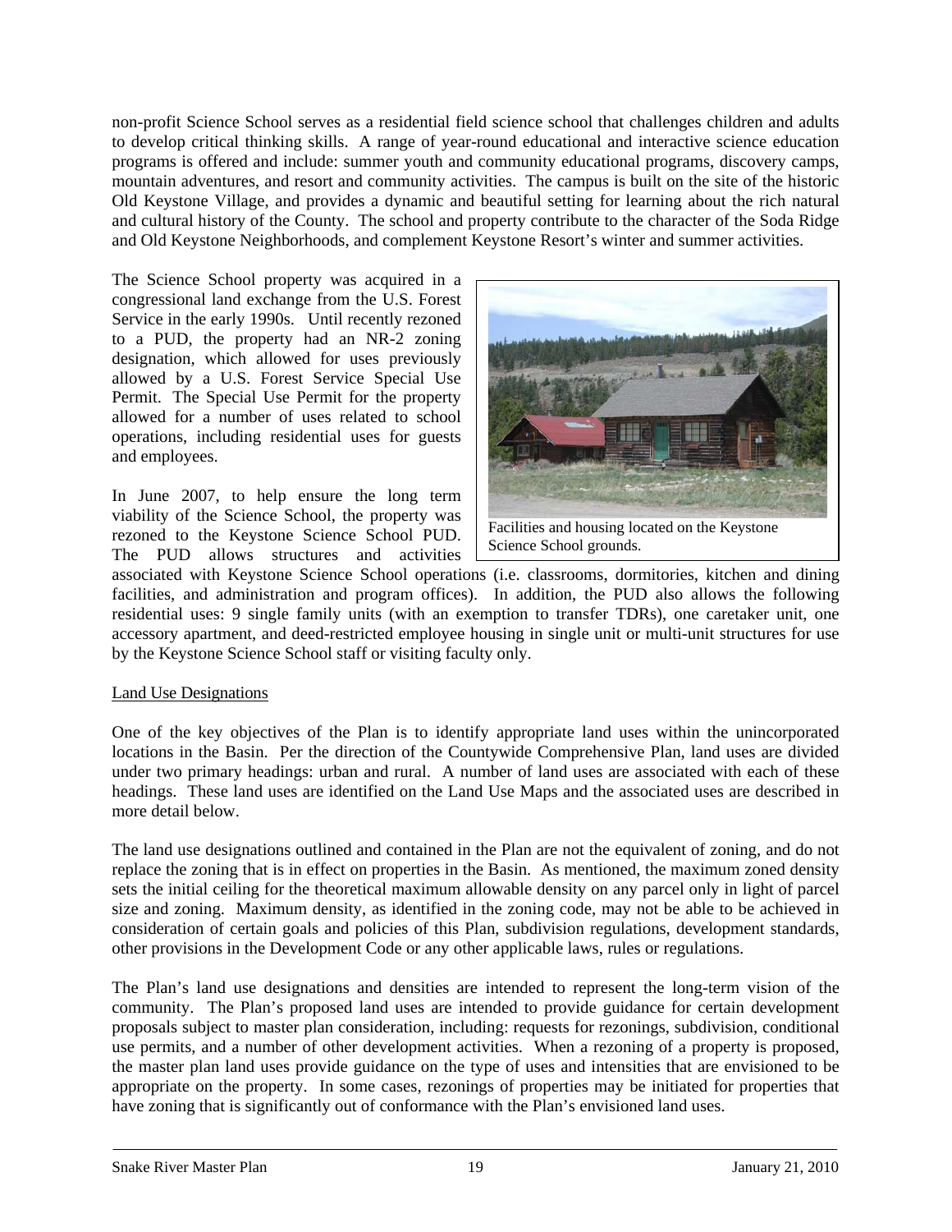non-profit Science School serves as a residential field science school that challenges children and adults to develop critical thinking skills. A range of year-round educational and interactive science education programs is offered and include: summer youth and community educational programs, discovery camps, mountain adventures, and resort and community activities. The campus is built on the site of the historic Old Keystone Village, and provides a dynamic and beautiful setting for learning about the rich natural and cultural history of the County. The school and property contribute to the character of the Soda Ridge and Old Keystone Neighborhoods, and complement Keystone Resort's winter and summer activities.

The Science School property was acquired in a congressional land exchange from the U.S. Forest Service in the early 1990s. Until recently rezoned to a PUD, the property had an NR-2 zoning designation, which allowed for uses previously allowed by a U.S. Forest Service Special Use Permit. The Special Use Permit for the property allowed for a number of uses related to school operations, including residential uses for guests and employees.

Facilities and housing located on the Keystone Science School grounds.

In June 2007, to help ensure the long term viability of the Science School, the property was rezoned to the Keystone Science School PUD. The PUD allows structures and activities associated with Keystone Science School operations (i.e. classrooms, dormitories, kitchen and dining facilities, and administration and program offices). In addition, the PUD also allows the following residential uses: 9 single family units (with an exemption to transfer TDRs), one caretaker unit, one accessory apartment, and deed-restricted employee housing in single unit or multi-unit structures for use by the Keystone Science School staff or visiting faculty only.

## Land Use Designations

One of the key objectives of the Plan is to identify appropriate land uses within the unincorporated locations in the Basin. Per the direction of the Countywide Comprehensive Plan, land uses are divided under two primary headings: urban and rural. A number of land uses are associated with each of these headings. These land uses are identified on the Land Use Maps and the associated uses are described in more detail below.

The land use designations outlined and contained in the Plan are not the equivalent of zoning, and do not replace the zoning that is in effect on properties in the Basin. As mentioned, the maximum zoned density sets the initial ceiling for the theoretical maximum allowable density on any parcel only in light of parcel size and zoning. Maximum density, as identified in the zoning code, may not be able to be achieved in consideration of certain goals and policies of this Plan, subdivision regulations, development standards, other provisions in the Development Code or any other applicable laws, rules or regulations.

The Plan's land use designations and densities are intended to represent the long-term vision of the community. The Plan's proposed land uses are intended to provide guidance for certain development proposals subject to master plan consideration, including: requests for rezonings, subdivision, conditional use permits, and a number of other development activities. When a rezoning of a property is proposed, the master plan land uses provide guidance on the type of uses and intensities that are envisioned to be appropriate on the property. In some cases, rezonings of properties may be initiated for properties that have zoning that is significantly out of conformance with the Plan's envisioned land uses.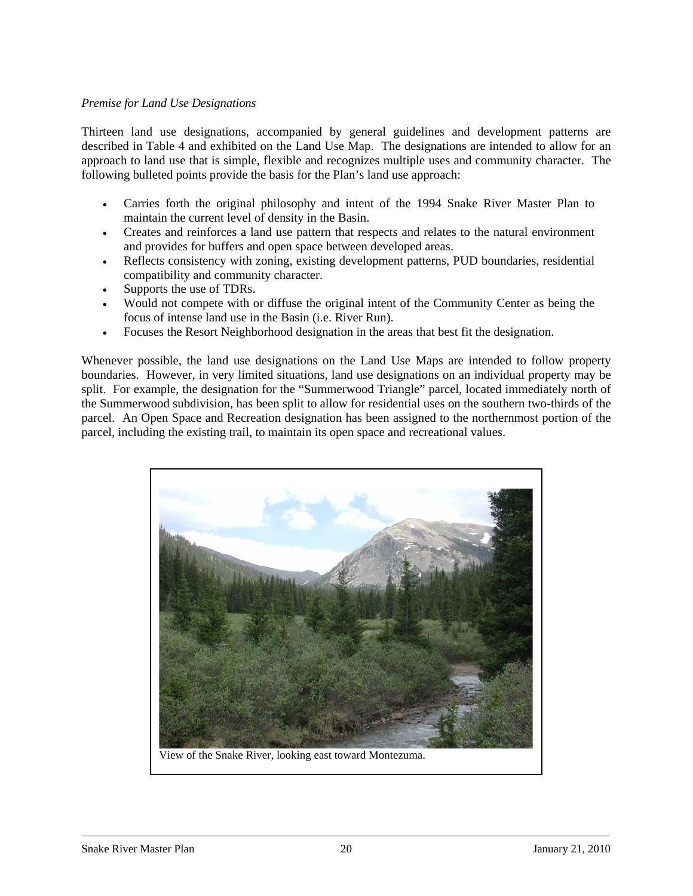*Premise for Land Use Designations*

Thirteen land use designations, accompanied by general guidelines and development patterns are described in Table 4 and exhibited on the Land Use Map. The designations are intended to allow for an approach to land use that is simple, flexible and recognizes multiple uses and community character. The following bulleted points provide the basis for the Plan's land use approach:

- Carries forth the original philosophy and intent of the 1994 Snake River Master Plan to maintain the current level of density in the Basin.
- Creates and reinforces a land use pattern that respects and relates to the natural environment and provides for buffers and open space between developed areas.
- Reflects consistency with zoning, existing development patterns, PUD boundaries, residential compatibility and community character.
- Supports the use of TDRs.
- Would not compete with or diffuse the original intent of the Community Center as being the focus of intense land use in the Basin (i.e. River Run).
- Focuses the Resort Neighborhood designation in the areas that best fit the designation.

Whenever possible, the land use designations on the Land Use Maps are intended to follow property boundaries. However, in very limited situations, land use designations on an individual property may be split. For example, the designation for the "Summerwood Triangle" parcel, located immediately north of the Summerwood subdivision, has been split to allow for residential uses on the southern two-thirds of the parcel. An Open Space and Recreation designation has been assigned to the northernmost portion of the parcel, including the existing trail, to maintain its open space and recreational values.

View of the Snake River, looking east toward Montezuma.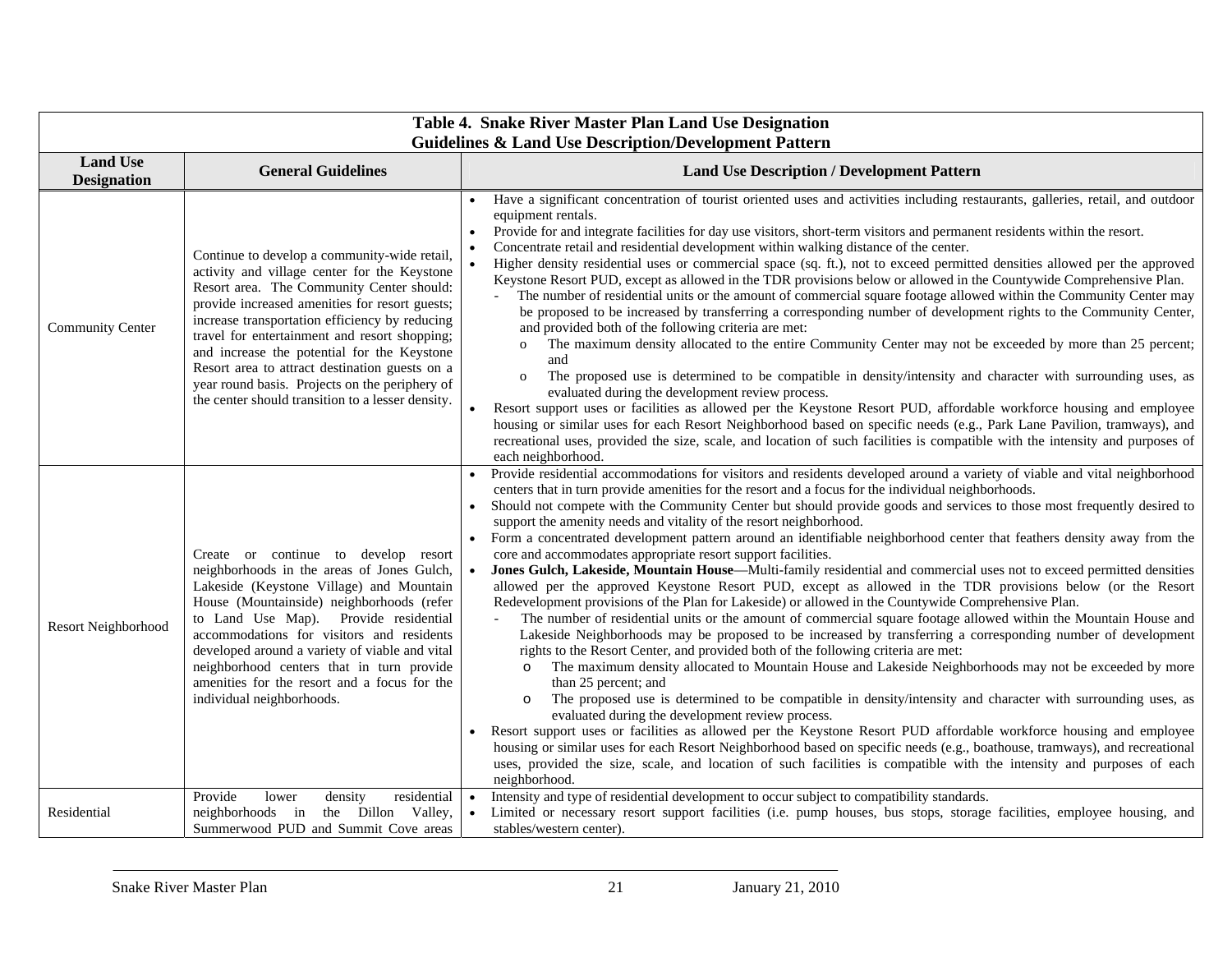**Table 4. Snake River Master Plan Land Use Designation Guidelines & Land Use Description/Development Pattern**

| Land Use Designation | General Guidelines | Land Use Description / Development Pattern |
|---|---|---|
| Community Center | Continue to develop a community-wide retail, activity and village center for the Keystone Resort area. The Community Center should: provide increased amenities for resort guests; increase transportation efficiency by reducing travel for entertainment and resort shopping; and increase the potential for the Keystone Resort area to attract destination guests on a year round basis. Projects on the periphery of the center should transition to a lesser density. | • Have a significant concentration of tourist oriented uses and activities including restaurants, galleries, retail, and outdoor equipment rentals.<br>• Provide for and integrate facilities for day use visitors, short-term visitors and permanent residents within the resort.<br>• Concentrate retail and residential development within walking distance of the center.<br>• Higher density residential uses or commercial space (sq. ft.), not to exceed permitted densities allowed per the approved Keystone Resort PUD, except as allowed in the TDR provisions below or allowed in the Countywide Comprehensive Plan.<br>  - The number of residential units or the amount of commercial square footage allowed within the Community Center may be proposed to be increased by transferring a corresponding number of development rights to the Community Center, and provided both of the following criteria are met:<br>    o The maximum density allocated to the entire Community Center may not be exceeded by more than 25 percent; and<br>    o The proposed use is determined to be compatible in density/intensity and character with surrounding uses, as evaluated during the development review process.<br>• Resort support uses or facilities as allowed per the Keystone Resort PUD, affordable workforce housing and employee housing or similar uses for each Resort Neighborhood based on specific needs (e.g., Park Lane Pavilion, tramways), and recreational uses, provided the size, scale, and location of such facilities is compatible with the intensity and purposes of each neighborhood. |
| Resort Neighborhood | Create or continue to develop resort neighborhoods in the areas of Jones Gulch, Lakeside (Keystone Village) and Mountain House (Mountainside) neighborhoods (refer to Land Use Map). Provide residential accommodations for visitors and residents developed around a variety of viable and vital neighborhood centers that in turn provide amenities for the resort and a focus for the individual neighborhoods. | • Provide residential accommodations for visitors and residents developed around a variety of viable and vital neighborhood centers that in turn provide amenities for the resort and a focus for the individual neighborhoods.<br>• Should not compete with the Community Center but should provide goods and services to those most frequently desired to support the amenity needs and vitality of the resort neighborhood.<br>• Form a concentrated development pattern around an identifiable neighborhood center that feathers density away from the core and accommodates appropriate resort support facilities.<br>• **Jones Gulch, Lakeside, Mountain House**—Multi-family residential and commercial uses not to exceed permitted densities allowed per the approved Keystone Resort PUD, except as allowed in the TDR provisions below (or the Resort Redevelopment provisions of the Plan for Lakeside) or allowed in the Countywide Comprehensive Plan.<br>  - The number of residential units or the amount of commercial square footage allowed within the Mountain House and Lakeside Neighborhoods may be proposed to be increased by transferring a corresponding number of development rights to the Resort Center, and provided both of the following criteria are met:<br>    o The maximum density allocated to Mountain House and Lakeside Neighborhoods may not be exceeded by more than 25 percent; and<br>    o The proposed use is determined to be compatible in density/intensity and character with surrounding uses, as evaluated during the development review process.<br>• Resort support uses or facilities as allowed per the Keystone Resort PUD affordable workforce housing and employee housing or similar uses for each Resort Neighborhood based on specific needs (e.g., boathouse, tramways), and recreational uses, provided the size, scale, and location of such facilities is compatible with the intensity and purposes of each neighborhood. |
| Residential | Provide lower density residential neighborhoods in the Dillon Valley, Summerwood PUD and Summit Cove areas | • Intensity and type of residential development to occur subject to compatibility standards.<br>• Limited or necessary resort support facilities (i.e. pump houses, bus stops, storage facilities, employee housing, and stables/western center). |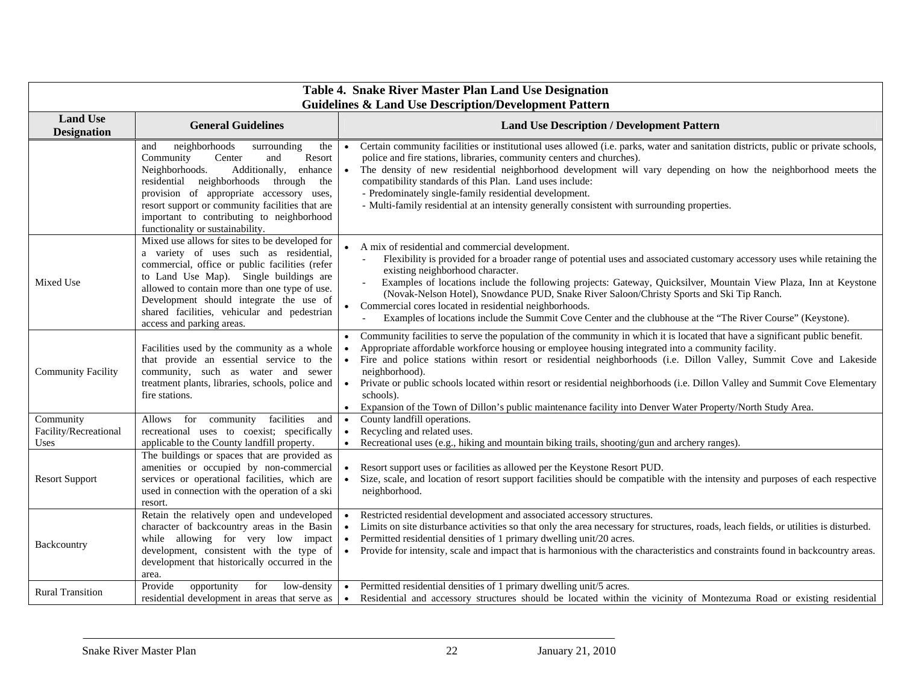**Table 4. Snake River Master Plan Land Use Designation Guidelines & Land Use Description/Development Pattern**

| Land Use Designation | General Guidelines | Land Use Description / Development Pattern |
|---|---|---|
| | and neighborhoods surrounding the Community Center and Resort Neighborhoods. Additionally, enhance residential neighborhoods through the provision of appropriate accessory uses, resort support or community facilities that are important to contributing to neighborhood functionality or sustainability. | • Certain community facilities or institutional uses allowed (i.e. parks, water and sanitation districts, public or private schools, police and fire stations, libraries, community centers and churches).<br>• The density of new residential neighborhood development will vary depending on how the neighborhood meets the compatibility standards of this Plan. Land uses include:<br>- Predominately single-family residential development.<br>- Multi-family residential at an intensity generally consistent with surrounding properties. |
| Mixed Use | Mixed use allows for sites to be developed for a variety of uses such as residential, commercial, office or public facilities (refer to Land Use Map). Single buildings are allowed to contain more than one type of use. Development should integrate the use of shared facilities, vehicular and pedestrian access and parking areas. | • A mix of residential and commercial development.<br>- Flexibility is provided for a broader range of potential uses and associated customary accessory uses while retaining the existing neighborhood character.<br>- Examples of locations include the following projects: Gateway, Quicksilver, Mountain View Plaza, Inn at Keystone (Novak-Nelson Hotel), Snowdance PUD, Snake River Saloon/Christy Sports and Ski Tip Ranch.<br>• Commercial cores located in residential neighborhoods.<br>- Examples of locations include the Summit Cove Center and the clubhouse at the "The River Course" (Keystone). |
| Community Facility | Facilities used by the community as a whole that provide an essential service to the community, such as water and sewer treatment plants, libraries, schools, police and fire stations. | • Community facilities to serve the population of the community in which it is located that have a significant public benefit.<br>• Appropriate affordable workforce housing or employee housing integrated into a community facility.<br>• Fire and police stations within resort or residential neighborhoods (i.e. Dillon Valley, Summit Cove and Lakeside neighborhood).<br>• Private or public schools located within resort or residential neighborhoods (i.e. Dillon Valley and Summit Cove Elementary schools).<br>• Expansion of the Town of Dillon's public maintenance facility into Denver Water Property/North Study Area. |
| Community Facility/Recreational Uses | Allows for community facilities and recreational uses to coexist; specifically applicable to the County landfill property. | • County landfill operations.<br>• Recycling and related uses.<br>• Recreational uses (e.g., hiking and mountain biking trails, shooting/gun and archery ranges). |
| Resort Support | The buildings or spaces that are provided as amenities or occupied by non-commercial services or operational facilities, which are used in connection with the operation of a ski resort. | • Resort support uses or facilities as allowed per the Keystone Resort PUD.<br>• Size, scale, and location of resort support facilities should be compatible with the intensity and purposes of each respective neighborhood. |
| Backcountry | Retain the relatively open and undeveloped character of backcountry areas in the Basin while allowing for very low impact development, consistent with the type of development that historically occurred in the area. | • Restricted residential development and associated accessory structures.<br>• Limits on site disturbance activities so that only the area necessary for structures, roads, leach fields, or utilities is disturbed.<br>• Permitted residential densities of 1 primary dwelling unit/20 acres.<br>• Provide for intensity, scale and impact that is harmonious with the characteristics and constraints found in backcountry areas. |
| Rural Transition | Provide opportunity for low-density residential development in areas that serve as | • Permitted residential densities of 1 primary dwelling unit/5 acres.<br>• Residential and accessory structures should be located within the vicinity of Montezuma Road or existing residential |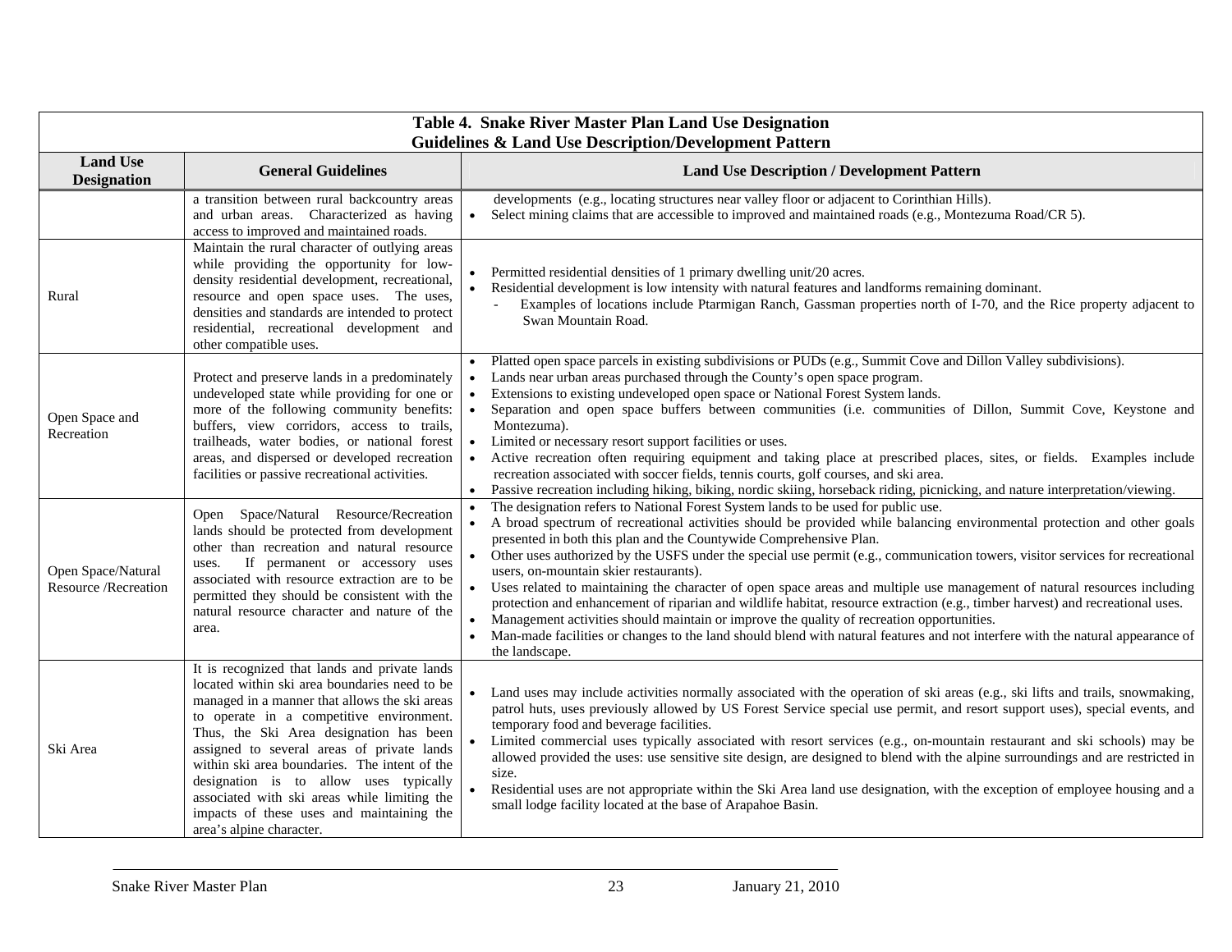| Table 4. Snake River Master Plan Land Use Designation Guidelines & Land Use Description/Development Pattern | | |
|---|---|---|
| **Land Use Designation** | **General Guidelines** | **Land Use Description / Development Pattern** |
| | a transition between rural backcountry areas and urban areas. Characterized as having access to improved and maintained roads. | developments (e.g., locating structures near valley floor or adjacent to Corinthian Hills).<br>• Select mining claims that are accessible to improved and maintained roads (e.g., Montezuma Road/CR 5). |
| Rural | Maintain the rural character of outlying areas while providing the opportunity for low-density residential development, recreational, resource and open space uses. The uses, densities and standards are intended to protect residential, recreational development and other compatible uses. | • Permitted residential densities of 1 primary dwelling unit/20 acres.<br>• Residential development is low intensity with natural features and landforms remaining dominant.<br>- Examples of locations include Ptarmigan Ranch, Gassman properties north of I-70, and the Rice property adjacent to Swan Mountain Road. |
| Open Space and Recreation | Protect and preserve lands in a predominately undeveloped state while providing for one or more of the following community benefits: buffers, view corridors, access to trails, trailheads, water bodies, or national forest areas, and dispersed or developed recreation facilities or passive recreational activities. | • Platted open space parcels in existing subdivisions or PUDs (e.g., Summit Cove and Dillon Valley subdivisions).<br>• Lands near urban areas purchased through the County's open space program.<br>• Extensions to existing undeveloped open space or National Forest System lands.<br>• Separation and open space buffers between communities (i.e. communities of Dillon, Summit Cove, Keystone and Montezuma).<br>• Limited or necessary resort support facilities or uses.<br>• Active recreation often requiring equipment and taking place at prescribed places, sites, or fields. Examples include recreation associated with soccer fields, tennis courts, golf courses, and ski area.<br>• Passive recreation including hiking, biking, nordic skiing, horseback riding, picnicking, and nature interpretation/viewing. |
| Open Space/Natural Resource /Recreation | Open Space/Natural Resource/Recreation lands should be protected from development other than recreation and natural resource uses. If permanent or accessory uses associated with resource extraction are to be permitted they should be consistent with the natural resource character and nature of the area. | • The designation refers to National Forest System lands to be used for public use.<br>• A broad spectrum of recreational activities should be provided while balancing environmental protection and other goals presented in both this plan and the Countywide Comprehensive Plan.<br>• Other uses authorized by the USFS under the special use permit (e.g., communication towers, visitor services for recreational users, on-mountain skier restaurants).<br>• Uses related to maintaining the character of open space areas and multiple use management of natural resources including protection and enhancement of riparian and wildlife habitat, resource extraction (e.g., timber harvest) and recreational uses.<br>• Management activities should maintain or improve the quality of recreation opportunities.<br>• Man-made facilities or changes to the land should blend with natural features and not interfere with the natural appearance of the landscape. |
| Ski Area | It is recognized that lands and private lands located within ski area boundaries need to be managed in a manner that allows the ski areas to operate in a competitive environment. Thus, the Ski Area designation has been assigned to several areas of private lands within ski area boundaries. The intent of the designation is to allow uses typically associated with ski areas while limiting the impacts of these uses and maintaining the area's alpine character. | • Land uses may include activities normally associated with the operation of ski areas (e.g., ski lifts and trails, snowmaking, patrol huts, uses previously allowed by US Forest Service special use permit, and resort support uses), special events, and temporary food and beverage facilities.<br>• Limited commercial uses typically associated with resort services (e.g., on-mountain restaurant and ski schools) may be allowed provided the uses: use sensitive site design, are designed to blend with the alpine surroundings and are restricted in size.<br>• Residential uses are not appropriate within the Ski Area land use designation, with the exception of employee housing and a small lodge facility located at the base of Arapahoe Basin. |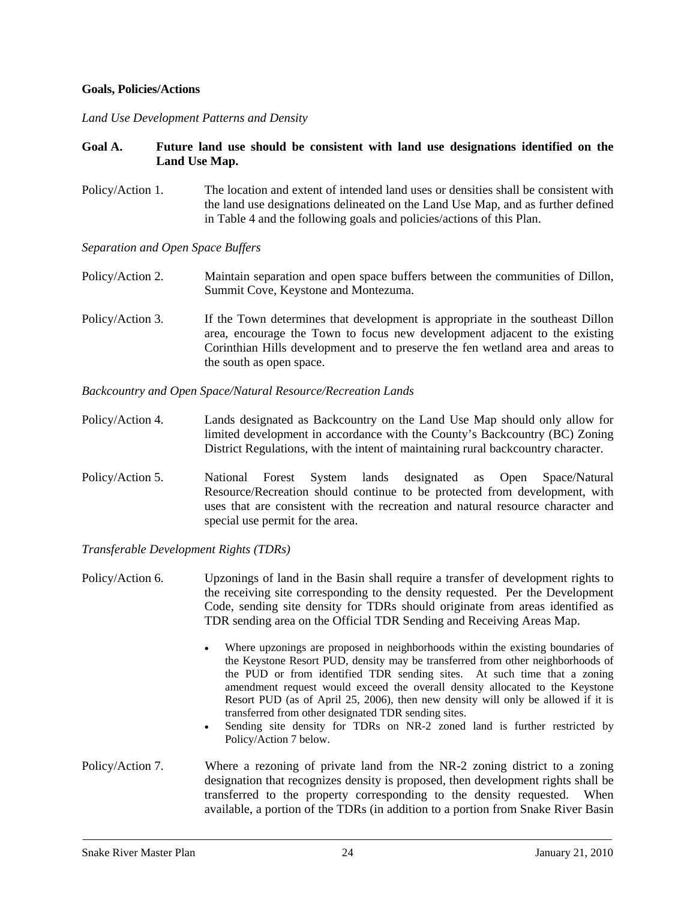**Goals, Policies/Actions**

*Land Use Development Patterns and Density*

**Goal A. Future land use should be consistent with land use designations identified on the Land Use Map.**

Policy/Action 1. The location and extent of intended land uses or densities shall be consistent with the land use designations delineated on the Land Use Map, and as further defined in Table 4 and the following goals and policies/actions of this Plan.

*Separation and Open Space Buffers*

Policy/Action 2. Maintain separation and open space buffers between the communities of Dillon, Summit Cove, Keystone and Montezuma.

Policy/Action 3. If the Town determines that development is appropriate in the southeast Dillon area, encourage the Town to focus new development adjacent to the existing Corinthian Hills development and to preserve the fen wetland area and areas to the south as open space.

*Backcountry and Open Space/Natural Resource/Recreation Lands*

Policy/Action 4. Lands designated as Backcountry on the Land Use Map should only allow for limited development in accordance with the County's Backcountry (BC) Zoning District Regulations, with the intent of maintaining rural backcountry character.

Policy/Action 5. National Forest System lands designated as Open Space/Natural Resource/Recreation should continue to be protected from development, with uses that are consistent with the recreation and natural resource character and special use permit for the area.

*Transferable Development Rights (TDRs)*

Policy/Action 6. Upzonings of land in the Basin shall require a transfer of development rights to the receiving site corresponding to the density requested. Per the Development Code, sending site density for TDRs should originate from areas identified as TDR sending area on the Official TDR Sending and Receiving Areas Map.

- Where upzonings are proposed in neighborhoods within the existing boundaries of the Keystone Resort PUD, density may be transferred from other neighborhoods of the PUD or from identified TDR sending sites. At such time that a zoning amendment request would exceed the overall density allocated to the Keystone Resort PUD (as of April 25, 2006), then new density will only be allowed if it is transferred from other designated TDR sending sites.
- Sending site density for TDRs on NR-2 zoned land is further restricted by Policy/Action 7 below.

Policy/Action 7. Where a rezoning of private land from the NR-2 zoning district to a zoning designation that recognizes density is proposed, then development rights shall be transferred to the property corresponding to the density requested. When available, a portion of the TDRs (in addition to a portion from Snake River Basin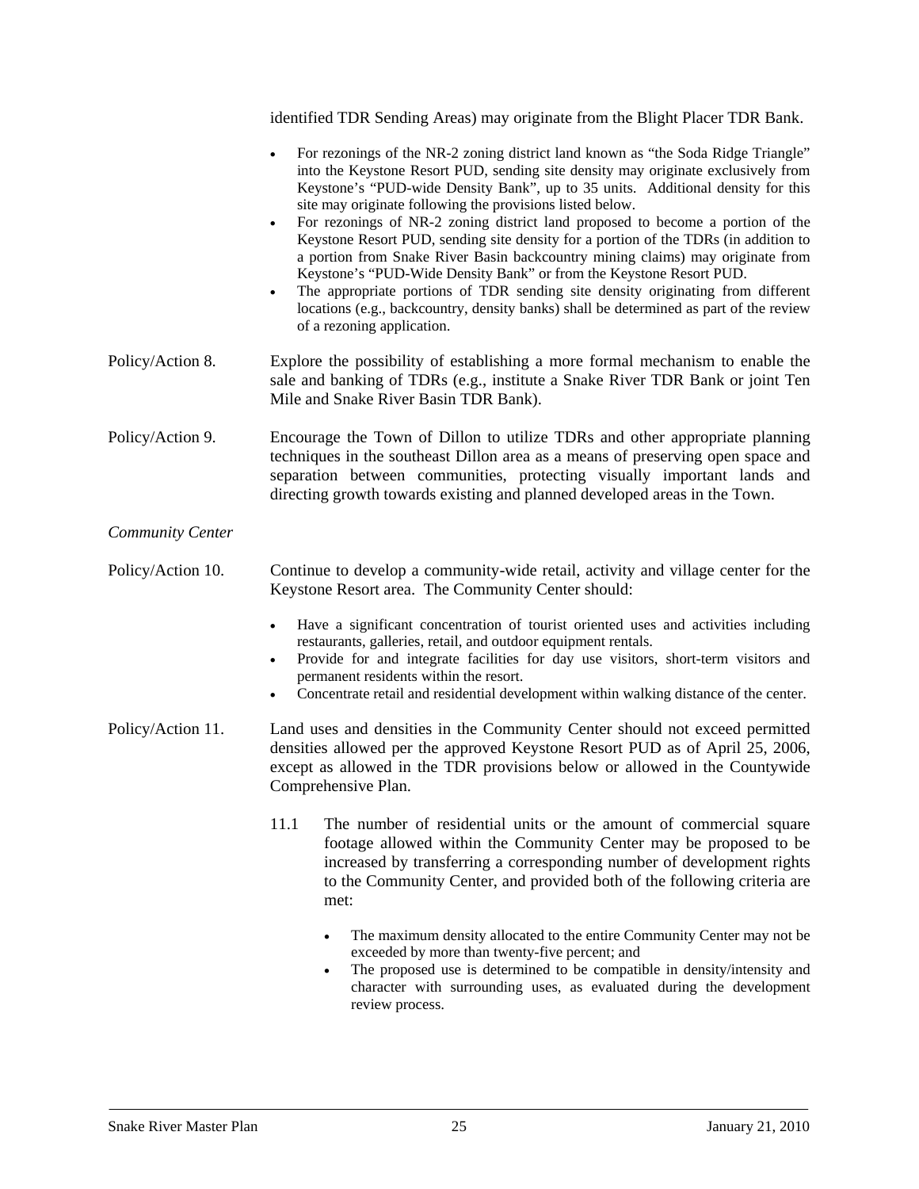identified TDR Sending Areas) may originate from the Blight Placer TDR Bank.

- For rezonings of the NR-2 zoning district land known as "the Soda Ridge Triangle" into the Keystone Resort PUD, sending site density may originate exclusively from Keystone's "PUD-wide Density Bank", up to 35 units. Additional density for this site may originate following the provisions listed below.
- For rezonings of NR-2 zoning district land proposed to become a portion of the Keystone Resort PUD, sending site density for a portion of the TDRs (in addition to a portion from Snake River Basin backcountry mining claims) may originate from Keystone's "PUD-Wide Density Bank" or from the Keystone Resort PUD.
- The appropriate portions of TDR sending site density originating from different locations (e.g., backcountry, density banks) shall be determined as part of the review of a rezoning application.

Policy/Action 8. Explore the possibility of establishing a more formal mechanism to enable the sale and banking of TDRs (e.g., institute a Snake River TDR Bank or joint Ten Mile and Snake River Basin TDR Bank).

Policy/Action 9. Encourage the Town of Dillon to utilize TDRs and other appropriate planning techniques in the southeast Dillon area as a means of preserving open space and separation between communities, protecting visually important lands and directing growth towards existing and planned developed areas in the Town.

*Community Center*

Policy/Action 10. Continue to develop a community-wide retail, activity and village center for the Keystone Resort area. The Community Center should:

- Have a significant concentration of tourist oriented uses and activities including restaurants, galleries, retail, and outdoor equipment rentals.
- Provide for and integrate facilities for day use visitors, short-term visitors and permanent residents within the resort.
- Concentrate retail and residential development within walking distance of the center.

Policy/Action 11. Land uses and densities in the Community Center should not exceed permitted densities allowed per the approved Keystone Resort PUD as of April 25, 2006, except as allowed in the TDR provisions below or allowed in the Countywide Comprehensive Plan.

11.1 The number of residential units or the amount of commercial square footage allowed within the Community Center may be proposed to be increased by transferring a corresponding number of development rights to the Community Center, and provided both of the following criteria are met:

- The maximum density allocated to the entire Community Center may not be exceeded by more than twenty-five percent; and
- The proposed use is determined to be compatible in density/intensity and character with surrounding uses, as evaluated during the development review process.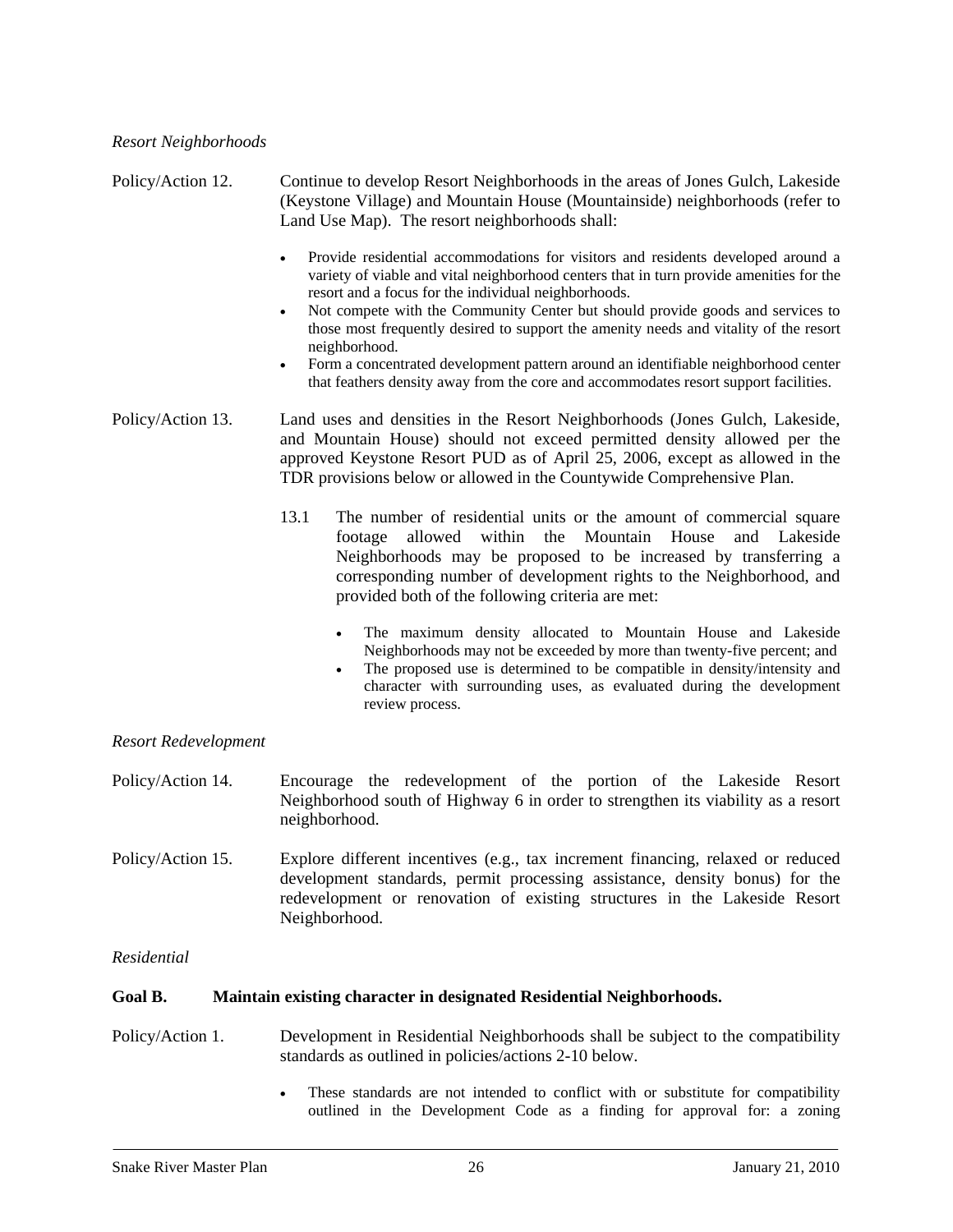*Resort Neighborhoods*

Policy/Action 12. Continue to develop Resort Neighborhoods in the areas of Jones Gulch, Lakeside (Keystone Village) and Mountain House (Mountainside) neighborhoods (refer to Land Use Map). The resort neighborhoods shall:

- Provide residential accommodations for visitors and residents developed around a variety of viable and vital neighborhood centers that in turn provide amenities for the resort and a focus for the individual neighborhoods.
- Not compete with the Community Center but should provide goods and services to those most frequently desired to support the amenity needs and vitality of the resort neighborhood.
- Form a concentrated development pattern around an identifiable neighborhood center that feathers density away from the core and accommodates resort support facilities.

Policy/Action 13. Land uses and densities in the Resort Neighborhoods (Jones Gulch, Lakeside, and Mountain House) should not exceed permitted density allowed per the approved Keystone Resort PUD as of April 25, 2006, except as allowed in the TDR provisions below or allowed in the Countywide Comprehensive Plan.

13.1 The number of residential units or the amount of commercial square footage allowed within the Mountain House and Lakeside Neighborhoods may be proposed to be increased by transferring a corresponding number of development rights to the Neighborhood, and provided both of the following criteria are met:

- The maximum density allocated to Mountain House and Lakeside Neighborhoods may not be exceeded by more than twenty-five percent; and
- The proposed use is determined to be compatible in density/intensity and character with surrounding uses, as evaluated during the development review process.

*Resort Redevelopment*

Policy/Action 14. Encourage the redevelopment of the portion of the Lakeside Resort Neighborhood south of Highway 6 in order to strengthen its viability as a resort neighborhood.

Policy/Action 15. Explore different incentives (e.g., tax increment financing, relaxed or reduced development standards, permit processing assistance, density bonus) for the redevelopment or renovation of existing structures in the Lakeside Resort Neighborhood.

*Residential*

**Goal B. Maintain existing character in designated Residential Neighborhoods.**

Policy/Action 1. Development in Residential Neighborhoods shall be subject to the compatibility standards as outlined in policies/actions 2-10 below.

- These standards are not intended to conflict with or substitute for compatibility outlined in the Development Code as a finding for approval for: a zoning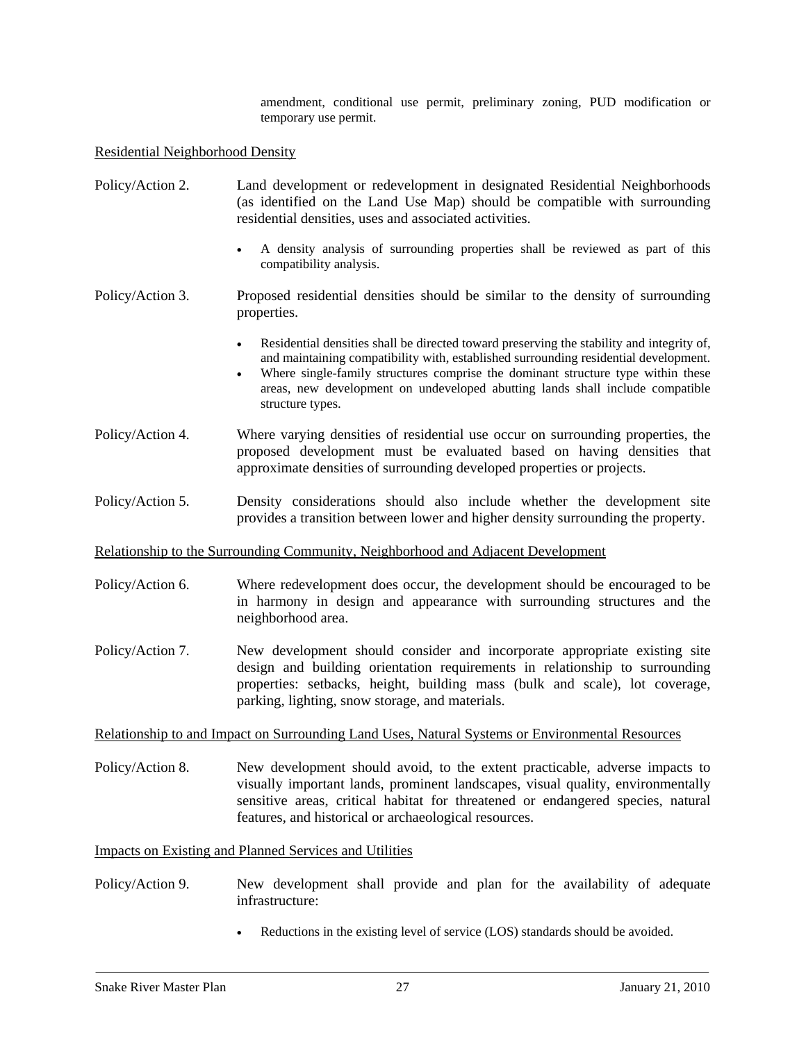amendment, conditional use permit, preliminary zoning, PUD modification or temporary use permit.

Residential Neighborhood Density

Policy/Action 2. Land development or redevelopment in designated Residential Neighborhoods (as identified on the Land Use Map) should be compatible with surrounding residential densities, uses and associated activities.

- A density analysis of surrounding properties shall be reviewed as part of this compatibility analysis.

Policy/Action 3. Proposed residential densities should be similar to the density of surrounding properties.

- Residential densities shall be directed toward preserving the stability and integrity of, and maintaining compatibility with, established surrounding residential development.
- Where single-family structures comprise the dominant structure type within these areas, new development on undeveloped abutting lands shall include compatible structure types.

Policy/Action 4. Where varying densities of residential use occur on surrounding properties, the proposed development must be evaluated based on having densities that approximate densities of surrounding developed properties or projects.

Policy/Action 5. Density considerations should also include whether the development site provides a transition between lower and higher density surrounding the property.

Relationship to the Surrounding Community, Neighborhood and Adjacent Development

Policy/Action 6. Where redevelopment does occur, the development should be encouraged to be in harmony in design and appearance with surrounding structures and the neighborhood area.

Policy/Action 7. New development should consider and incorporate appropriate existing site design and building orientation requirements in relationship to surrounding properties: setbacks, height, building mass (bulk and scale), lot coverage, parking, lighting, snow storage, and materials.

Relationship to and Impact on Surrounding Land Uses, Natural Systems or Environmental Resources

Policy/Action 8. New development should avoid, to the extent practicable, adverse impacts to visually important lands, prominent landscapes, visual quality, environmentally sensitive areas, critical habitat for threatened or endangered species, natural features, and historical or archaeological resources.

Impacts on Existing and Planned Services and Utilities

Policy/Action 9. New development shall provide and plan for the availability of adequate infrastructure:

- Reductions in the existing level of service (LOS) standards should be avoided.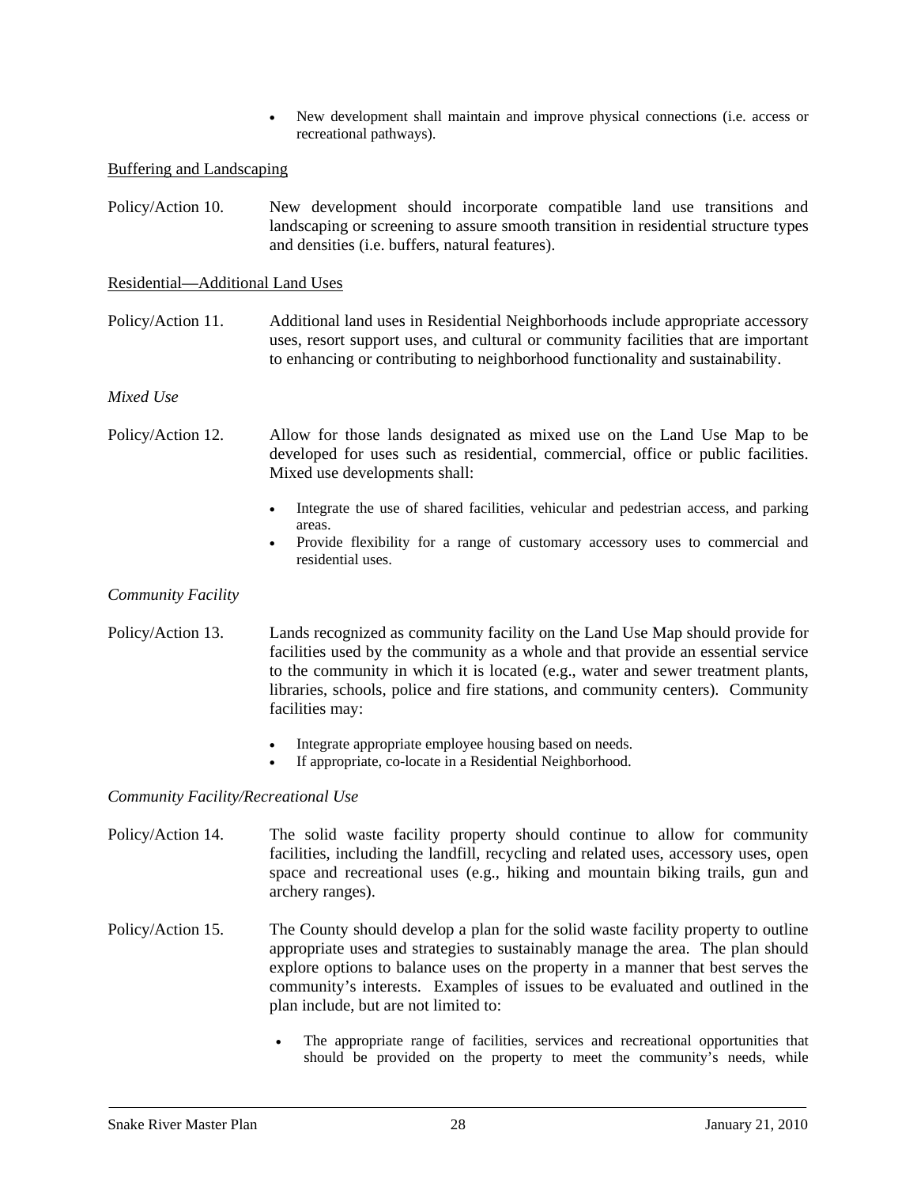- New development shall maintain and improve physical connections (i.e. access or recreational pathways).

Buffering and Landscaping

Policy/Action 10. New development should incorporate compatible land use transitions and landscaping or screening to assure smooth transition in residential structure types and densities (i.e. buffers, natural features).

Residential—Additional Land Uses

Policy/Action 11. Additional land uses in Residential Neighborhoods include appropriate accessory uses, resort support uses, and cultural or community facilities that are important to enhancing or contributing to neighborhood functionality and sustainability.

*Mixed Use*

Policy/Action 12. Allow for those lands designated as mixed use on the Land Use Map to be developed for uses such as residential, commercial, office or public facilities. Mixed use developments shall:

- Integrate the use of shared facilities, vehicular and pedestrian access, and parking areas.
- Provide flexibility for a range of customary accessory uses to commercial and residential uses.

*Community Facility*

Policy/Action 13. Lands recognized as community facility on the Land Use Map should provide for facilities used by the community as a whole and that provide an essential service to the community in which it is located (e.g., water and sewer treatment plants, libraries, schools, police and fire stations, and community centers). Community facilities may:

- Integrate appropriate employee housing based on needs.
- If appropriate, co-locate in a Residential Neighborhood.

*Community Facility/Recreational Use*

Policy/Action 14. The solid waste facility property should continue to allow for community facilities, including the landfill, recycling and related uses, accessory uses, open space and recreational uses (e.g., hiking and mountain biking trails, gun and archery ranges).

Policy/Action 15. The County should develop a plan for the solid waste facility property to outline appropriate uses and strategies to sustainably manage the area. The plan should explore options to balance uses on the property in a manner that best serves the community's interests. Examples of issues to be evaluated and outlined in the plan include, but are not limited to:

- The appropriate range of facilities, services and recreational opportunities that should be provided on the property to meet the community's needs, while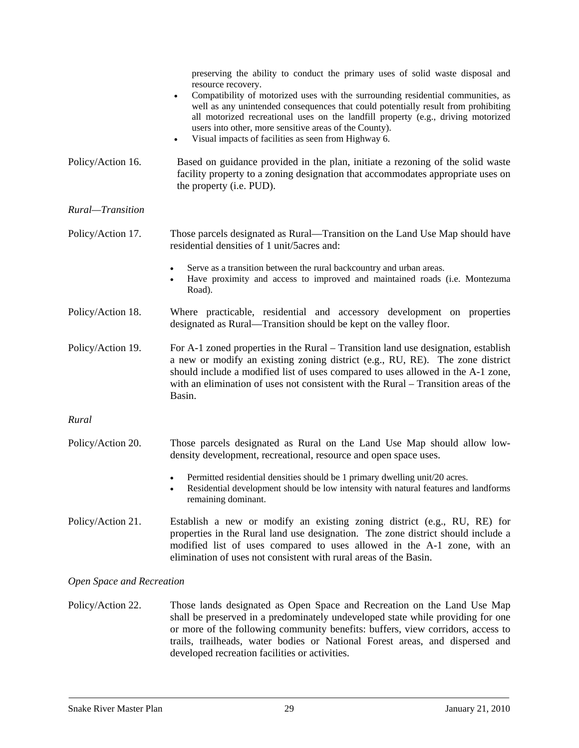preserving the ability to conduct the primary uses of solid waste disposal and resource recovery.

- Compatibility of motorized uses with the surrounding residential communities, as well as any unintended consequences that could potentially result from prohibiting all motorized recreational uses on the landfill property (e.g., driving motorized users into other, more sensitive areas of the County).
- Visual impacts of facilities as seen from Highway 6.

Policy/Action 16. Based on guidance provided in the plan, initiate a rezoning of the solid waste facility property to a zoning designation that accommodates appropriate uses on the property (i.e. PUD).

*Rural—Transition*

Policy/Action 17. Those parcels designated as Rural—Transition on the Land Use Map should have residential densities of 1 unit/5acres and:

- Serve as a transition between the rural backcountry and urban areas.
- Have proximity and access to improved and maintained roads (i.e. Montezuma Road).

Policy/Action 18. Where practicable, residential and accessory development on properties designated as Rural—Transition should be kept on the valley floor.

Policy/Action 19. For A-1 zoned properties in the Rural – Transition land use designation, establish a new or modify an existing zoning district (e.g., RU, RE). The zone district should include a modified list of uses compared to uses allowed in the A-1 zone, with an elimination of uses not consistent with the Rural – Transition areas of the Basin.

*Rural*

Policy/Action 20. Those parcels designated as Rural on the Land Use Map should allow low-density development, recreational, resource and open space uses.

- Permitted residential densities should be 1 primary dwelling unit/20 acres.
- Residential development should be low intensity with natural features and landforms remaining dominant.

Policy/Action 21. Establish a new or modify an existing zoning district (e.g., RU, RE) for properties in the Rural land use designation. The zone district should include a modified list of uses compared to uses allowed in the A-1 zone, with an elimination of uses not consistent with rural areas of the Basin.

*Open Space and Recreation*

Policy/Action 22. Those lands designated as Open Space and Recreation on the Land Use Map shall be preserved in a predominately undeveloped state while providing for one or more of the following community benefits: buffers, view corridors, access to trails, trailheads, water bodies or National Forest areas, and dispersed and developed recreation facilities or activities.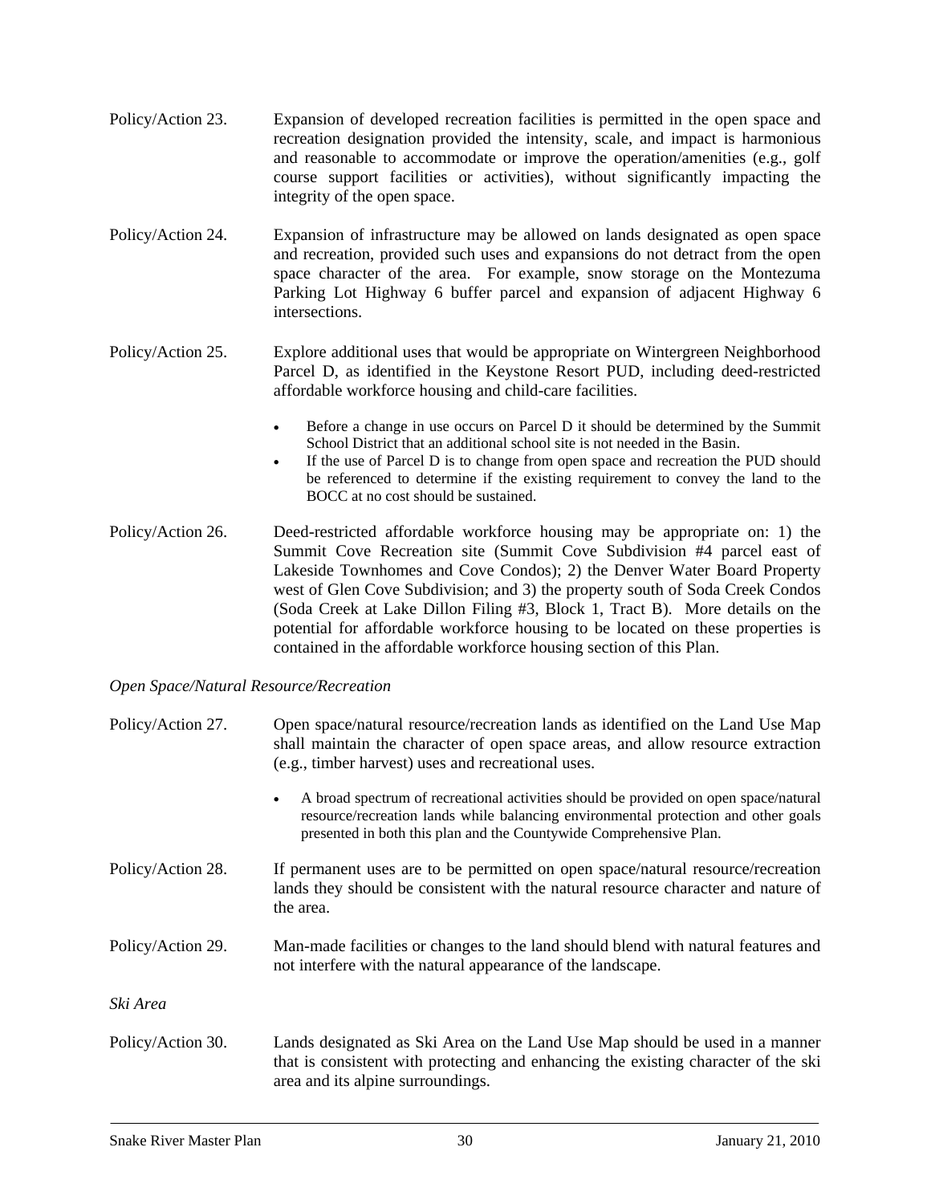Policy/Action 23. Expansion of developed recreation facilities is permitted in the open space and recreation designation provided the intensity, scale, and impact is harmonious and reasonable to accommodate or improve the operation/amenities (e.g., golf course support facilities or activities), without significantly impacting the integrity of the open space.

Policy/Action 24. Expansion of infrastructure may be allowed on lands designated as open space and recreation, provided such uses and expansions do not detract from the open space character of the area. For example, snow storage on the Montezuma Parking Lot Highway 6 buffer parcel and expansion of adjacent Highway 6 intersections.

Policy/Action 25. Explore additional uses that would be appropriate on Wintergreen Neighborhood Parcel D, as identified in the Keystone Resort PUD, including deed-restricted affordable workforce housing and child-care facilities.

- Before a change in use occurs on Parcel D it should be determined by the Summit School District that an additional school site is not needed in the Basin.
- If the use of Parcel D is to change from open space and recreation the PUD should be referenced to determine if the existing requirement to convey the land to the BOCC at no cost should be sustained.

Policy/Action 26. Deed-restricted affordable workforce housing may be appropriate on: 1) the Summit Cove Recreation site (Summit Cove Subdivision #4 parcel east of Lakeside Townhomes and Cove Condos); 2) the Denver Water Board Property west of Glen Cove Subdivision; and 3) the property south of Soda Creek Condos (Soda Creek at Lake Dillon Filing #3, Block 1, Tract B). More details on the potential for affordable workforce housing to be located on these properties is contained in the affordable workforce housing section of this Plan.

*Open Space/Natural Resource/Recreation*

Policy/Action 27. Open space/natural resource/recreation lands as identified on the Land Use Map shall maintain the character of open space areas, and allow resource extraction (e.g., timber harvest) uses and recreational uses.

- A broad spectrum of recreational activities should be provided on open space/natural resource/recreation lands while balancing environmental protection and other goals presented in both this plan and the Countywide Comprehensive Plan.

Policy/Action 28. If permanent uses are to be permitted on open space/natural resource/recreation lands they should be consistent with the natural resource character and nature of the area.

Policy/Action 29. Man-made facilities or changes to the land should blend with natural features and not interfere with the natural appearance of the landscape.

*Ski Area*

Policy/Action 30. Lands designated as Ski Area on the Land Use Map should be used in a manner that is consistent with protecting and enhancing the existing character of the ski area and its alpine surroundings.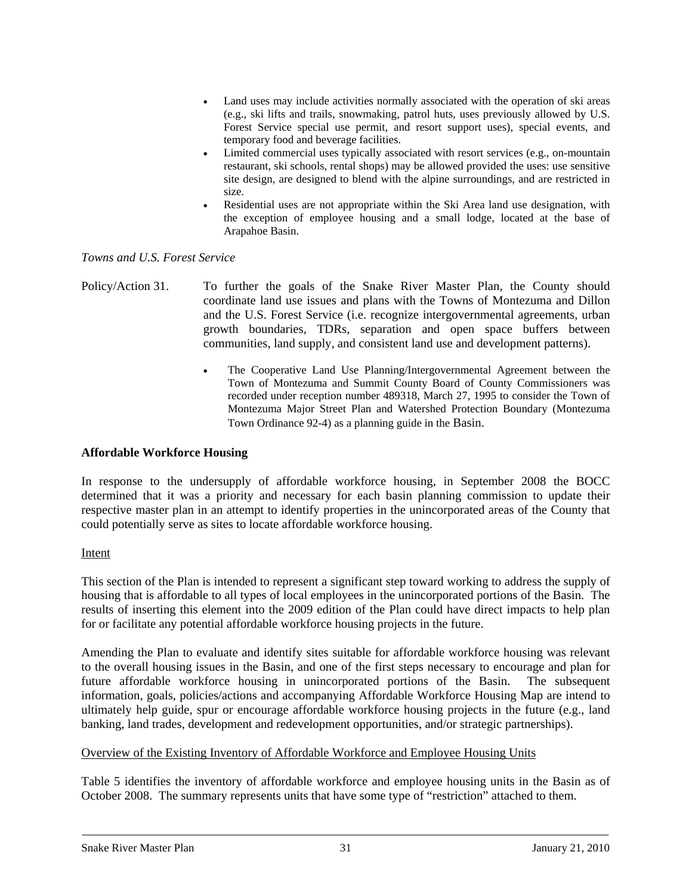- Land uses may include activities normally associated with the operation of ski areas (e.g., ski lifts and trails, snowmaking, patrol huts, uses previously allowed by U.S. Forest Service special use permit, and resort support uses), special events, and temporary food and beverage facilities.
- Limited commercial uses typically associated with resort services (e.g., on-mountain restaurant, ski schools, rental shops) may be allowed provided the uses: use sensitive site design, are designed to blend with the alpine surroundings, and are restricted in size.
- Residential uses are not appropriate within the Ski Area land use designation, with the exception of employee housing and a small lodge, located at the base of Arapahoe Basin.

*Towns and U.S. Forest Service*

Policy/Action 31. To further the goals of the Snake River Master Plan, the County should coordinate land use issues and plans with the Towns of Montezuma and Dillon and the U.S. Forest Service (i.e. recognize intergovernmental agreements, urban growth boundaries, TDRs, separation and open space buffers between communities, land supply, and consistent land use and development patterns).

- The Cooperative Land Use Planning/Intergovernmental Agreement between the Town of Montezuma and Summit County Board of County Commissioners was recorded under reception number 489318, March 27, 1995 to consider the Town of Montezuma Major Street Plan and Watershed Protection Boundary (Montezuma Town Ordinance 92-4) as a planning guide in the Basin.

**Affordable Workforce Housing**

In response to the undersupply of affordable workforce housing, in September 2008 the BOCC determined that it was a priority and necessary for each basin planning commission to update their respective master plan in an attempt to identify properties in the unincorporated areas of the County that could potentially serve as sites to locate affordable workforce housing.

Intent

This section of the Plan is intended to represent a significant step toward working to address the supply of housing that is affordable to all types of local employees in the unincorporated portions of the Basin. The results of inserting this element into the 2009 edition of the Plan could have direct impacts to help plan for or facilitate any potential affordable workforce housing projects in the future.

Amending the Plan to evaluate and identify sites suitable for affordable workforce housing was relevant to the overall housing issues in the Basin, and one of the first steps necessary to encourage and plan for future affordable workforce housing in unincorporated portions of the Basin. The subsequent information, goals, policies/actions and accompanying Affordable Workforce Housing Map are intend to ultimately help guide, spur or encourage affordable workforce housing projects in the future (e.g., land banking, land trades, development and redevelopment opportunities, and/or strategic partnerships).

Overview of the Existing Inventory of Affordable Workforce and Employee Housing Units

Table 5 identifies the inventory of affordable workforce and employee housing units in the Basin as of October 2008. The summary represents units that have some type of "restriction" attached to them.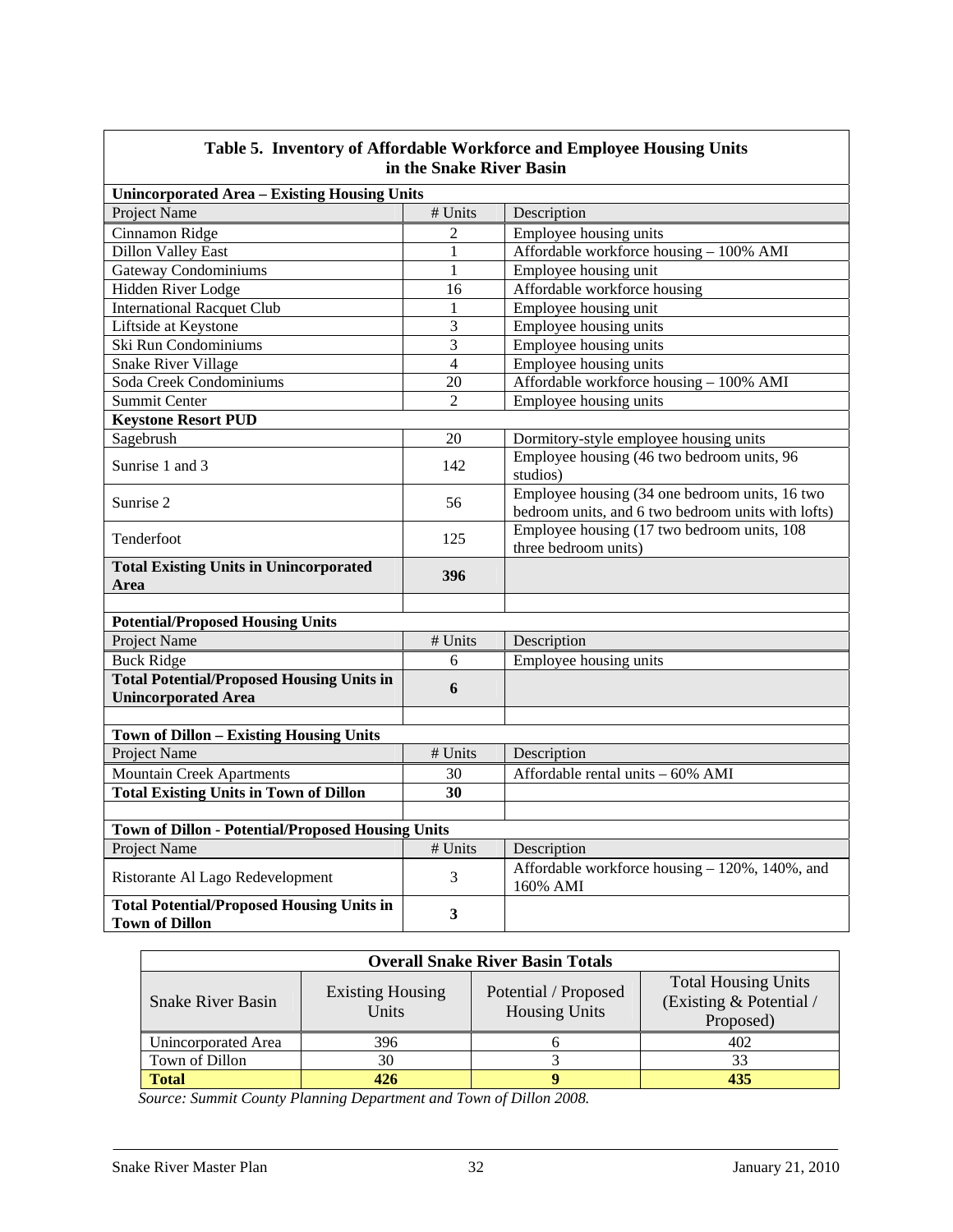**Table 5. Inventory of Affordable Workforce and Employee Housing Units in the Snake River Basin**

| **Unincorporated Area – Existing Housing Units** | | |
|---|---|---|
| Project Name | # Units | Description |
| Cinnamon Ridge | 2 | Employee housing units |
| Dillon Valley East | 1 | Affordable workforce housing – 100% AMI |
| Gateway Condominiums | 1 | Employee housing unit |
| Hidden River Lodge | 16 | Affordable workforce housing |
| International Racquet Club | 1 | Employee housing unit |
| Liftside at Keystone | 3 | Employee housing units |
| Ski Run Condominiums | 3 | Employee housing units |
| Snake River Village | 4 | Employee housing units |
| Soda Creek Condominiums | 20 | Affordable workforce housing – 100% AMI |
| Summit Center | 2 | Employee housing units |
| **Keystone Resort PUD** | | |
| Sagebrush | 20 | Dormitory-style employee housing units |
| Sunrise 1 and 3 | 142 | Employee housing (46 two bedroom units, 96 studios) |
| Sunrise 2 | 56 | Employee housing (34 one bedroom units, 16 two bedroom units, and 6 two bedroom units with lofts) |
| Tenderfoot | 125 | Employee housing (17 two bedroom units, 108 three bedroom units) |
| **Total Existing Units in Unincorporated Area** | **396** | |
| | | |
| **Potential/Proposed Housing Units** | | |
| Project Name | # Units | Description |
| Buck Ridge | 6 | Employee housing units |
| **Total Potential/Proposed Housing Units in Unincorporated Area** | **6** | |
| | | |
| **Town of Dillon – Existing Housing Units** | | |
| Project Name | # Units | Description |
| Mountain Creek Apartments | 30 | Affordable rental units – 60% AMI |
| **Total Existing Units in Town of Dillon** | **30** | |
| | | |
| **Town of Dillon - Potential/Proposed Housing Units** | | |
| Project Name | # Units | Description |
| Ristorante Al Lago Redevelopment | 3 | Affordable workforce housing – 120%, 140%, and 160% AMI |
| **Total Potential/Proposed Housing Units in Town of Dillon** | **3** | |

| **Overall Snake River Basin Totals** | | | |
|---|---|---|---|
| Snake River Basin | Existing Housing Units | Potential / Proposed Housing Units | Total Housing Units (Existing & Potential / Proposed) |
| Unincorporated Area | 396 | 6 | 402 |
| Town of Dillon | 30 | 3 | 33 |
| **Total** | **426** | **9** | **435** |

*Source: Summit County Planning Department and Town of Dillon 2008.*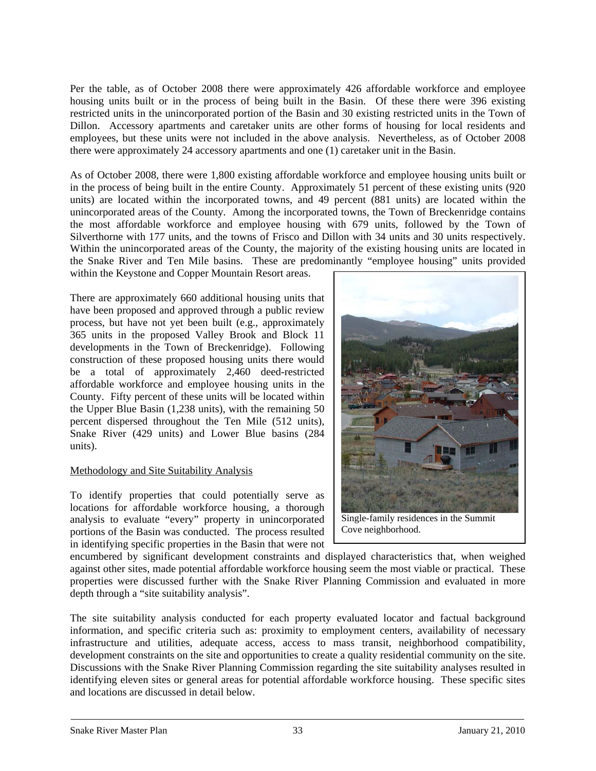Per the table, as of October 2008 there were approximately 426 affordable workforce and employee housing units built or in the process of being built in the Basin. Of these there were 396 existing restricted units in the unincorporated portion of the Basin and 30 existing restricted units in the Town of Dillon. Accessory apartments and caretaker units are other forms of housing for local residents and employees, but these units were not included in the above analysis. Nevertheless, as of October 2008 there were approximately 24 accessory apartments and one (1) caretaker unit in the Basin.

As of October 2008, there were 1,800 existing affordable workforce and employee housing units built or in the process of being built in the entire County. Approximately 51 percent of these existing units (920 units) are located within the incorporated towns, and 49 percent (881 units) are located within the unincorporated areas of the County. Among the incorporated towns, the Town of Breckenridge contains the most affordable workforce and employee housing with 679 units, followed by the Town of Silverthorne with 177 units, and the towns of Frisco and Dillon with 34 units and 30 units respectively. Within the unincorporated areas of the County, the majority of the existing housing units are located in the Snake River and Ten Mile basins. These are predominantly "employee housing" units provided within the Keystone and Copper Mountain Resort areas.

There are approximately 660 additional housing units that have been proposed and approved through a public review process, but have not yet been built (e.g., approximately 365 units in the proposed Valley Brook and Block 11 developments in the Town of Breckenridge). Following construction of these proposed housing units there would be a total of approximately 2,460 deed-restricted affordable workforce and employee housing units in the County. Fifty percent of these units will be located within the Upper Blue Basin (1,238 units), with the remaining 50 percent dispersed throughout the Ten Mile (512 units), Snake River (429 units) and Lower Blue basins (284 units).

Single-family residences in the Summit Cove neighborhood.

Methodology and Site Suitability Analysis

To identify properties that could potentially serve as locations for affordable workforce housing, a thorough analysis to evaluate "every" property in unincorporated portions of the Basin was conducted. The process resulted in identifying specific properties in the Basin that were not encumbered by significant development constraints and displayed characteristics that, when weighed against other sites, made potential affordable workforce housing seem the most viable or practical. These properties were discussed further with the Snake River Planning Commission and evaluated in more depth through a "site suitability analysis".

The site suitability analysis conducted for each property evaluated locator and factual background information, and specific criteria such as: proximity to employment centers, availability of necessary infrastructure and utilities, adequate access, access to mass transit, neighborhood compatibility, development constraints on the site and opportunities to create a quality residential community on the site. Discussions with the Snake River Planning Commission regarding the site suitability analyses resulted in identifying eleven sites or general areas for potential affordable workforce housing. These specific sites and locations are discussed in detail below.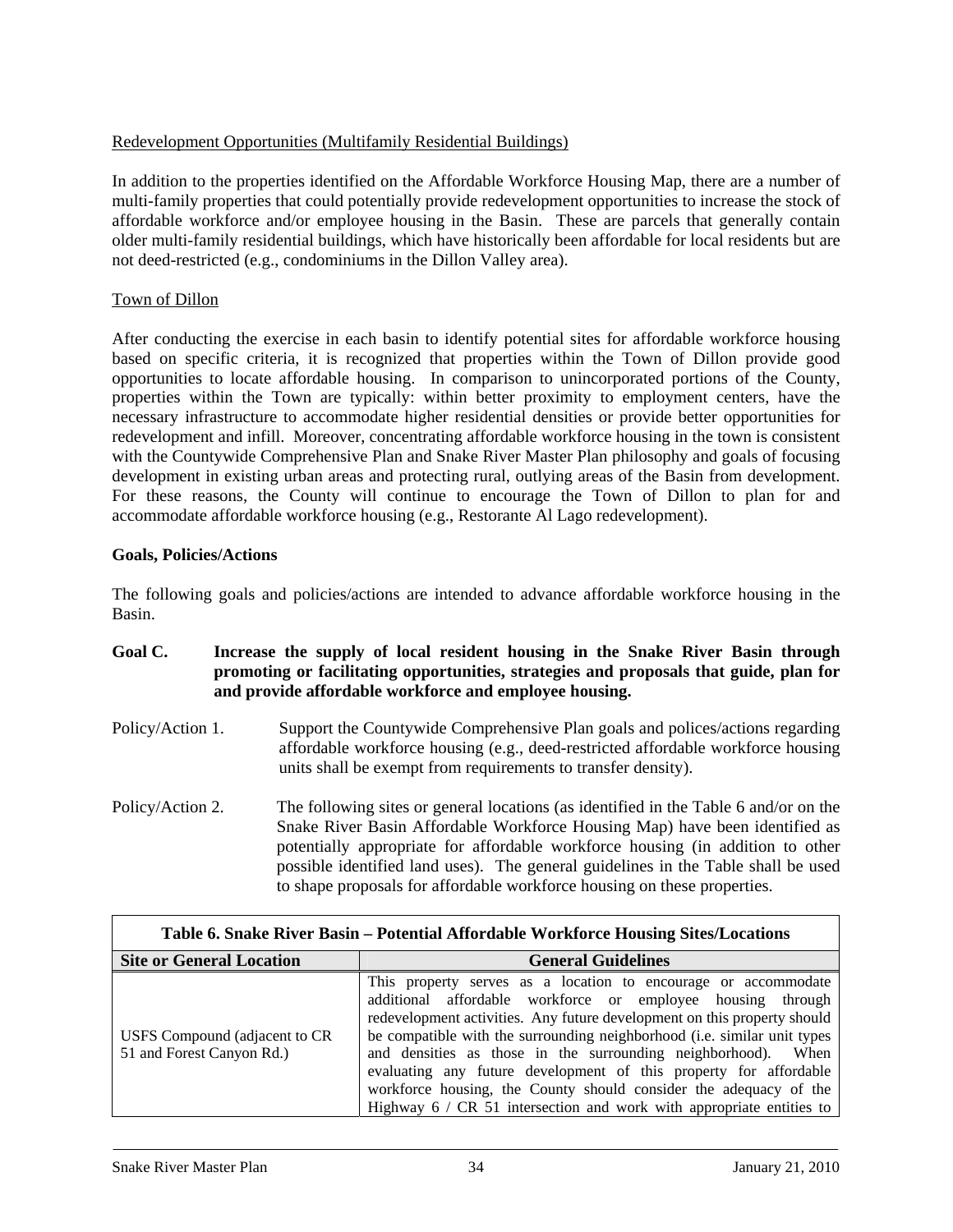Redevelopment Opportunities (Multifamily Residential Buildings)

In addition to the properties identified on the Affordable Workforce Housing Map, there are a number of multi-family properties that could potentially provide redevelopment opportunities to increase the stock of affordable workforce and/or employee housing in the Basin. These are parcels that generally contain older multi-family residential buildings, which have historically been affordable for local residents but are not deed-restricted (e.g., condominiums in the Dillon Valley area).

Town of Dillon

After conducting the exercise in each basin to identify potential sites for affordable workforce housing based on specific criteria, it is recognized that properties within the Town of Dillon provide good opportunities to locate affordable housing. In comparison to unincorporated portions of the County, properties within the Town are typically: within better proximity to employment centers, have the necessary infrastructure to accommodate higher residential densities or provide better opportunities for redevelopment and infill. Moreover, concentrating affordable workforce housing in the town is consistent with the Countywide Comprehensive Plan and Snake River Master Plan philosophy and goals of focusing development in existing urban areas and protecting rural, outlying areas of the Basin from development. For these reasons, the County will continue to encourage the Town of Dillon to plan for and accommodate affordable workforce housing (e.g., Restorante Al Lago redevelopment).

**Goals, Policies/Actions**

The following goals and policies/actions are intended to advance affordable workforce housing in the Basin.

**Goal C. Increase the supply of local resident housing in the Snake River Basin through promoting or facilitating opportunities, strategies and proposals that guide, plan for and provide affordable workforce and employee housing.**

Policy/Action 1. Support the Countywide Comprehensive Plan goals and polices/actions regarding affordable workforce housing (e.g., deed-restricted affordable workforce housing units shall be exempt from requirements to transfer density).

Policy/Action 2. The following sites or general locations (as identified in the Table 6 and/or on the Snake River Basin Affordable Workforce Housing Map) have been identified as potentially appropriate for affordable workforce housing (in addition to other possible identified land uses). The general guidelines in the Table shall be used to shape proposals for affordable workforce housing on these properties.

**Table 6. Snake River Basin – Potential Affordable Workforce Housing Sites/Locations**

| Site or General Location | General Guidelines |
|---|---|
| USFS Compound (adjacent to CR 51 and Forest Canyon Rd.) | This property serves as a location to encourage or accommodate additional affordable workforce or employee housing through redevelopment activities. Any future development on this property should be compatible with the surrounding neighborhood (i.e. similar unit types and densities as those in the surrounding neighborhood). When evaluating any future development of this property for affordable workforce housing, the County should consider the adequacy of the Highway 6 / CR 51 intersection and work with appropriate entities to |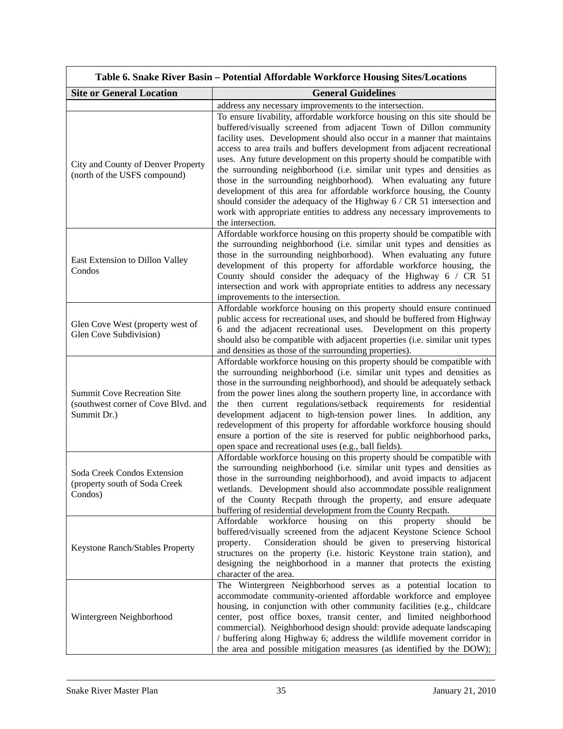| Table 6. Snake River Basin – Potential Affordable Workforce Housing Sites/Locations | |
|---|---|
| **Site or General Location** | **General Guidelines** |
| | address any necessary improvements to the intersection. |
| City and County of Denver Property (north of the USFS compound) | To ensure livability, affordable workforce housing on this site should be buffered/visually screened from adjacent Town of Dillon community facility uses. Development should also occur in a manner that maintains access to area trails and buffers development from adjacent recreational uses. Any future development on this property should be compatible with the surrounding neighborhood (i.e. similar unit types and densities as those in the surrounding neighborhood). When evaluating any future development of this area for affordable workforce housing, the County should consider the adequacy of the Highway 6 / CR 51 intersection and work with appropriate entities to address any necessary improvements to the intersection. |
| East Extension to Dillon Valley Condos | Affordable workforce housing on this property should be compatible with the surrounding neighborhood (i.e. similar unit types and densities as those in the surrounding neighborhood). When evaluating any future development of this property for affordable workforce housing, the County should consider the adequacy of the Highway 6 / CR 51 intersection and work with appropriate entities to address any necessary improvements to the intersection. |
| Glen Cove West (property west of Glen Cove Subdivision) | Affordable workforce housing on this property should ensure continued public access for recreational uses, and should be buffered from Highway 6 and the adjacent recreational uses. Development on this property should also be compatible with adjacent properties (i.e. similar unit types and densities as those of the surrounding properties). |
| Summit Cove Recreation Site (southwest corner of Cove Blvd. and Summit Dr.) | Affordable workforce housing on this property should be compatible with the surrounding neighborhood (i.e. similar unit types and densities as those in the surrounding neighborhood), and should be adequately setback from the power lines along the southern property line, in accordance with the then current regulations/setback requirements for residential development adjacent to high-tension power lines. In addition, any redevelopment of this property for affordable workforce housing should ensure a portion of the site is reserved for public neighborhood parks, open space and recreational uses (e.g., ball fields). |
| Soda Creek Condos Extension (property south of Soda Creek Condos) | Affordable workforce housing on this property should be compatible with the surrounding neighborhood (i.e. similar unit types and densities as those in the surrounding neighborhood), and avoid impacts to adjacent wetlands. Development should also accommodate possible realignment of the County Recpath through the property, and ensure adequate buffering of residential development from the County Recpath. |
| Keystone Ranch/Stables Property | Affordable workforce housing on this property should be buffered/visually screened from the adjacent Keystone Science School property. Consideration should be given to preserving historical structures on the property (i.e. historic Keystone train station), and designing the neighborhood in a manner that protects the existing character of the area. |
| Wintergreen Neighborhood | The Wintergreen Neighborhood serves as a potential location to accommodate community-oriented affordable workforce and employee housing, in conjunction with other community facilities (e.g., childcare center, post office boxes, transit center, and limited neighborhood commercial). Neighborhood design should: provide adequate landscaping / buffering along Highway 6; address the wildlife movement corridor in the area and possible mitigation measures (as identified by the DOW); |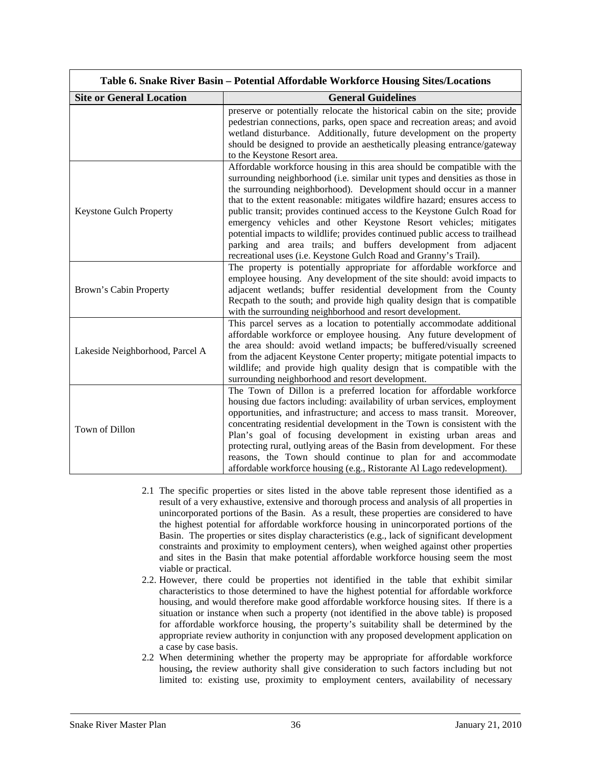| Table 6. Snake River Basin – Potential Affordable Workforce Housing Sites/Locations | |
|---|---|
| **Site or General Location** | **General Guidelines** |
| | preserve or potentially relocate the historical cabin on the site; provide pedestrian connections, parks, open space and recreation areas; and avoid wetland disturbance. Additionally, future development on the property should be designed to provide an aesthetically pleasing entrance/gateway to the Keystone Resort area. |
| Keystone Gulch Property | Affordable workforce housing in this area should be compatible with the surrounding neighborhood (i.e. similar unit types and densities as those in the surrounding neighborhood). Development should occur in a manner that to the extent reasonable: mitigates wildfire hazard; ensures access to public transit; provides continued access to the Keystone Gulch Road for emergency vehicles and other Keystone Resort vehicles; mitigates potential impacts to wildlife; provides continued public access to trailhead parking and area trails; and buffers development from adjacent recreational uses (i.e. Keystone Gulch Road and Granny's Trail). |
| Brown's Cabin Property | The property is potentially appropriate for affordable workforce and employee housing. Any development of the site should: avoid impacts to adjacent wetlands; buffer residential development from the County Recpath to the south; and provide high quality design that is compatible with the surrounding neighborhood and resort development. |
| Lakeside Neighborhood, Parcel A | This parcel serves as a location to potentially accommodate additional affordable workforce or employee housing. Any future development of the area should: avoid wetland impacts; be buffered/visually screened from the adjacent Keystone Center property; mitigate potential impacts to wildlife; and provide high quality design that is compatible with the surrounding neighborhood and resort development. |
| Town of Dillon | The Town of Dillon is a preferred location for affordable workforce housing due factors including: availability of urban services, employment opportunities, and infrastructure; and access to mass transit. Moreover, concentrating residential development in the Town is consistent with the Plan's goal of focusing development in existing urban areas and protecting rural, outlying areas of the Basin from development. For these reasons, the Town should continue to plan for and accommodate affordable workforce housing (e.g., Ristorante Al Lago redevelopment). |

2.1 The specific properties or sites listed in the above table represent those identified as a result of a very exhaustive, extensive and thorough process and analysis of all properties in unincorporated portions of the Basin. As a result, these properties are considered to have the highest potential for affordable workforce housing in unincorporated portions of the Basin. The properties or sites display characteristics (e.g., lack of significant development constraints and proximity to employment centers), when weighed against other properties and sites in the Basin that make potential affordable workforce housing seem the most viable or practical.

2.2. However, there could be properties not identified in the table that exhibit similar characteristics to those determined to have the highest potential for affordable workforce housing, and would therefore make good affordable workforce housing sites. If there is a situation or instance when such a property (not identified in the above table) is proposed for affordable workforce housing, the property's suitability shall be determined by the appropriate review authority in conjunction with any proposed development application on a case by case basis.

2.2 When determining whether the property may be appropriate for affordable workforce housing**,** the review authority shall give consideration to such factors including but not limited to: existing use, proximity to employment centers, availability of necessary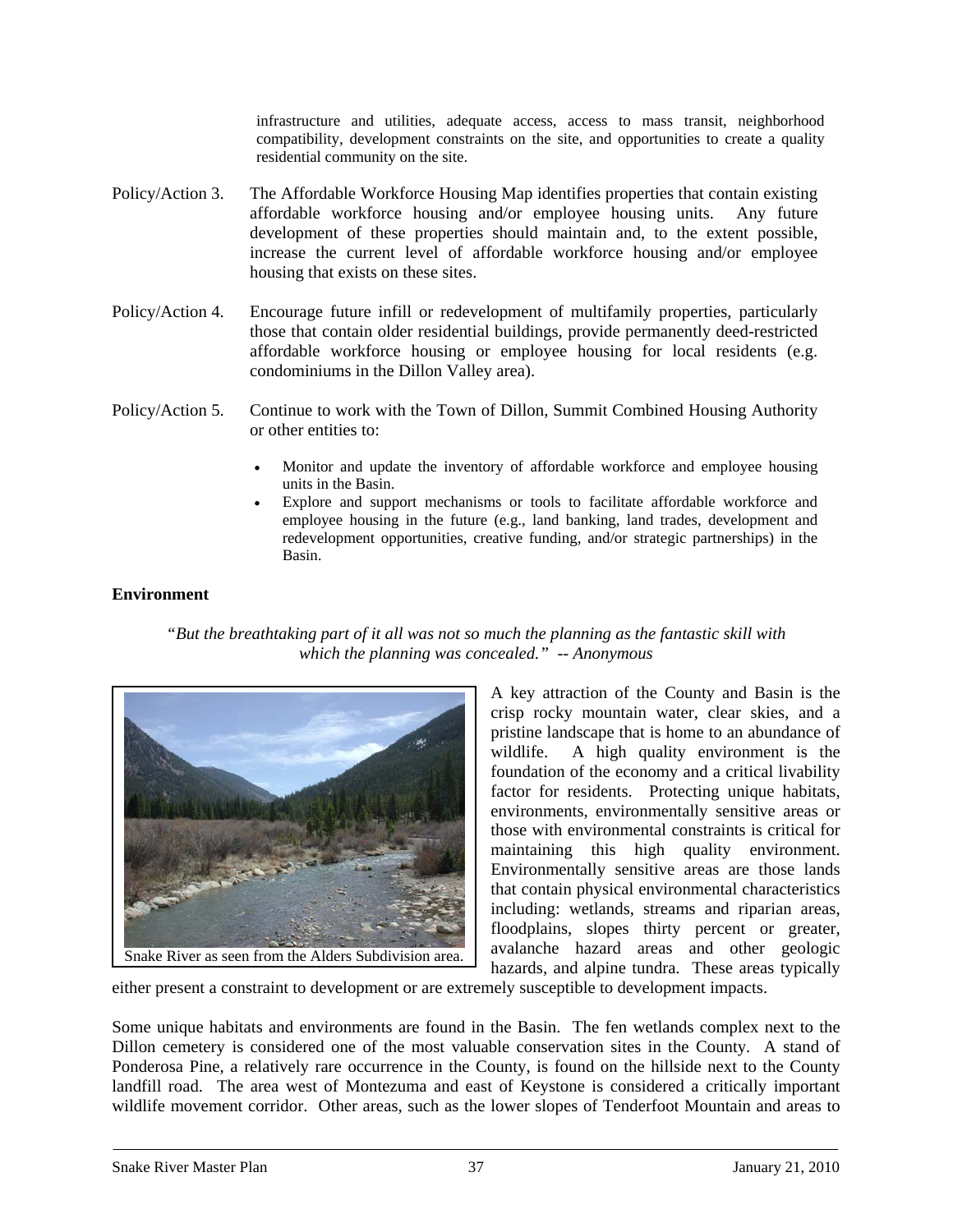infrastructure and utilities, adequate access, access to mass transit, neighborhood compatibility, development constraints on the site, and opportunities to create a quality residential community on the site.

Policy/Action 3. The Affordable Workforce Housing Map identifies properties that contain existing affordable workforce housing and/or employee housing units. Any future development of these properties should maintain and, to the extent possible, increase the current level of affordable workforce housing and/or employee housing that exists on these sites.

Policy/Action 4. Encourage future infill or redevelopment of multifamily properties, particularly those that contain older residential buildings, provide permanently deed-restricted affordable workforce housing or employee housing for local residents (e.g. condominiums in the Dillon Valley area).

Policy/Action 5. Continue to work with the Town of Dillon, Summit Combined Housing Authority or other entities to:

- Monitor and update the inventory of affordable workforce and employee housing units in the Basin.
- Explore and support mechanisms or tools to facilitate affordable workforce and employee housing in the future (e.g., land banking, land trades, development and redevelopment opportunities, creative funding, and/or strategic partnerships) in the Basin.

## Environment

*"But the breathtaking part of it all was not so much the planning as the fantastic skill with which the planning was concealed." -- Anonymous*

Snake River as seen from the Alders Subdivision area.

A key attraction of the County and Basin is the crisp rocky mountain water, clear skies, and a pristine landscape that is home to an abundance of wildlife. A high quality environment is the foundation of the economy and a critical livability factor for residents. Protecting unique habitats, environments, environmentally sensitive areas or those with environmental constraints is critical for maintaining this high quality environment. Environmentally sensitive areas are those lands that contain physical environmental characteristics including: wetlands, streams and riparian areas, floodplains, slopes thirty percent or greater, avalanche hazard areas and other geologic hazards, and alpine tundra. These areas typically either present a constraint to development or are extremely susceptible to development impacts.

Some unique habitats and environments are found in the Basin. The fen wetlands complex next to the Dillon cemetery is considered one of the most valuable conservation sites in the County. A stand of Ponderosa Pine, a relatively rare occurrence in the County, is found on the hillside next to the County landfill road. The area west of Montezuma and east of Keystone is considered a critically important wildlife movement corridor. Other areas, such as the lower slopes of Tenderfoot Mountain and areas to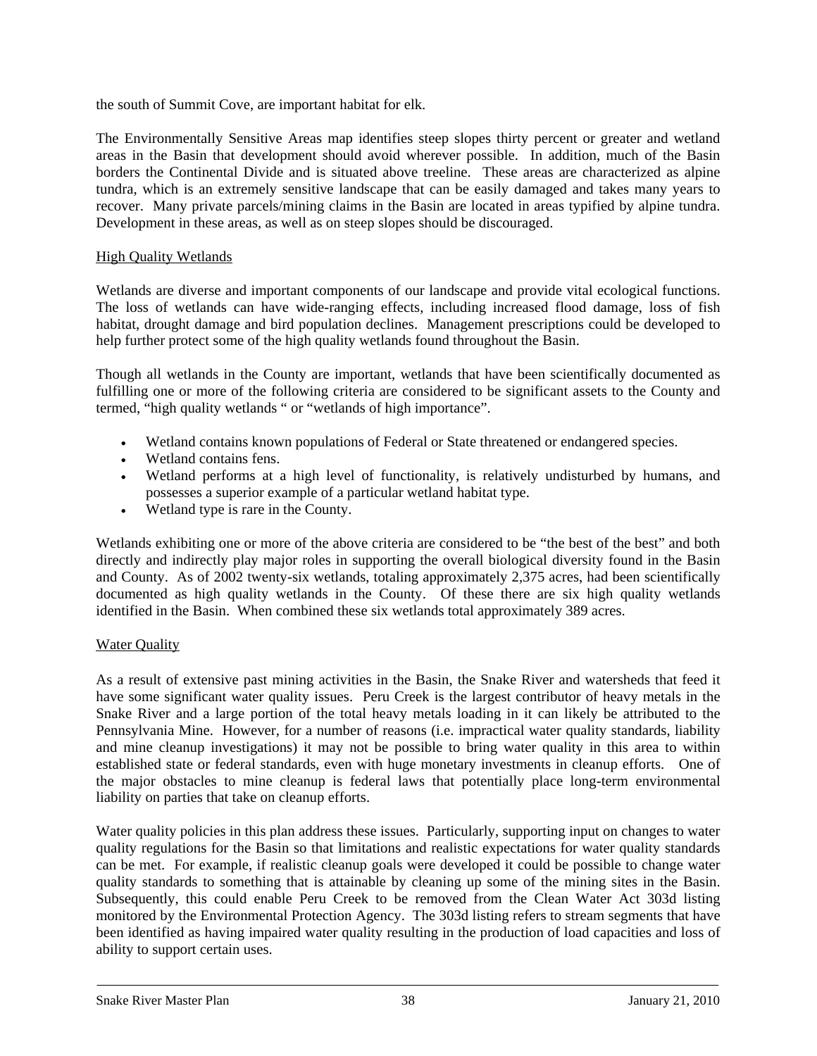the south of Summit Cove, are important habitat for elk.

The Environmentally Sensitive Areas map identifies steep slopes thirty percent or greater and wetland areas in the Basin that development should avoid wherever possible. In addition, much of the Basin borders the Continental Divide and is situated above treeline. These areas are characterized as alpine tundra, which is an extremely sensitive landscape that can be easily damaged and takes many years to recover. Many private parcels/mining claims in the Basin are located in areas typified by alpine tundra. Development in these areas, as well as on steep slopes should be discouraged.

### High Quality Wetlands

Wetlands are diverse and important components of our landscape and provide vital ecological functions. The loss of wetlands can have wide-ranging effects, including increased flood damage, loss of fish habitat, drought damage and bird population declines. Management prescriptions could be developed to help further protect some of the high quality wetlands found throughout the Basin.

Though all wetlands in the County are important, wetlands that have been scientifically documented as fulfilling one or more of the following criteria are considered to be significant assets to the County and termed, "high quality wetlands " or "wetlands of high importance".

- Wetland contains known populations of Federal or State threatened or endangered species.
- Wetland contains fens.
- Wetland performs at a high level of functionality, is relatively undisturbed by humans, and possesses a superior example of a particular wetland habitat type.
- Wetland type is rare in the County.

Wetlands exhibiting one or more of the above criteria are considered to be "the best of the best" and both directly and indirectly play major roles in supporting the overall biological diversity found in the Basin and County. As of 2002 twenty-six wetlands, totaling approximately 2,375 acres, had been scientifically documented as high quality wetlands in the County. Of these there are six high quality wetlands identified in the Basin. When combined these six wetlands total approximately 389 acres.

### Water Quality

As a result of extensive past mining activities in the Basin, the Snake River and watersheds that feed it have some significant water quality issues. Peru Creek is the largest contributor of heavy metals in the Snake River and a large portion of the total heavy metals loading in it can likely be attributed to the Pennsylvania Mine. However, for a number of reasons (i.e. impractical water quality standards, liability and mine cleanup investigations) it may not be possible to bring water quality in this area to within established state or federal standards, even with huge monetary investments in cleanup efforts. One of the major obstacles to mine cleanup is federal laws that potentially place long-term environmental liability on parties that take on cleanup efforts.

Water quality policies in this plan address these issues. Particularly, supporting input on changes to water quality regulations for the Basin so that limitations and realistic expectations for water quality standards can be met. For example, if realistic cleanup goals were developed it could be possible to change water quality standards to something that is attainable by cleaning up some of the mining sites in the Basin. Subsequently, this could enable Peru Creek to be removed from the Clean Water Act 303d listing monitored by the Environmental Protection Agency. The 303d listing refers to stream segments that have been identified as having impaired water quality resulting in the production of load capacities and loss of ability to support certain uses.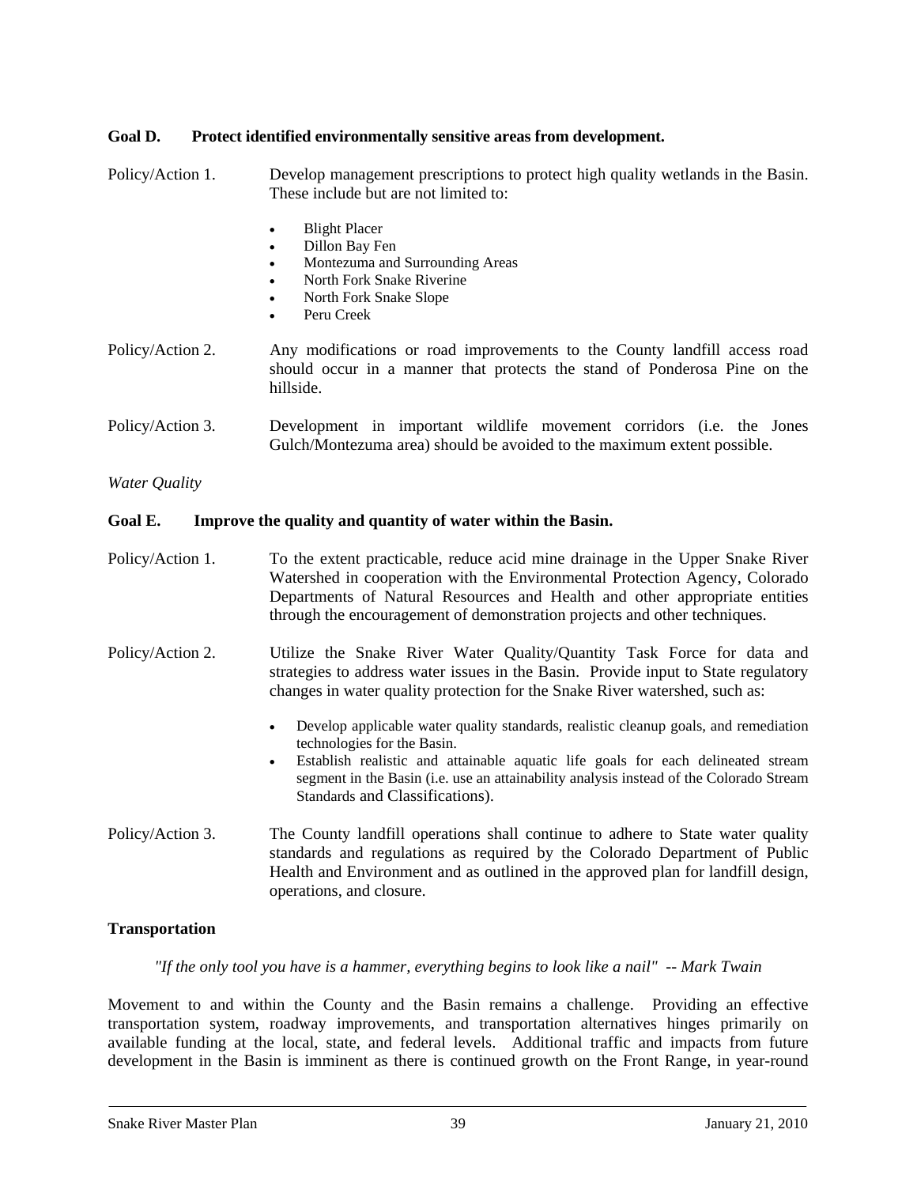**Goal D. Protect identified environmentally sensitive areas from development.**

Policy/Action 1. Develop management prescriptions to protect high quality wetlands in the Basin. These include but are not limited to:

- Blight Placer
- Dillon Bay Fen
- Montezuma and Surrounding Areas
- North Fork Snake Riverine
- North Fork Snake Slope
- Peru Creek

Policy/Action 2. Any modifications or road improvements to the County landfill access road should occur in a manner that protects the stand of Ponderosa Pine on the hillside.

Policy/Action 3. Development in important wildlife movement corridors (i.e. the Jones Gulch/Montezuma area) should be avoided to the maximum extent possible.

*Water Quality*

**Goal E. Improve the quality and quantity of water within the Basin.**

Policy/Action 1. To the extent practicable, reduce acid mine drainage in the Upper Snake River Watershed in cooperation with the Environmental Protection Agency, Colorado Departments of Natural Resources and Health and other appropriate entities through the encouragement of demonstration projects and other techniques.

Policy/Action 2. Utilize the Snake River Water Quality/Quantity Task Force for data and strategies to address water issues in the Basin. Provide input to State regulatory changes in water quality protection for the Snake River watershed, such as:

- Develop applicable water quality standards, realistic cleanup goals, and remediation technologies for the Basin.
- Establish realistic and attainable aquatic life goals for each delineated stream segment in the Basin (i.e. use an attainability analysis instead of the Colorado Stream Standards and Classifications).

Policy/Action 3. The County landfill operations shall continue to adhere to State water quality standards and regulations as required by the Colorado Department of Public Health and Environment and as outlined in the approved plan for landfill design, operations, and closure.

**Transportation**

*"If the only tool you have is a hammer, everything begins to look like a nail" -- Mark Twain*

Movement to and within the County and the Basin remains a challenge. Providing an effective transportation system, roadway improvements, and transportation alternatives hinges primarily on available funding at the local, state, and federal levels. Additional traffic and impacts from future development in the Basin is imminent as there is continued growth on the Front Range, in year-round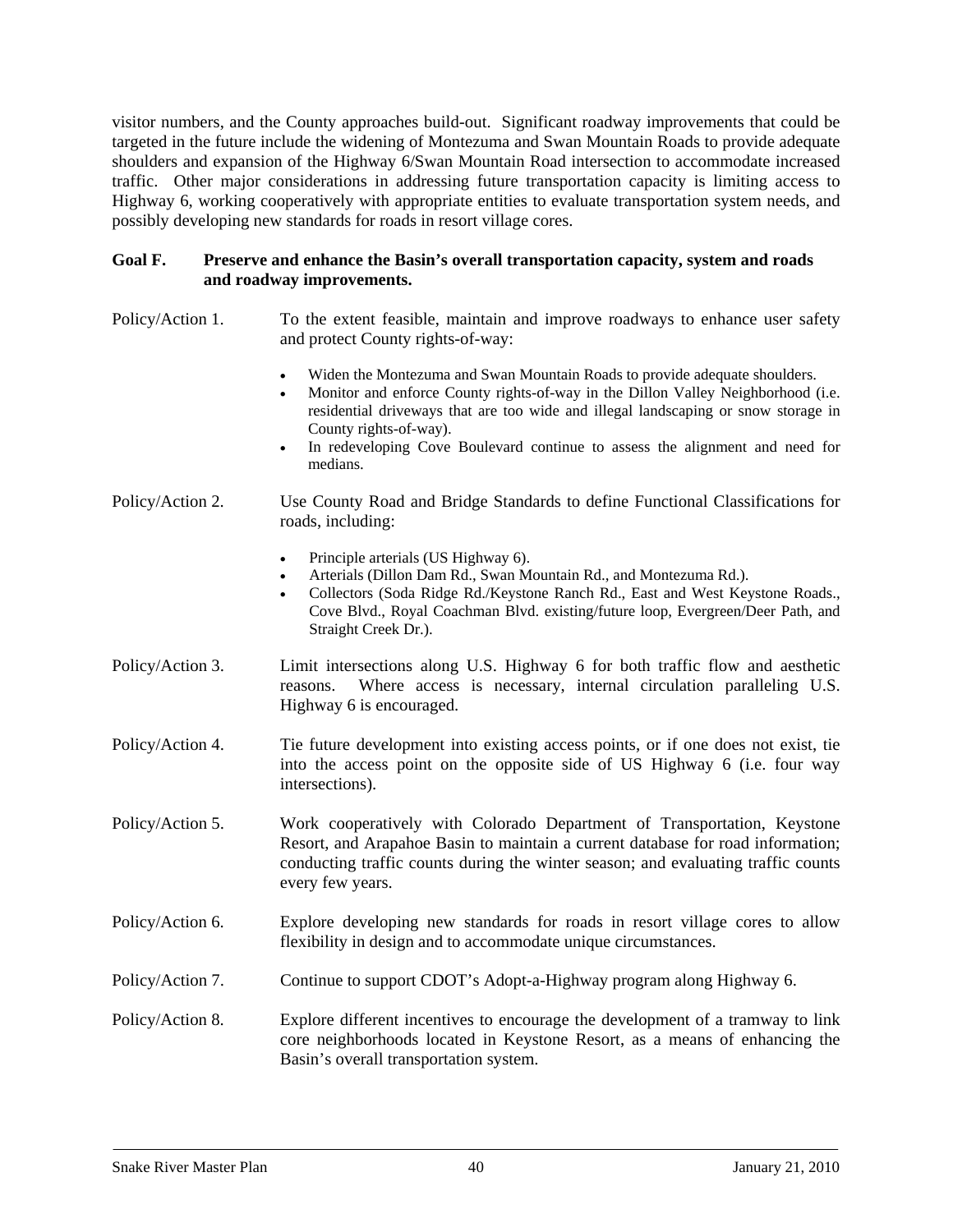visitor numbers, and the County approaches build-out. Significant roadway improvements that could be targeted in the future include the widening of Montezuma and Swan Mountain Roads to provide adequate shoulders and expansion of the Highway 6/Swan Mountain Road intersection to accommodate increased traffic. Other major considerations in addressing future transportation capacity is limiting access to Highway 6, working cooperatively with appropriate entities to evaluate transportation system needs, and possibly developing new standards for roads in resort village cores.

**Goal F. Preserve and enhance the Basin's overall transportation capacity, system and roads and roadway improvements.**

Policy/Action 1. To the extent feasible, maintain and improve roadways to enhance user safety and protect County rights-of-way:

- Widen the Montezuma and Swan Mountain Roads to provide adequate shoulders.
- Monitor and enforce County rights-of-way in the Dillon Valley Neighborhood (i.e. residential driveways that are too wide and illegal landscaping or snow storage in County rights-of-way).
- In redeveloping Cove Boulevard continue to assess the alignment and need for medians.

Policy/Action 2. Use County Road and Bridge Standards to define Functional Classifications for roads, including:

- Principle arterials (US Highway 6).
- Arterials (Dillon Dam Rd., Swan Mountain Rd., and Montezuma Rd.).
- Collectors (Soda Ridge Rd./Keystone Ranch Rd., East and West Keystone Roads., Cove Blvd., Royal Coachman Blvd. existing/future loop, Evergreen/Deer Path, and Straight Creek Dr.).

Policy/Action 3. Limit intersections along U.S. Highway 6 for both traffic flow and aesthetic reasons. Where access is necessary, internal circulation paralleling U.S. Highway 6 is encouraged.

Policy/Action 4. Tie future development into existing access points, or if one does not exist, tie into the access point on the opposite side of US Highway 6 (i.e. four way intersections).

Policy/Action 5. Work cooperatively with Colorado Department of Transportation, Keystone Resort, and Arapahoe Basin to maintain a current database for road information; conducting traffic counts during the winter season; and evaluating traffic counts every few years.

Policy/Action 6. Explore developing new standards for roads in resort village cores to allow flexibility in design and to accommodate unique circumstances.

Policy/Action 7. Continue to support CDOT's Adopt-a-Highway program along Highway 6.

Policy/Action 8. Explore different incentives to encourage the development of a tramway to link core neighborhoods located in Keystone Resort, as a means of enhancing the Basin's overall transportation system.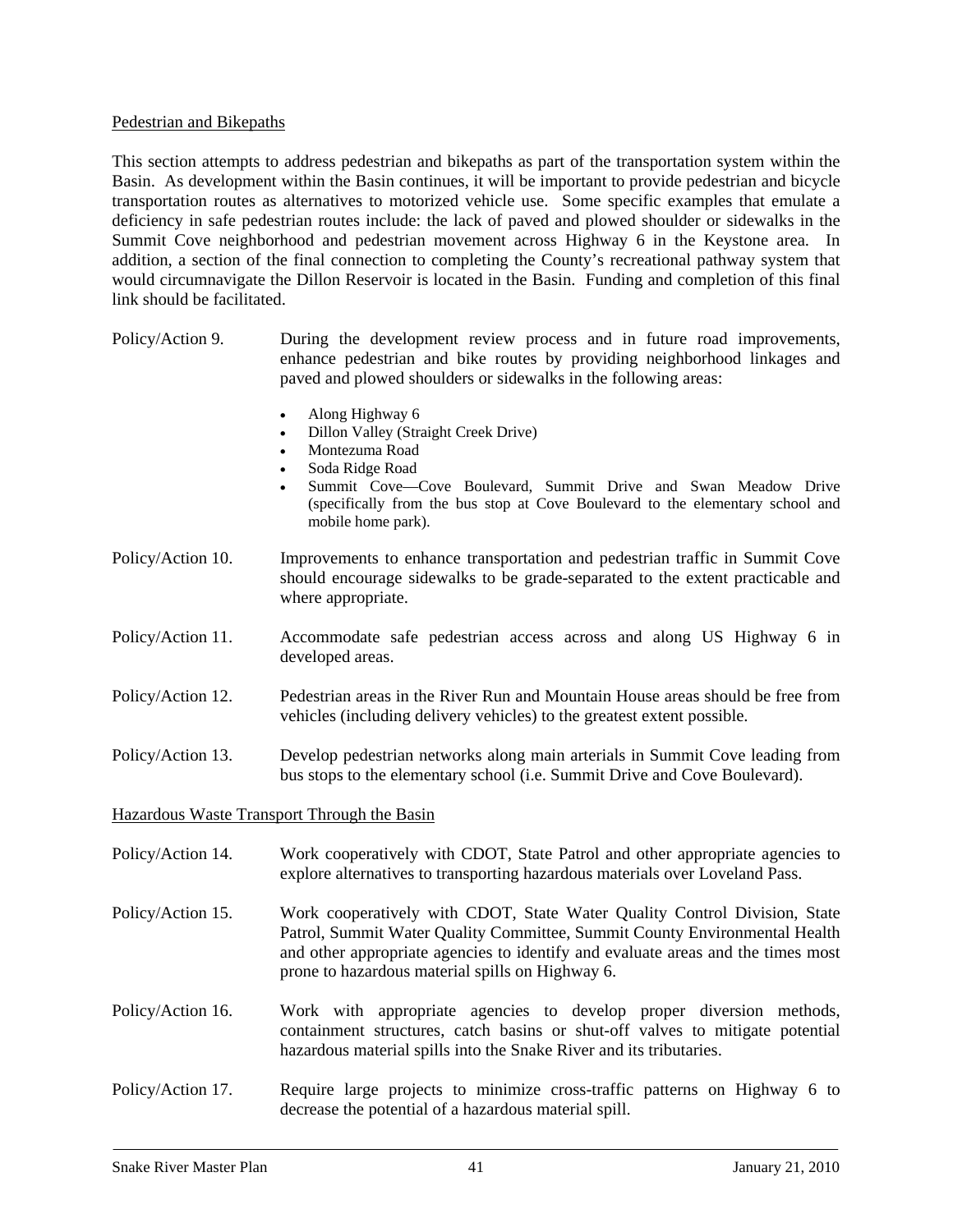Pedestrian and Bikepaths

This section attempts to address pedestrian and bikepaths as part of the transportation system within the Basin. As development within the Basin continues, it will be important to provide pedestrian and bicycle transportation routes as alternatives to motorized vehicle use. Some specific examples that emulate a deficiency in safe pedestrian routes include: the lack of paved and plowed shoulder or sidewalks in the Summit Cove neighborhood and pedestrian movement across Highway 6 in the Keystone area. In addition, a section of the final connection to completing the County's recreational pathway system that would circumnavigate the Dillon Reservoir is located in the Basin. Funding and completion of this final link should be facilitated.

Policy/Action 9. During the development review process and in future road improvements, enhance pedestrian and bike routes by providing neighborhood linkages and paved and plowed shoulders or sidewalks in the following areas:

- Along Highway 6
- Dillon Valley (Straight Creek Drive)
- Montezuma Road
- Soda Ridge Road
- Summit Cove—Cove Boulevard, Summit Drive and Swan Meadow Drive (specifically from the bus stop at Cove Boulevard to the elementary school and mobile home park).

Policy/Action 10. Improvements to enhance transportation and pedestrian traffic in Summit Cove should encourage sidewalks to be grade-separated to the extent practicable and where appropriate.

Policy/Action 11. Accommodate safe pedestrian access across and along US Highway 6 in developed areas.

Policy/Action 12. Pedestrian areas in the River Run and Mountain House areas should be free from vehicles (including delivery vehicles) to the greatest extent possible.

Policy/Action 13. Develop pedestrian networks along main arterials in Summit Cove leading from bus stops to the elementary school (i.e. Summit Drive and Cove Boulevard).

Hazardous Waste Transport Through the Basin

Policy/Action 14. Work cooperatively with CDOT, State Patrol and other appropriate agencies to explore alternatives to transporting hazardous materials over Loveland Pass.

Policy/Action 15. Work cooperatively with CDOT, State Water Quality Control Division, State Patrol, Summit Water Quality Committee, Summit County Environmental Health and other appropriate agencies to identify and evaluate areas and the times most prone to hazardous material spills on Highway 6.

Policy/Action 16. Work with appropriate agencies to develop proper diversion methods, containment structures, catch basins or shut-off valves to mitigate potential hazardous material spills into the Snake River and its tributaries.

Policy/Action 17. Require large projects to minimize cross-traffic patterns on Highway 6 to decrease the potential of a hazardous material spill.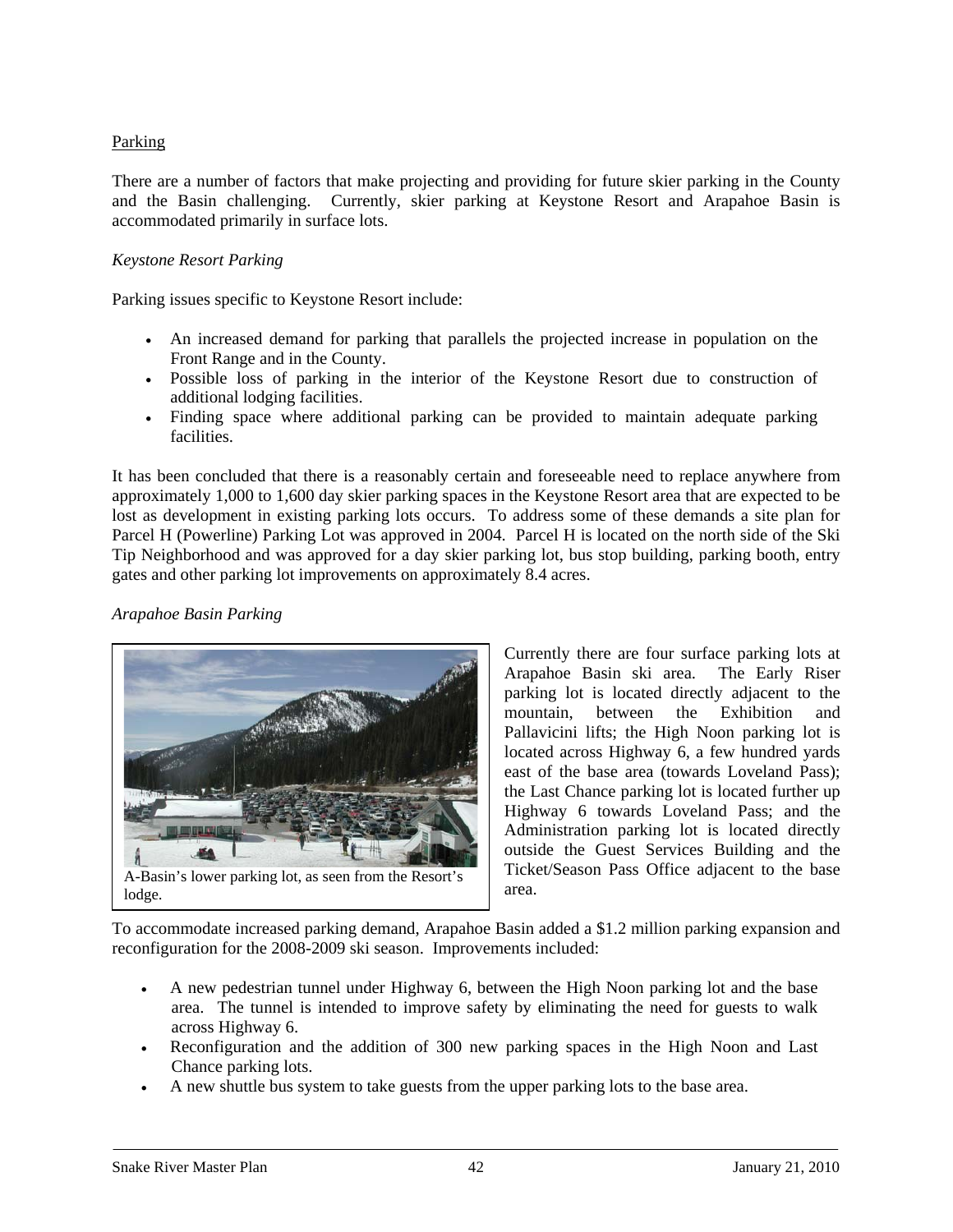Parking

There are a number of factors that make projecting and providing for future skier parking in the County and the Basin challenging. Currently, skier parking at Keystone Resort and Arapahoe Basin is accommodated primarily in surface lots.

*Keystone Resort Parking*

Parking issues specific to Keystone Resort include:

- An increased demand for parking that parallels the projected increase in population on the Front Range and in the County.
- Possible loss of parking in the interior of the Keystone Resort due to construction of additional lodging facilities.
- Finding space where additional parking can be provided to maintain adequate parking facilities.

It has been concluded that there is a reasonably certain and foreseeable need to replace anywhere from approximately 1,000 to 1,600 day skier parking spaces in the Keystone Resort area that are expected to be lost as development in existing parking lots occurs. To address some of these demands a site plan for Parcel H (Powerline) Parking Lot was approved in 2004. Parcel H is located on the north side of the Ski Tip Neighborhood and was approved for a day skier parking lot, bus stop building, parking booth, entry gates and other parking lot improvements on approximately 8.4 acres.

*Arapahoe Basin Parking*

A-Basin's lower parking lot, as seen from the Resort's lodge.

Currently there are four surface parking lots at Arapahoe Basin ski area. The Early Riser parking lot is located directly adjacent to the mountain, between the Exhibition and Pallavicini lifts; the High Noon parking lot is located across Highway 6, a few hundred yards east of the base area (towards Loveland Pass); the Last Chance parking lot is located further up Highway 6 towards Loveland Pass; and the Administration parking lot is located directly outside the Guest Services Building and the Ticket/Season Pass Office adjacent to the base area.

To accommodate increased parking demand, Arapahoe Basin added a $1.2 million parking expansion and reconfiguration for the 2008-2009 ski season. Improvements included:

- A new pedestrian tunnel under Highway 6, between the High Noon parking lot and the base area. The tunnel is intended to improve safety by eliminating the need for guests to walk across Highway 6.
- Reconfiguration and the addition of 300 new parking spaces in the High Noon and Last Chance parking lots.
- A new shuttle bus system to take guests from the upper parking lots to the base area.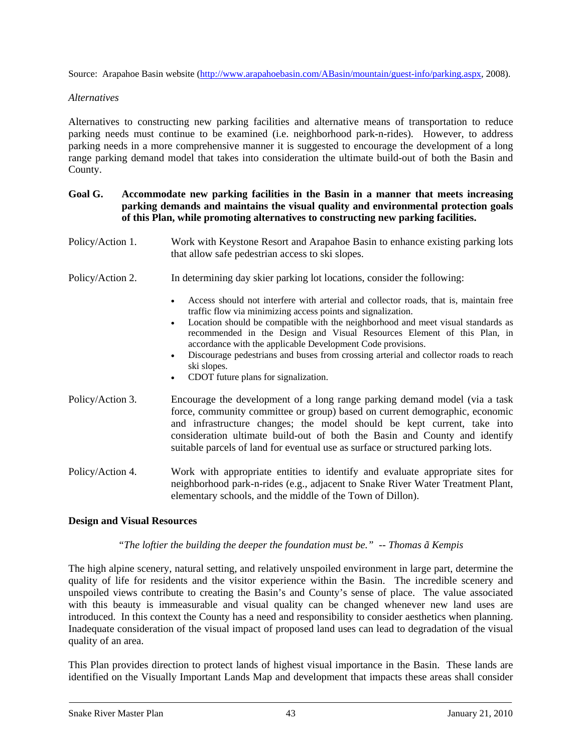Source: Arapahoe Basin website (http://www.arapahoebasin.com/ABasin/mountain/guest-info/parking.aspx, 2008).

*Alternatives*

Alternatives to constructing new parking facilities and alternative means of transportation to reduce parking needs must continue to be examined (i.e. neighborhood park-n-rides). However, to address parking needs in a more comprehensive manner it is suggested to encourage the development of a long range parking demand model that takes into consideration the ultimate build-out of both the Basin and County.

**Goal G. Accommodate new parking facilities in the Basin in a manner that meets increasing parking demands and maintains the visual quality and environmental protection goals of this Plan, while promoting alternatives to constructing new parking facilities.**

Policy/Action 1. Work with Keystone Resort and Arapahoe Basin to enhance existing parking lots that allow safe pedestrian access to ski slopes.

Policy/Action 2. In determining day skier parking lot locations, consider the following:

- Access should not interfere with arterial and collector roads, that is, maintain free traffic flow via minimizing access points and signalization.
- Location should be compatible with the neighborhood and meet visual standards as recommended in the Design and Visual Resources Element of this Plan, in accordance with the applicable Development Code provisions.
- Discourage pedestrians and buses from crossing arterial and collector roads to reach ski slopes.
- CDOT future plans for signalization.

Policy/Action 3. Encourage the development of a long range parking demand model (via a task force, community committee or group) based on current demographic, economic and infrastructure changes; the model should be kept current, take into consideration ultimate build-out of both the Basin and County and identify suitable parcels of land for eventual use as surface or structured parking lots.

Policy/Action 4. Work with appropriate entities to identify and evaluate appropriate sites for neighborhood park-n-rides (e.g., adjacent to Snake River Water Treatment Plant, elementary schools, and the middle of the Town of Dillon).

## Design and Visual Resources

*"The loftier the building the deeper the foundation must be." -- Thomas ã Kempis*

The high alpine scenery, natural setting, and relatively unspoiled environment in large part, determine the quality of life for residents and the visitor experience within the Basin. The incredible scenery and unspoiled views contribute to creating the Basin's and County's sense of place. The value associated with this beauty is immeasurable and visual quality can be changed whenever new land uses are introduced. In this context the County has a need and responsibility to consider aesthetics when planning. Inadequate consideration of the visual impact of proposed land uses can lead to degradation of the visual quality of an area.

This Plan provides direction to protect lands of highest visual importance in the Basin. These lands are identified on the Visually Important Lands Map and development that impacts these areas shall consider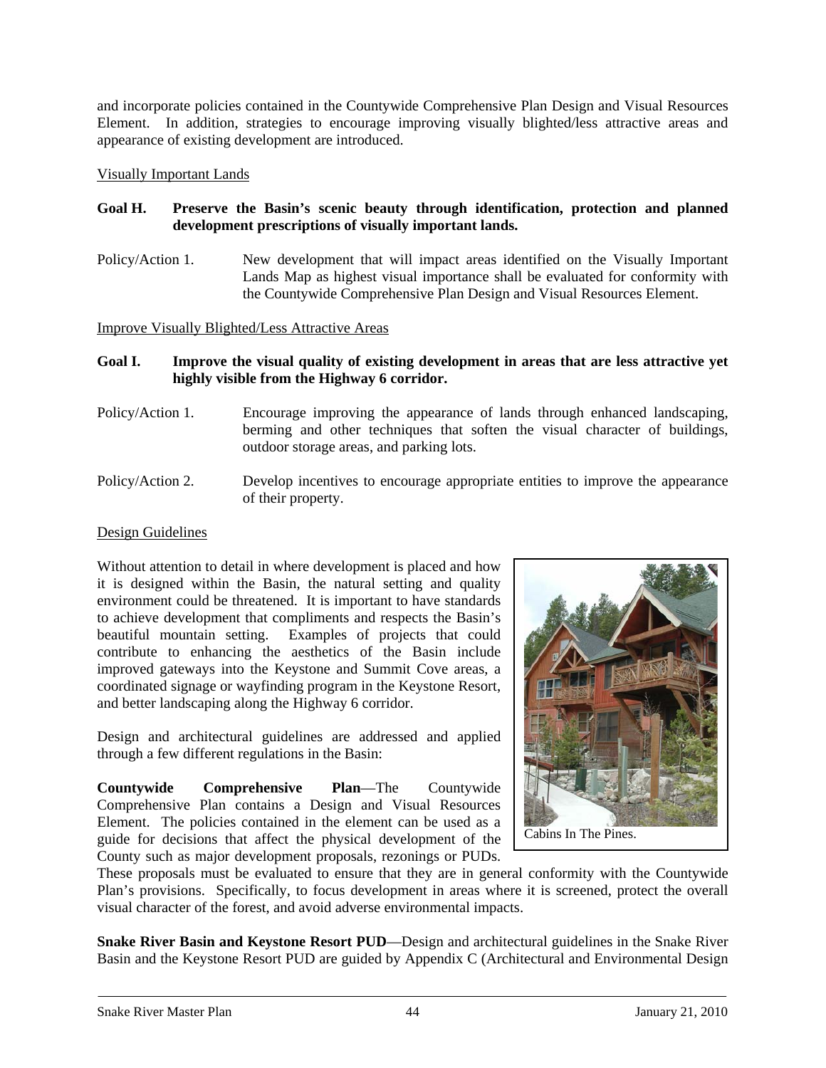and incorporate policies contained in the Countywide Comprehensive Plan Design and Visual Resources Element. In addition, strategies to encourage improving visually blighted/less attractive areas and appearance of existing development are introduced.

<u>Visually Important Lands</u>

**Goal H. Preserve the Basin's scenic beauty through identification, protection and planned development prescriptions of visually important lands.**

Policy/Action 1. New development that will impact areas identified on the Visually Important Lands Map as highest visual importance shall be evaluated for conformity with the Countywide Comprehensive Plan Design and Visual Resources Element.

<u>Improve Visually Blighted/Less Attractive Areas</u>

**Goal I. Improve the visual quality of existing development in areas that are less attractive yet highly visible from the Highway 6 corridor.**

Policy/Action 1. Encourage improving the appearance of lands through enhanced landscaping, berming and other techniques that soften the visual character of buildings, outdoor storage areas, and parking lots.

Policy/Action 2. Develop incentives to encourage appropriate entities to improve the appearance of their property.

<u>Design Guidelines</u>

Without attention to detail in where development is placed and how it is designed within the Basin, the natural setting and quality environment could be threatened. It is important to have standards to achieve development that compliments and respects the Basin's beautiful mountain setting. Examples of projects that could contribute to enhancing the aesthetics of the Basin include improved gateways into the Keystone and Summit Cove areas, a coordinated signage or wayfinding program in the Keystone Resort, and better landscaping along the Highway 6 corridor.

Cabins In The Pines.

Design and architectural guidelines are addressed and applied through a few different regulations in the Basin:

**Countywide Comprehensive Plan**—The Countywide Comprehensive Plan contains a Design and Visual Resources Element. The policies contained in the element can be used as a guide for decisions that affect the physical development of the County such as major development proposals, rezonings or PUDs. These proposals must be evaluated to ensure that they are in general conformity with the Countywide Plan's provisions. Specifically, to focus development in areas where it is screened, protect the overall visual character of the forest, and avoid adverse environmental impacts.

**Snake River Basin and Keystone Resort PUD**—Design and architectural guidelines in the Snake River Basin and the Keystone Resort PUD are guided by Appendix C (Architectural and Environmental Design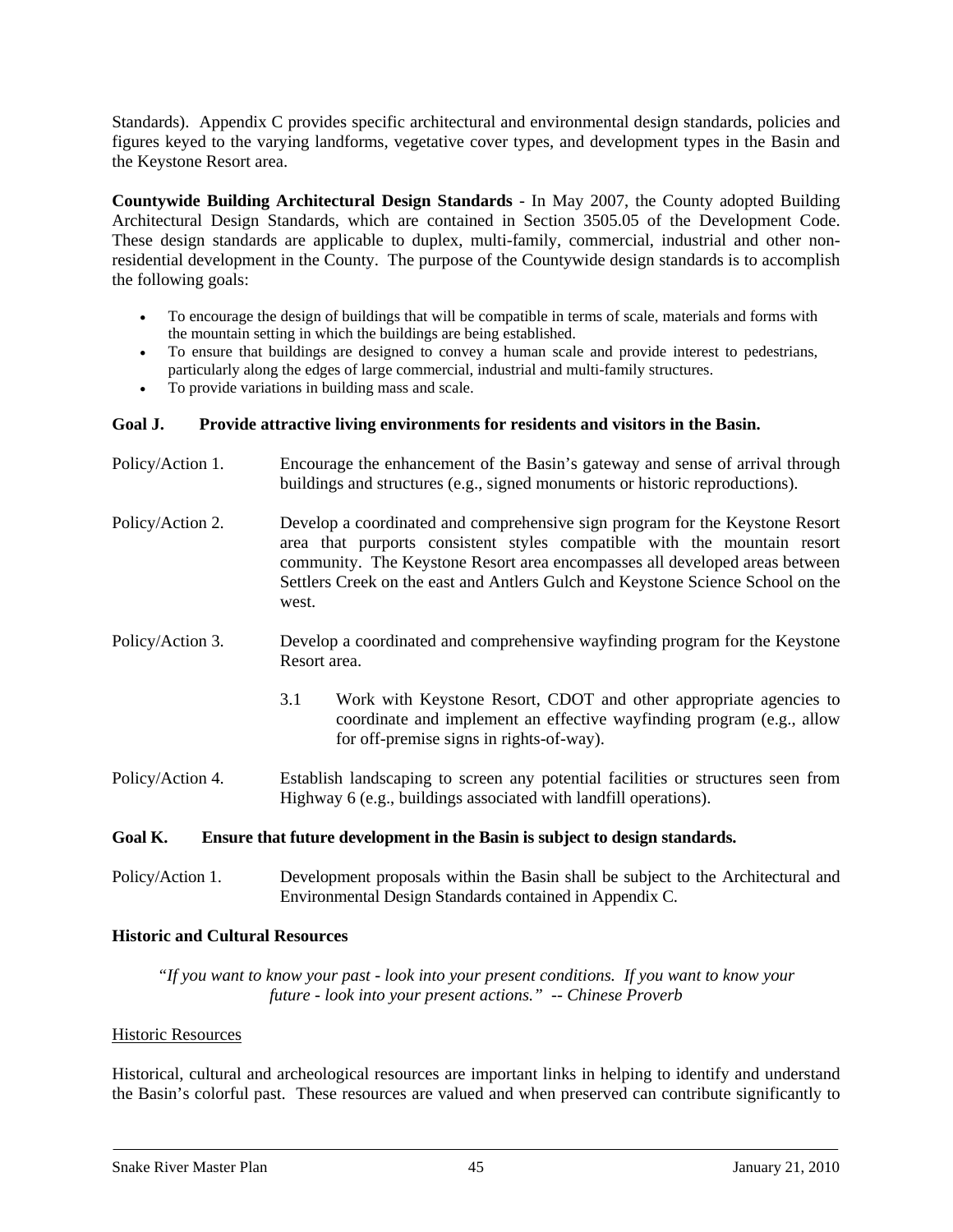Standards). Appendix C provides specific architectural and environmental design standards, policies and figures keyed to the varying landforms, vegetative cover types, and development types in the Basin and the Keystone Resort area.

**Countywide Building Architectural Design Standards** - In May 2007, the County adopted Building Architectural Design Standards, which are contained in Section 3505.05 of the Development Code. These design standards are applicable to duplex, multi-family, commercial, industrial and other non-residential development in the County. The purpose of the Countywide design standards is to accomplish the following goals:

- To encourage the design of buildings that will be compatible in terms of scale, materials and forms with the mountain setting in which the buildings are being established.
- To ensure that buildings are designed to convey a human scale and provide interest to pedestrians, particularly along the edges of large commercial, industrial and multi-family structures.
- To provide variations in building mass and scale.

**Goal J. Provide attractive living environments for residents and visitors in the Basin.**

Policy/Action 1. Encourage the enhancement of the Basin's gateway and sense of arrival through buildings and structures (e.g., signed monuments or historic reproductions).

Policy/Action 2. Develop a coordinated and comprehensive sign program for the Keystone Resort area that purports consistent styles compatible with the mountain resort community. The Keystone Resort area encompasses all developed areas between Settlers Creek on the east and Antlers Gulch and Keystone Science School on the west.

Policy/Action 3. Develop a coordinated and comprehensive wayfinding program for the Keystone Resort area.

3.1 Work with Keystone Resort, CDOT and other appropriate agencies to coordinate and implement an effective wayfinding program (e.g., allow for off-premise signs in rights-of-way).

Policy/Action 4. Establish landscaping to screen any potential facilities or structures seen from Highway 6 (e.g., buildings associated with landfill operations).

**Goal K. Ensure that future development in the Basin is subject to design standards.**

Policy/Action 1. Development proposals within the Basin shall be subject to the Architectural and Environmental Design Standards contained in Appendix C.

**Historic and Cultural Resources**

*"If you want to know your past - look into your present conditions. If you want to know your future - look into your present actions." -- Chinese Proverb*

Historic Resources

Historical, cultural and archeological resources are important links in helping to identify and understand the Basin's colorful past. These resources are valued and when preserved can contribute significantly to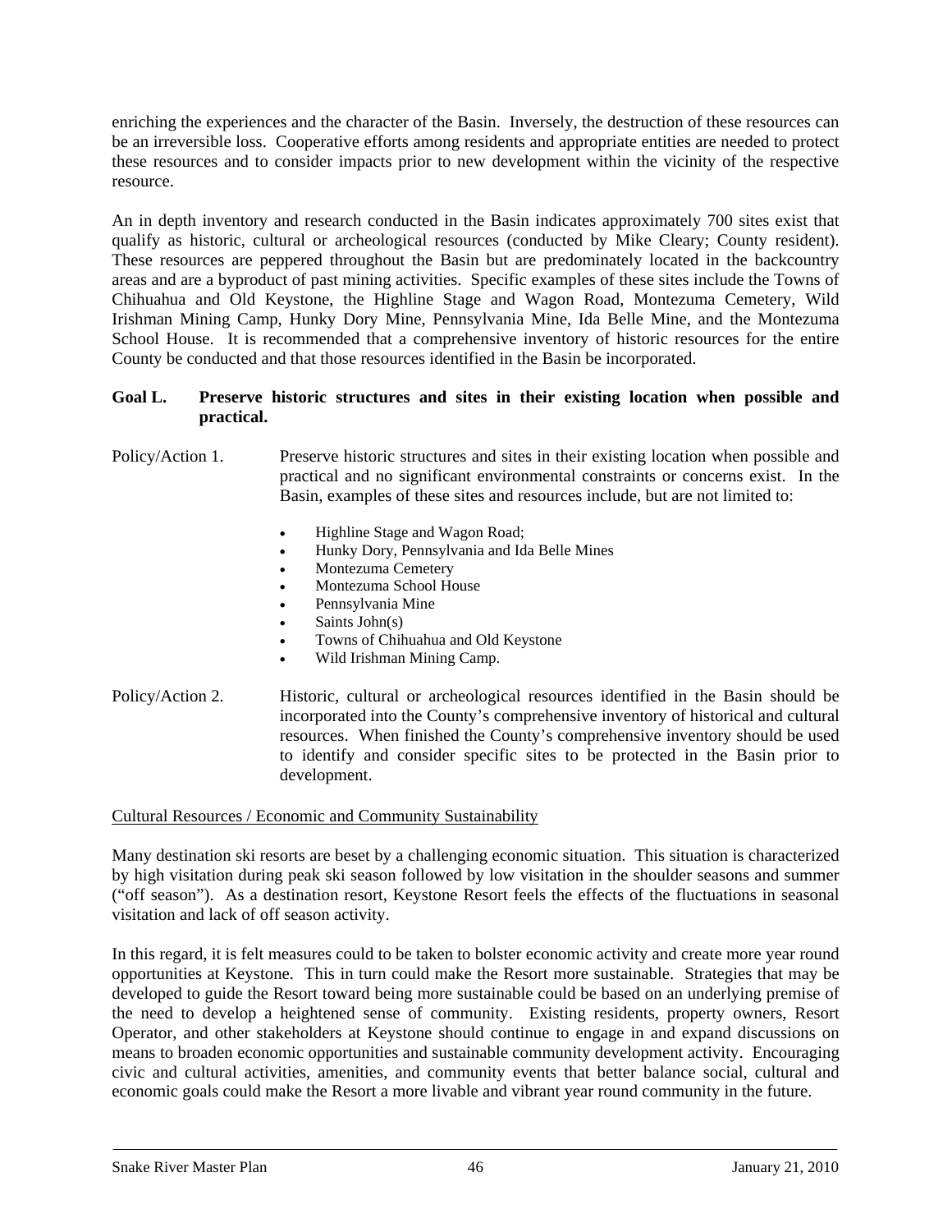enriching the experiences and the character of the Basin. Inversely, the destruction of these resources can be an irreversible loss. Cooperative efforts among residents and appropriate entities are needed to protect these resources and to consider impacts prior to new development within the vicinity of the respective resource.

An in depth inventory and research conducted in the Basin indicates approximately 700 sites exist that qualify as historic, cultural or archeological resources (conducted by Mike Cleary; County resident). These resources are peppered throughout the Basin but are predominately located in the backcountry areas and are a byproduct of past mining activities. Specific examples of these sites include the Towns of Chihuahua and Old Keystone, the Highline Stage and Wagon Road, Montezuma Cemetery, Wild Irishman Mining Camp, Hunky Dory Mine, Pennsylvania Mine, Ida Belle Mine, and the Montezuma School House. It is recommended that a comprehensive inventory of historic resources for the entire County be conducted and that those resources identified in the Basin be incorporated.

**Goal L. Preserve historic structures and sites in their existing location when possible and practical.**

Policy/Action 1. Preserve historic structures and sites in their existing location when possible and practical and no significant environmental constraints or concerns exist. In the Basin, examples of these sites and resources include, but are not limited to:

- Highline Stage and Wagon Road;
- Hunky Dory, Pennsylvania and Ida Belle Mines
- Montezuma Cemetery
- Montezuma School House
- Pennsylvania Mine
- Saints John(s)
- Towns of Chihuahua and Old Keystone
- Wild Irishman Mining Camp.

Policy/Action 2. Historic, cultural or archeological resources identified in the Basin should be incorporated into the County's comprehensive inventory of historical and cultural resources. When finished the County's comprehensive inventory should be used to identify and consider specific sites to be protected in the Basin prior to development.

Cultural Resources / Economic and Community Sustainability

Many destination ski resorts are beset by a challenging economic situation. This situation is characterized by high visitation during peak ski season followed by low visitation in the shoulder seasons and summer ("off season"). As a destination resort, Keystone Resort feels the effects of the fluctuations in seasonal visitation and lack of off season activity.

In this regard, it is felt measures could to be taken to bolster economic activity and create more year round opportunities at Keystone. This in turn could make the Resort more sustainable. Strategies that may be developed to guide the Resort toward being more sustainable could be based on an underlying premise of the need to develop a heightened sense of community. Existing residents, property owners, Resort Operator, and other stakeholders at Keystone should continue to engage in and expand discussions on means to broaden economic opportunities and sustainable community development activity. Encouraging civic and cultural activities, amenities, and community events that better balance social, cultural and economic goals could make the Resort a more livable and vibrant year round community in the future.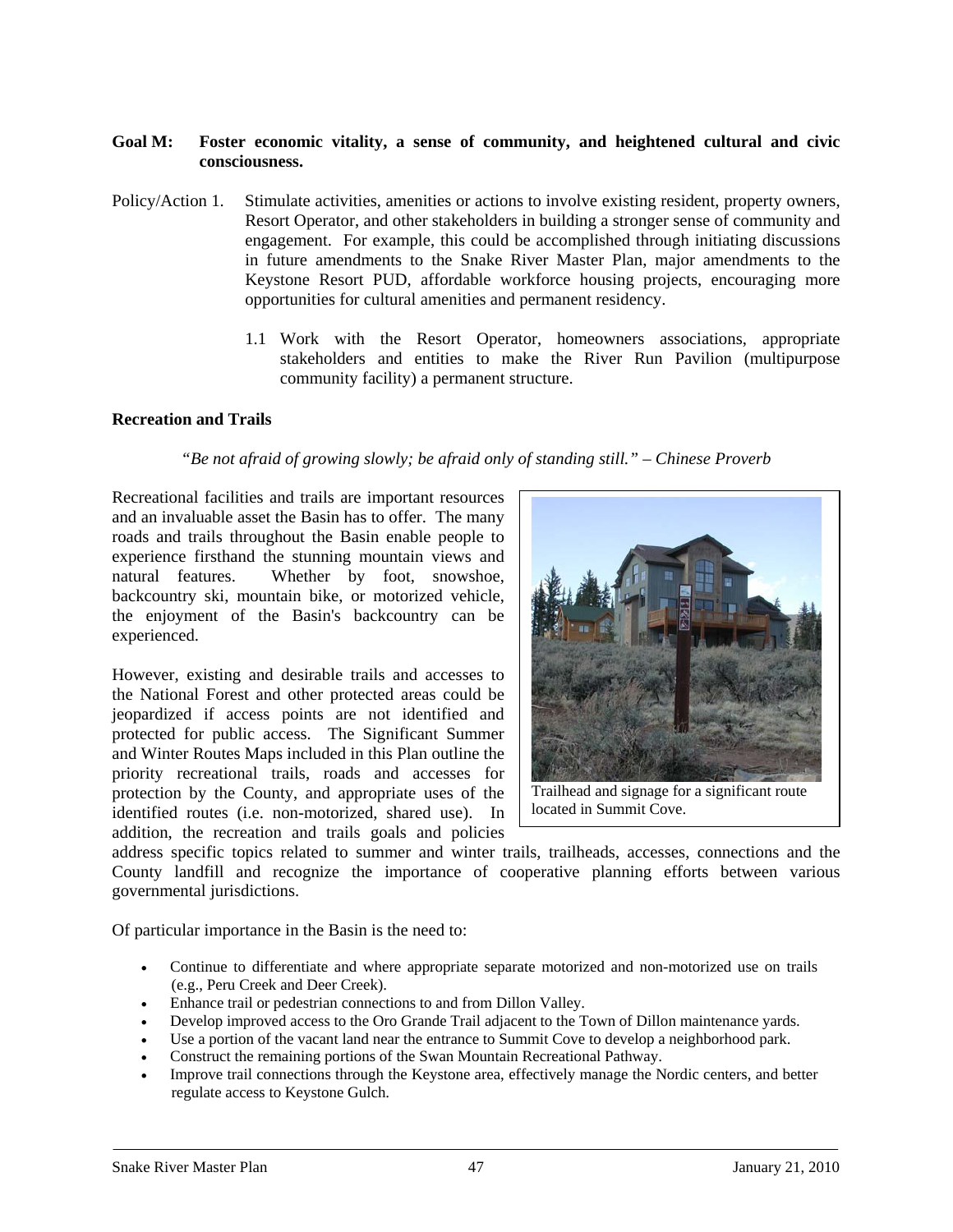**Goal M: Foster economic vitality, a sense of community, and heightened cultural and civic consciousness.**

Policy/Action 1. Stimulate activities, amenities or actions to involve existing resident, property owners, Resort Operator, and other stakeholders in building a stronger sense of community and engagement. For example, this could be accomplished through initiating discussions in future amendments to the Snake River Master Plan, major amendments to the Keystone Resort PUD, affordable workforce housing projects, encouraging more opportunities for cultural amenities and permanent residency.

1.1 Work with the Resort Operator, homeowners associations, appropriate stakeholders and entities to make the River Run Pavilion (multipurpose community facility) a permanent structure.

**Recreation and Trails**

*"Be not afraid of growing slowly; be afraid only of standing still." – Chinese Proverb*

Recreational facilities and trails are important resources and an invaluable asset the Basin has to offer. The many roads and trails throughout the Basin enable people to experience firsthand the stunning mountain views and natural features. Whether by foot, snowshoe, backcountry ski, mountain bike, or motorized vehicle, the enjoyment of the Basin's backcountry can be experienced.

However, existing and desirable trails and accesses to the National Forest and other protected areas could be jeopardized if access points are not identified and protected for public access. The Significant Summer and Winter Routes Maps included in this Plan outline the priority recreational trails, roads and accesses for protection by the County, and appropriate uses of the identified routes (i.e. non-motorized, shared use). In addition, the recreation and trails goals and policies address specific topics related to summer and winter trails, trailheads, accesses, connections and the County landfill and recognize the importance of cooperative planning efforts between various governmental jurisdictions.

Trailhead and signage for a significant route located in Summit Cove.

Of particular importance in the Basin is the need to:

- Continue to differentiate and where appropriate separate motorized and non-motorized use on trails (e.g., Peru Creek and Deer Creek).
- Enhance trail or pedestrian connections to and from Dillon Valley.
- Develop improved access to the Oro Grande Trail adjacent to the Town of Dillon maintenance yards.
- Use a portion of the vacant land near the entrance to Summit Cove to develop a neighborhood park.
- Construct the remaining portions of the Swan Mountain Recreational Pathway.
- Improve trail connections through the Keystone area, effectively manage the Nordic centers, and better regulate access to Keystone Gulch.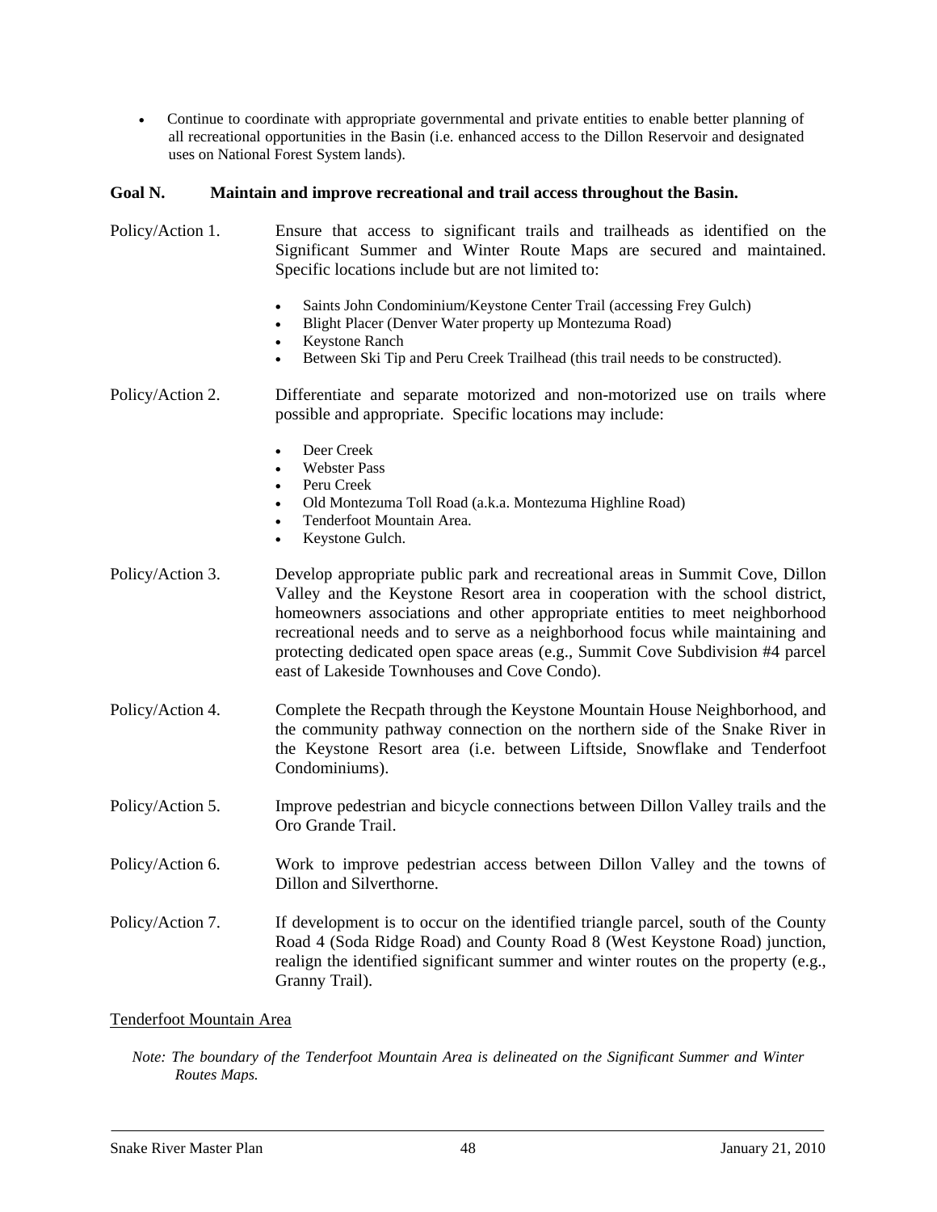- Continue to coordinate with appropriate governmental and private entities to enable better planning of all recreational opportunities in the Basin (i.e. enhanced access to the Dillon Reservoir and designated uses on National Forest System lands).

**Goal N. Maintain and improve recreational and trail access throughout the Basin.**

Policy/Action 1. Ensure that access to significant trails and trailheads as identified on the Significant Summer and Winter Route Maps are secured and maintained. Specific locations include but are not limited to:

- Saints John Condominium/Keystone Center Trail (accessing Frey Gulch)
- Blight Placer (Denver Water property up Montezuma Road)
- Keystone Ranch
- Between Ski Tip and Peru Creek Trailhead (this trail needs to be constructed).

Policy/Action 2. Differentiate and separate motorized and non-motorized use on trails where possible and appropriate. Specific locations may include:

- Deer Creek
- Webster Pass
- Peru Creek
- Old Montezuma Toll Road (a.k.a. Montezuma Highline Road)
- Tenderfoot Mountain Area.
- Keystone Gulch.

Policy/Action 3. Develop appropriate public park and recreational areas in Summit Cove, Dillon Valley and the Keystone Resort area in cooperation with the school district, homeowners associations and other appropriate entities to meet neighborhood recreational needs and to serve as a neighborhood focus while maintaining and protecting dedicated open space areas (e.g., Summit Cove Subdivision #4 parcel east of Lakeside Townhouses and Cove Condo).

Policy/Action 4. Complete the Recpath through the Keystone Mountain House Neighborhood, and the community pathway connection on the northern side of the Snake River in the Keystone Resort area (i.e. between Liftside, Snowflake and Tenderfoot Condominiums).

Policy/Action 5. Improve pedestrian and bicycle connections between Dillon Valley trails and the Oro Grande Trail.

Policy/Action 6. Work to improve pedestrian access between Dillon Valley and the towns of Dillon and Silverthorne.

Policy/Action 7. If development is to occur on the identified triangle parcel, south of the County Road 4 (Soda Ridge Road) and County Road 8 (West Keystone Road) junction, realign the identified significant summer and winter routes on the property (e.g., Granny Trail).

Tenderfoot Mountain Area

*Note: The boundary of the Tenderfoot Mountain Area is delineated on the Significant Summer and Winter Routes Maps.*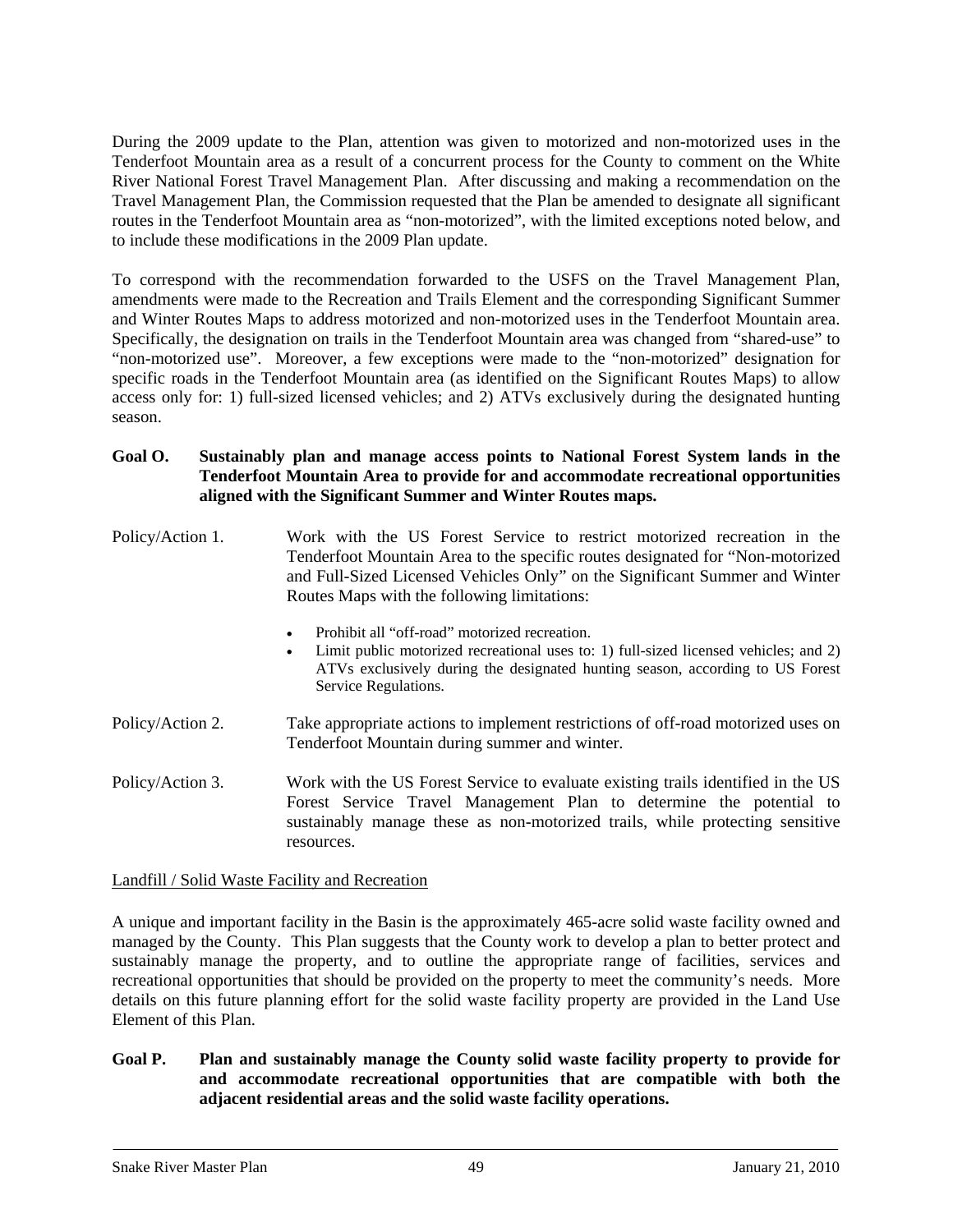During the 2009 update to the Plan, attention was given to motorized and non-motorized uses in the Tenderfoot Mountain area as a result of a concurrent process for the County to comment on the White River National Forest Travel Management Plan. After discussing and making a recommendation on the Travel Management Plan, the Commission requested that the Plan be amended to designate all significant routes in the Tenderfoot Mountain area as "non-motorized", with the limited exceptions noted below, and to include these modifications in the 2009 Plan update.

To correspond with the recommendation forwarded to the USFS on the Travel Management Plan, amendments were made to the Recreation and Trails Element and the corresponding Significant Summer and Winter Routes Maps to address motorized and non-motorized uses in the Tenderfoot Mountain area. Specifically, the designation on trails in the Tenderfoot Mountain area was changed from "shared-use" to "non-motorized use". Moreover, a few exceptions were made to the "non-motorized" designation for specific roads in the Tenderfoot Mountain area (as identified on the Significant Routes Maps) to allow access only for: 1) full-sized licensed vehicles; and 2) ATVs exclusively during the designated hunting season.

**Goal O. Sustainably plan and manage access points to National Forest System lands in the Tenderfoot Mountain Area to provide for and accommodate recreational opportunities aligned with the Significant Summer and Winter Routes maps.**

Policy/Action 1. Work with the US Forest Service to restrict motorized recreation in the Tenderfoot Mountain Area to the specific routes designated for "Non-motorized and Full-Sized Licensed Vehicles Only" on the Significant Summer and Winter Routes Maps with the following limitations:

- Prohibit all "off-road" motorized recreation.
- Limit public motorized recreational uses to: 1) full-sized licensed vehicles; and 2) ATVs exclusively during the designated hunting season, according to US Forest Service Regulations.

Policy/Action 2. Take appropriate actions to implement restrictions of off-road motorized uses on Tenderfoot Mountain during summer and winter.

Policy/Action 3. Work with the US Forest Service to evaluate existing trails identified in the US Forest Service Travel Management Plan to determine the potential to sustainably manage these as non-motorized trails, while protecting sensitive resources.

<u>Landfill / Solid Waste Facility and Recreation</u>

A unique and important facility in the Basin is the approximately 465-acre solid waste facility owned and managed by the County. This Plan suggests that the County work to develop a plan to better protect and sustainably manage the property, and to outline the appropriate range of facilities, services and recreational opportunities that should be provided on the property to meet the community's needs. More details on this future planning effort for the solid waste facility property are provided in the Land Use Element of this Plan.

**Goal P. Plan and sustainably manage the County solid waste facility property to provide for and accommodate recreational opportunities that are compatible with both the adjacent residential areas and the solid waste facility operations.**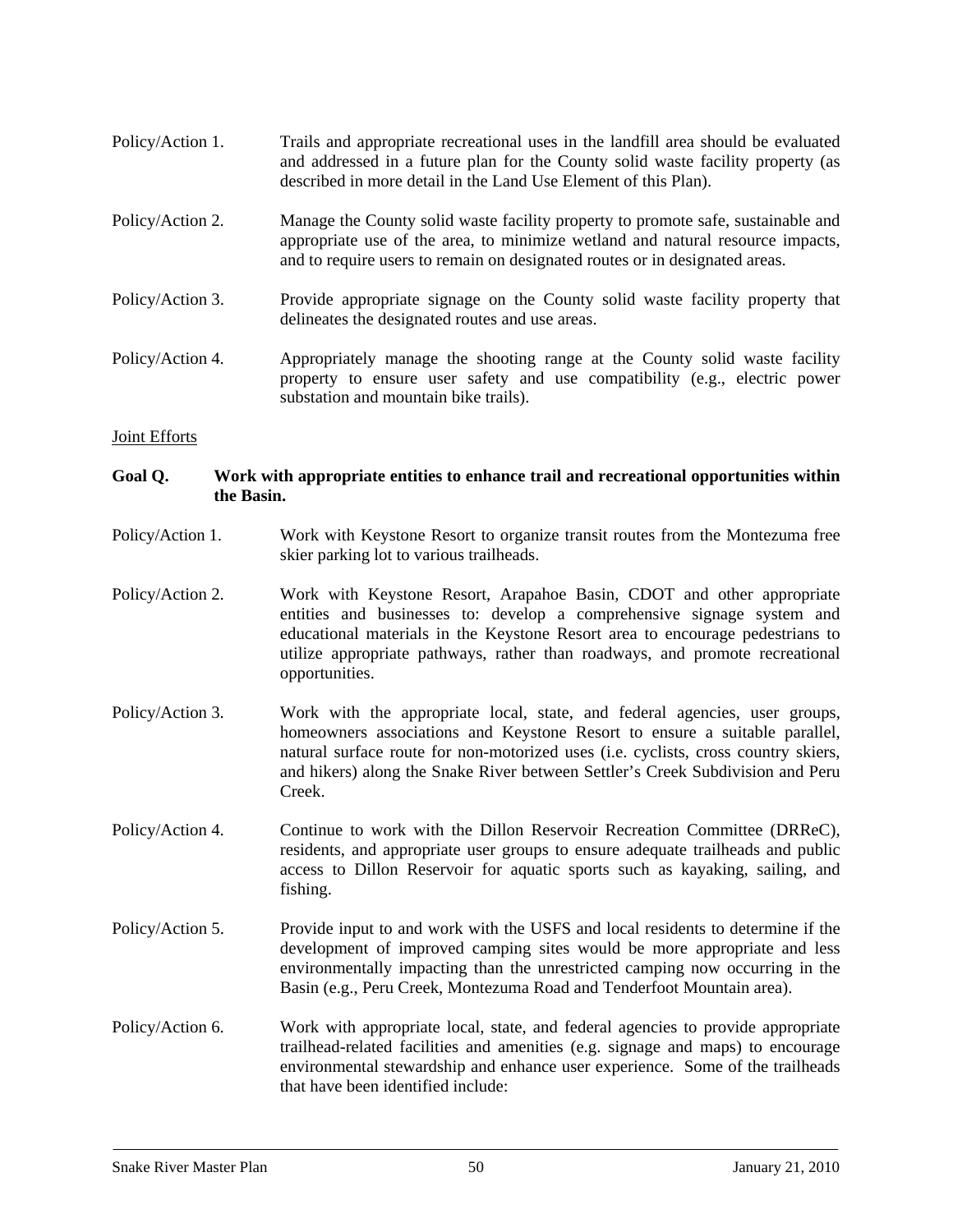Policy/Action 1. Trails and appropriate recreational uses in the landfill area should be evaluated and addressed in a future plan for the County solid waste facility property (as described in more detail in the Land Use Element of this Plan).

Policy/Action 2. Manage the County solid waste facility property to promote safe, sustainable and appropriate use of the area, to minimize wetland and natural resource impacts, and to require users to remain on designated routes or in designated areas.

Policy/Action 3. Provide appropriate signage on the County solid waste facility property that delineates the designated routes and use areas.

Policy/Action 4. Appropriately manage the shooting range at the County solid waste facility property to ensure user safety and use compatibility (e.g., electric power substation and mountain bike trails).

Joint Efforts

**Goal Q. Work with appropriate entities to enhance trail and recreational opportunities within the Basin.**

Policy/Action 1. Work with Keystone Resort to organize transit routes from the Montezuma free skier parking lot to various trailheads.

Policy/Action 2. Work with Keystone Resort, Arapahoe Basin, CDOT and other appropriate entities and businesses to: develop a comprehensive signage system and educational materials in the Keystone Resort area to encourage pedestrians to utilize appropriate pathways, rather than roadways, and promote recreational opportunities.

Policy/Action 3. Work with the appropriate local, state, and federal agencies, user groups, homeowners associations and Keystone Resort to ensure a suitable parallel, natural surface route for non-motorized uses (i.e. cyclists, cross country skiers, and hikers) along the Snake River between Settler's Creek Subdivision and Peru Creek.

Policy/Action 4. Continue to work with the Dillon Reservoir Recreation Committee (DRReC), residents, and appropriate user groups to ensure adequate trailheads and public access to Dillon Reservoir for aquatic sports such as kayaking, sailing, and fishing.

Policy/Action 5. Provide input to and work with the USFS and local residents to determine if the development of improved camping sites would be more appropriate and less environmentally impacting than the unrestricted camping now occurring in the Basin (e.g., Peru Creek, Montezuma Road and Tenderfoot Mountain area).

Policy/Action 6. Work with appropriate local, state, and federal agencies to provide appropriate trailhead-related facilities and amenities (e.g. signage and maps) to encourage environmental stewardship and enhance user experience. Some of the trailheads that have been identified include: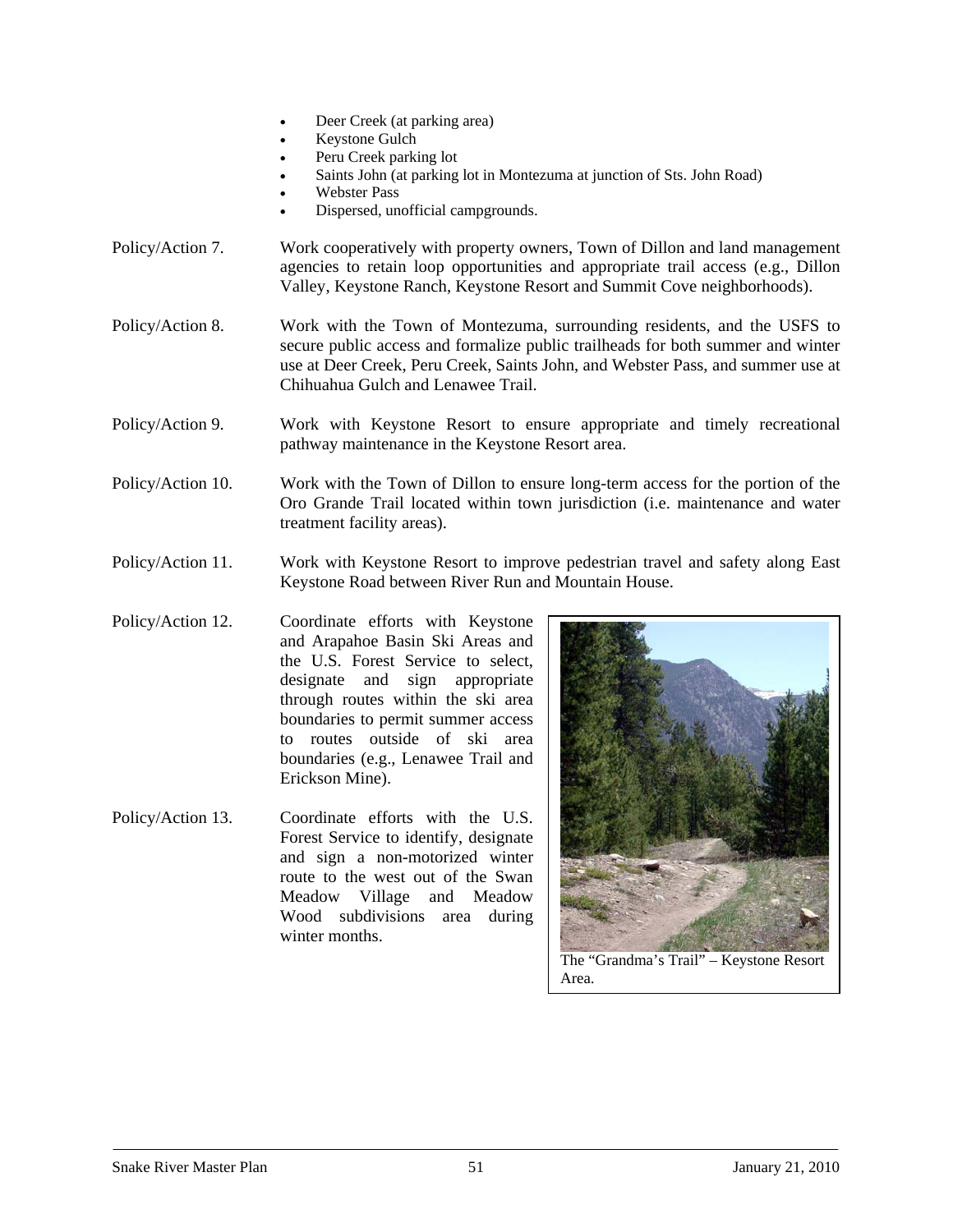- Deer Creek (at parking area)
- Keystone Gulch
- Peru Creek parking lot
- Saints John (at parking lot in Montezuma at junction of Sts. John Road)
- Webster Pass
- Dispersed, unofficial campgrounds.

Policy/Action 7. Work cooperatively with property owners, Town of Dillon and land management agencies to retain loop opportunities and appropriate trail access (e.g., Dillon Valley, Keystone Ranch, Keystone Resort and Summit Cove neighborhoods).

Policy/Action 8. Work with the Town of Montezuma, surrounding residents, and the USFS to secure public access and formalize public trailheads for both summer and winter use at Deer Creek, Peru Creek, Saints John, and Webster Pass, and summer use at Chihuahua Gulch and Lenawee Trail.

Policy/Action 9. Work with Keystone Resort to ensure appropriate and timely recreational pathway maintenance in the Keystone Resort area.

Policy/Action 10. Work with the Town of Dillon to ensure long-term access for the portion of the Oro Grande Trail located within town jurisdiction (i.e. maintenance and water treatment facility areas).

Policy/Action 11. Work with Keystone Resort to improve pedestrian travel and safety along East Keystone Road between River Run and Mountain House.

Policy/Action 12. Coordinate efforts with Keystone and Arapahoe Basin Ski Areas and the U.S. Forest Service to select, designate and sign appropriate through routes within the ski area boundaries to permit summer access to routes outside of ski area boundaries (e.g., Lenawee Trail and Erickson Mine).

Policy/Action 13. Coordinate efforts with the U.S. Forest Service to identify, designate and sign a non-motorized winter route to the west out of the Swan Meadow Village and Meadow Wood subdivisions area during winter months.

The "Grandma's Trail" – Keystone Resort Area.